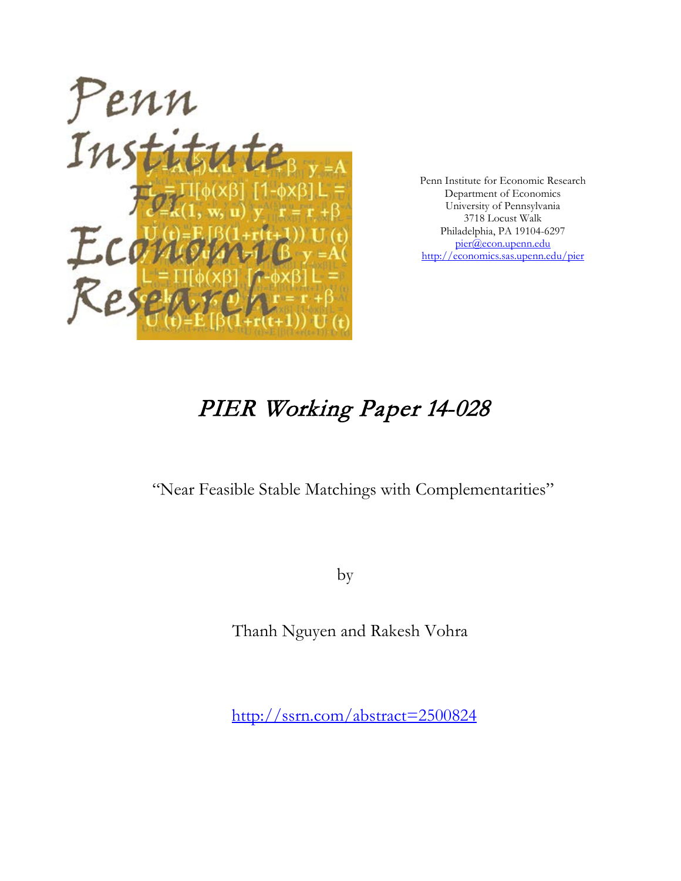Penn Institute for Economic Research
Department of Economics
University of Pennsylvania
3718 Locust Walk
Philadelphia, PA 19104-6297
pier@econ.upenn.edu
http://economics.sas.upenn.edu/pier

# PIER Working Paper 14-028

"Near Feasible Stable Matchings with Complementarities"

by

Thanh Nguyen and Rakesh Vohra

http://ssrn.com/abstract=2500824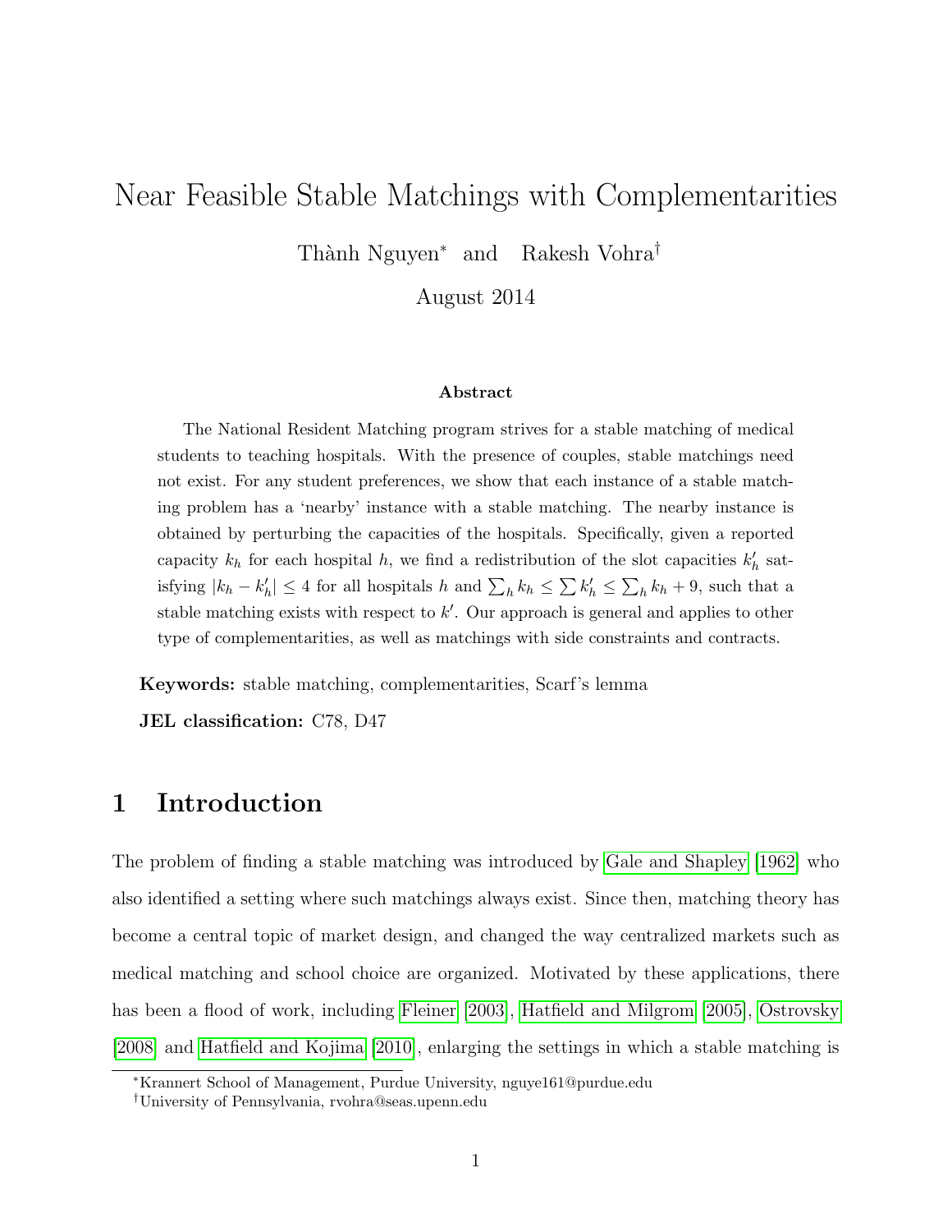# Near Feasible Stable Matchings with Complementarities

Thành Nguyen* and Rakesh Vohra†

August 2014

### Abstract

The National Resident Matching program strives for a stable matching of medical students to teaching hospitals. With the presence of couples, stable matchings need not exist. For any student preferences, we show that each instance of a stable matching problem has a 'nearby' instance with a stable matching. The nearby instance is obtained by perturbing the capacities of the hospitals. Specifically, given a reported capacity $k_h$ for each hospital $h$, we find a redistribution of the slot capacities $k'_h$ satisfying $|k_h - k'_h| \leq 4$ for all hospitals $h$ and $\sum_h k_h \leq \sum k'_h \leq \sum_h k_h + 9$, such that a stable matching exists with respect to $k'$. Our approach is general and applies to other type of complementarities, as well as matchings with side constraints and contracts.

**Keywords:** stable matching, complementarities, Scarf's lemma

**JEL classification:** C78, D47

## 1 Introduction

The problem of finding a stable matching was introduced by Gale and Shapley [1962] who also identified a setting where such matchings always exist. Since then, matching theory has become a central topic of market design, and changed the way centralized markets such as medical matching and school choice are organized. Motivated by these applications, there has been a flood of work, including Fleiner [2003], Hatfield and Milgrom [2005], Ostrovsky [2008] and Hatfield and Kojima [2010], enlarging the settings in which a stable matching is

*Krannert School of Management, Purdue University, nguye161@purdue.edu

†University of Pennsylvania, rvohra@seas.upenn.edu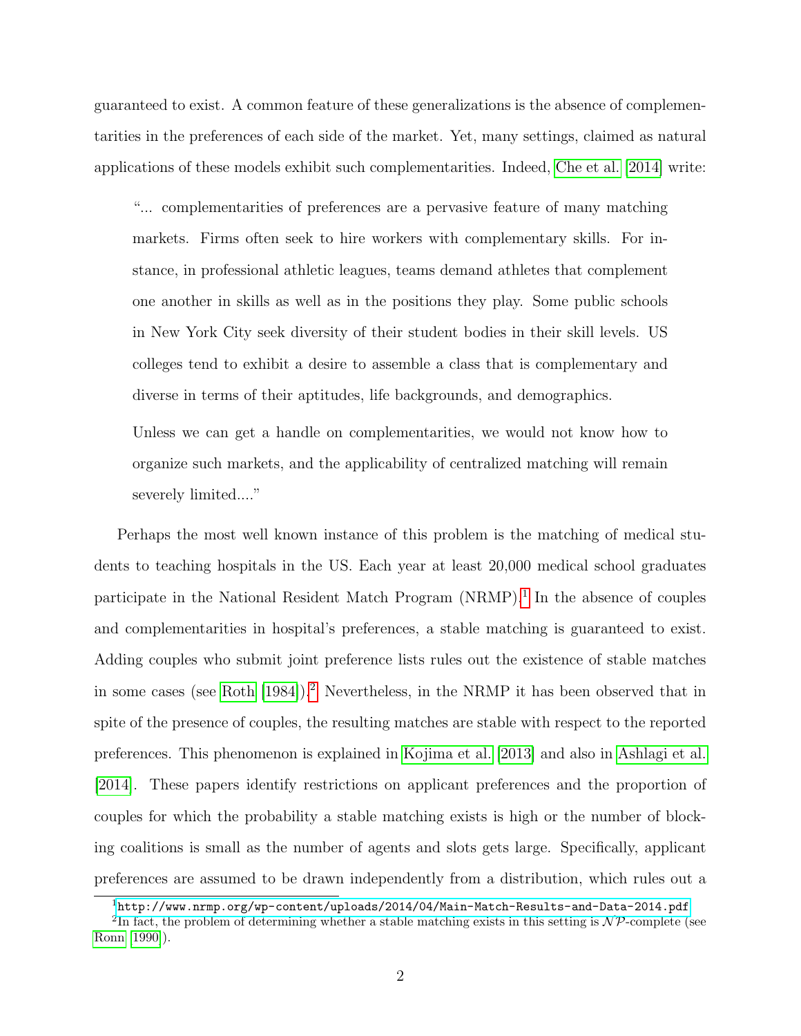guaranteed to exist. A common feature of these generalizations is the absence of complementarities in the preferences of each side of the market. Yet, many settings, claimed as natural applications of these models exhibit such complementarities. Indeed, Che et al. [2014] write:

> "... complementarities of preferences are a pervasive feature of many matching markets. Firms often seek to hire workers with complementary skills. For instance, in professional athletic leagues, teams demand athletes that complement one another in skills as well as in the positions they play. Some public schools in New York City seek diversity of their student bodies in their skill levels. US colleges tend to exhibit a desire to assemble a class that is complementary and diverse in terms of their aptitudes, life backgrounds, and demographics.
>
> Unless we can get a handle on complementarities, we would not know how to organize such markets, and the applicability of centralized matching will remain severely limited...."

Perhaps the most well known instance of this problem is the matching of medical students to teaching hospitals in the US. Each year at least 20,000 medical school graduates participate in the National Resident Match Program (NRMP).[1] In the absence of couples and complementarities in hospital's preferences, a stable matching is guaranteed to exist. Adding couples who submit joint preference lists rules out the existence of stable matches in some cases (see Roth [1984]).[2] Nevertheless, in the NRMP it has been observed that in spite of the presence of couples, the resulting matches are stable with respect to the reported preferences. This phenomenon is explained in Kojima et al. [2013] and also in Ashlagi et al. [2014]. These papers identify restrictions on applicant preferences and the proportion of couples for which the probability a stable matching exists is high or the number of blocking coalitions is small as the number of agents and slots gets large. Specifically, applicant preferences are assumed to be drawn independently from a distribution, which rules out a

[1] http://www.nrmp.org/wp-content/uploads/2014/04/Main-Match-Results-and-Data-2014.pdf

[2] In fact, the problem of determining whether a stable matching exists in this setting is $\mathcal{NP}$-complete (see Ronn [1990]).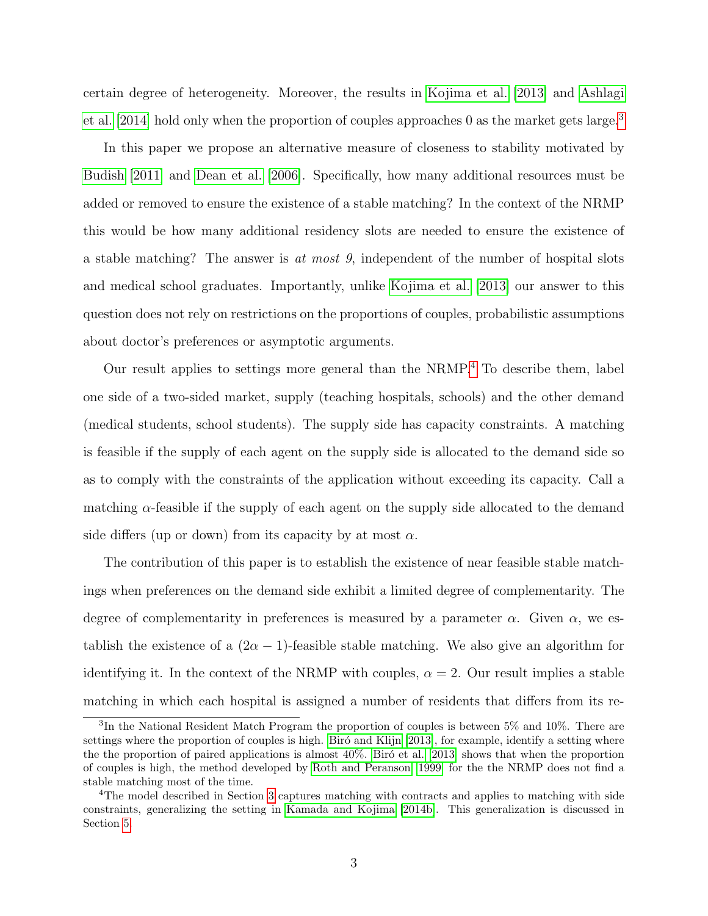certain degree of heterogeneity. Moreover, the results in Kojima et al. [2013] and Ashlagi et al. [2014] hold only when the proportion of couples approaches 0 as the market gets large.[3]

In this paper we propose an alternative measure of closeness to stability motivated by Budish [2011] and Dean et al. [2006]. Specifically, how many additional resources must be added or removed to ensure the existence of a stable matching? In the context of the NRMP this would be how many additional residency slots are needed to ensure the existence of a stable matching? The answer is *at most 9*, independent of the number of hospital slots and medical school graduates. Importantly, unlike Kojima et al. [2013] our answer to this question does not rely on restrictions on the proportions of couples, probabilistic assumptions about doctor's preferences or asymptotic arguments.

Our result applies to settings more general than the NRMP.[4] To describe them, label one side of a two-sided market, supply (teaching hospitals, schools) and the other demand (medical students, school students). The supply side has capacity constraints. A matching is feasible if the supply of each agent on the supply side is allocated to the demand side so as to comply with the constraints of the application without exceeding its capacity. Call a matching $\alpha$-feasible if the supply of each agent on the supply side allocated to the demand side differs (up or down) from its capacity by at most $\alpha$.

The contribution of this paper is to establish the existence of near feasible stable matchings when preferences on the demand side exhibit a limited degree of complementarity. The degree of complementarity in preferences is measured by a parameter $\alpha$. Given $\alpha$, we establish the existence of a $(2\alpha - 1)$-feasible stable matching. We also give an algorithm for identifying it. In the context of the NRMP with couples, $\alpha = 2$. Our result implies a stable matching in which each hospital is assigned a number of residents that differs from its re-

[3] In the National Resident Match Program the proportion of couples is between 5% and 10%. There are settings where the proportion of couples is high. Biró and Klijn [2013], for example, identify a setting where the the proportion of paired applications is almost 40%. Biró et al. [2013] shows that when the proportion of couples is high, the method developed by Roth and Peranson [1999] for the the NRMP does not find a stable matching most of the time.

[4] The model described in Section 3 captures matching with contracts and applies to matching with side constraints, generalizing the setting in Kamada and Kojima [2014b]. This generalization is discussed in Section 5.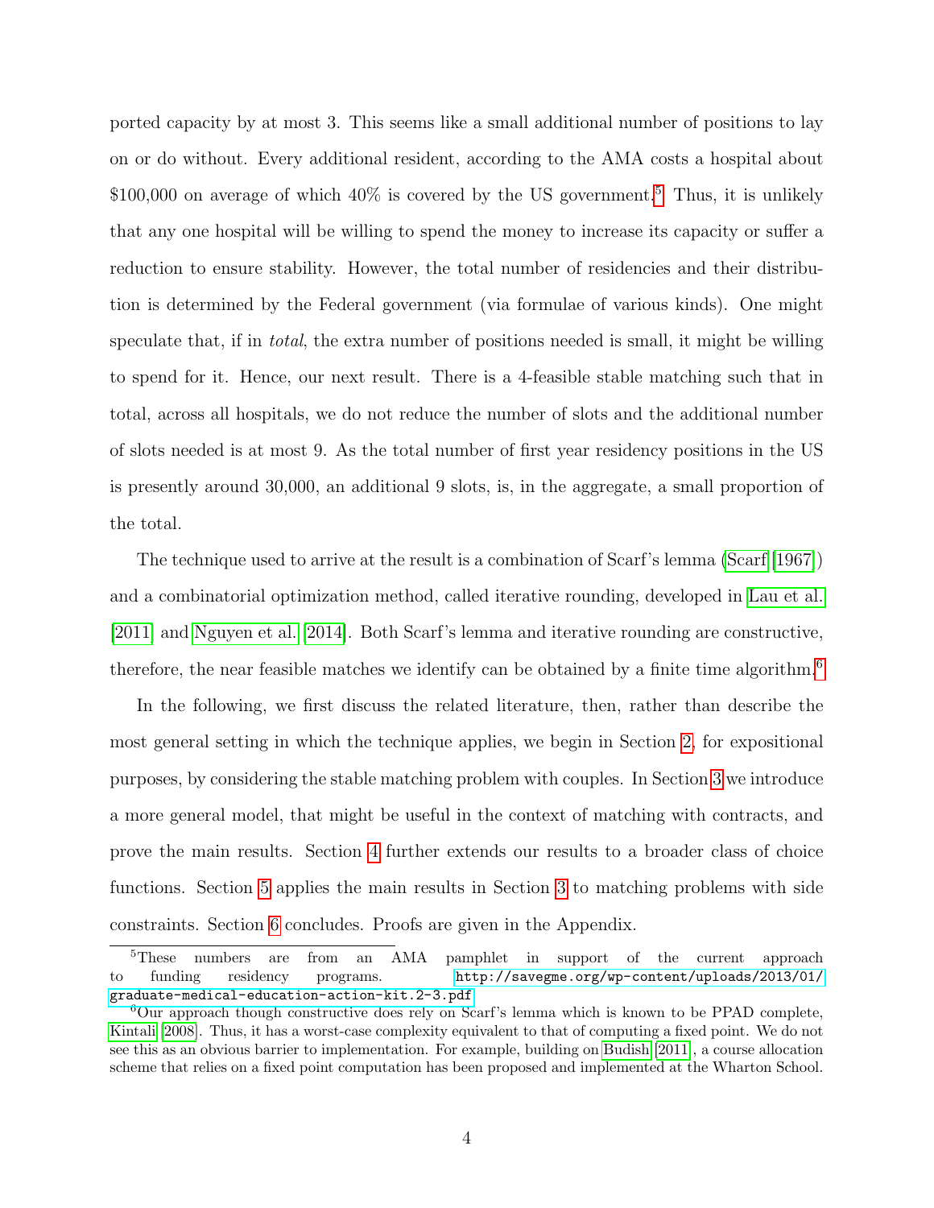ported capacity by at most 3. This seems like a small additional number of positions to lay on or do without. Every additional resident, according to the AMA costs a hospital about \$100,000 on average of which 40% is covered by the US government.[5] Thus, it is unlikely that any one hospital will be willing to spend the money to increase its capacity or suffer a reduction to ensure stability. However, the total number of residencies and their distribution is determined by the Federal government (via formulae of various kinds). One might speculate that, if in *total*, the extra number of positions needed is small, it might be willing to spend for it. Hence, our next result. There is a 4-feasible stable matching such that in total, across all hospitals, we do not reduce the number of slots and the additional number of slots needed is at most 9. As the total number of first year residency positions in the US is presently around 30,000, an additional 9 slots, is, in the aggregate, a small proportion of the total.

The technique used to arrive at the result is a combination of Scarf's lemma (Scarf [1967]) and a combinatorial optimization method, called iterative rounding, developed in Lau et al. [2011] and Nguyen et al. [2014]. Both Scarf's lemma and iterative rounding are constructive, therefore, the near feasible matches we identify can be obtained by a finite time algorithm.[6]

In the following, we first discuss the related literature, then, rather than describe the most general setting in which the technique applies, we begin in Section 2, for expositional purposes, by considering the stable matching problem with couples. In Section 3 we introduce a more general model, that might be useful in the context of matching with contracts, and prove the main results. Section 4 further extends our results to a broader class of choice functions. Section 5 applies the main results in Section 3 to matching problems with side constraints. Section 6 concludes. Proofs are given in the Appendix.

---

[5] These numbers are from an AMA pamphlet in support of the current approach to funding residency programs. http://savegme.org/wp-content/uploads/2013/01/graduate-medical-education-action-kit.2-3.pdf

[6] Our approach though constructive does rely on Scarf's lemma which is known to be PPAD complete, Kintali [2008]. Thus, it has a worst-case complexity equivalent to that of computing a fixed point. We do not see this as an obvious barrier to implementation. For example, building on Budish [2011], a course allocation scheme that relies on a fixed point computation has been proposed and implemented at the Wharton School.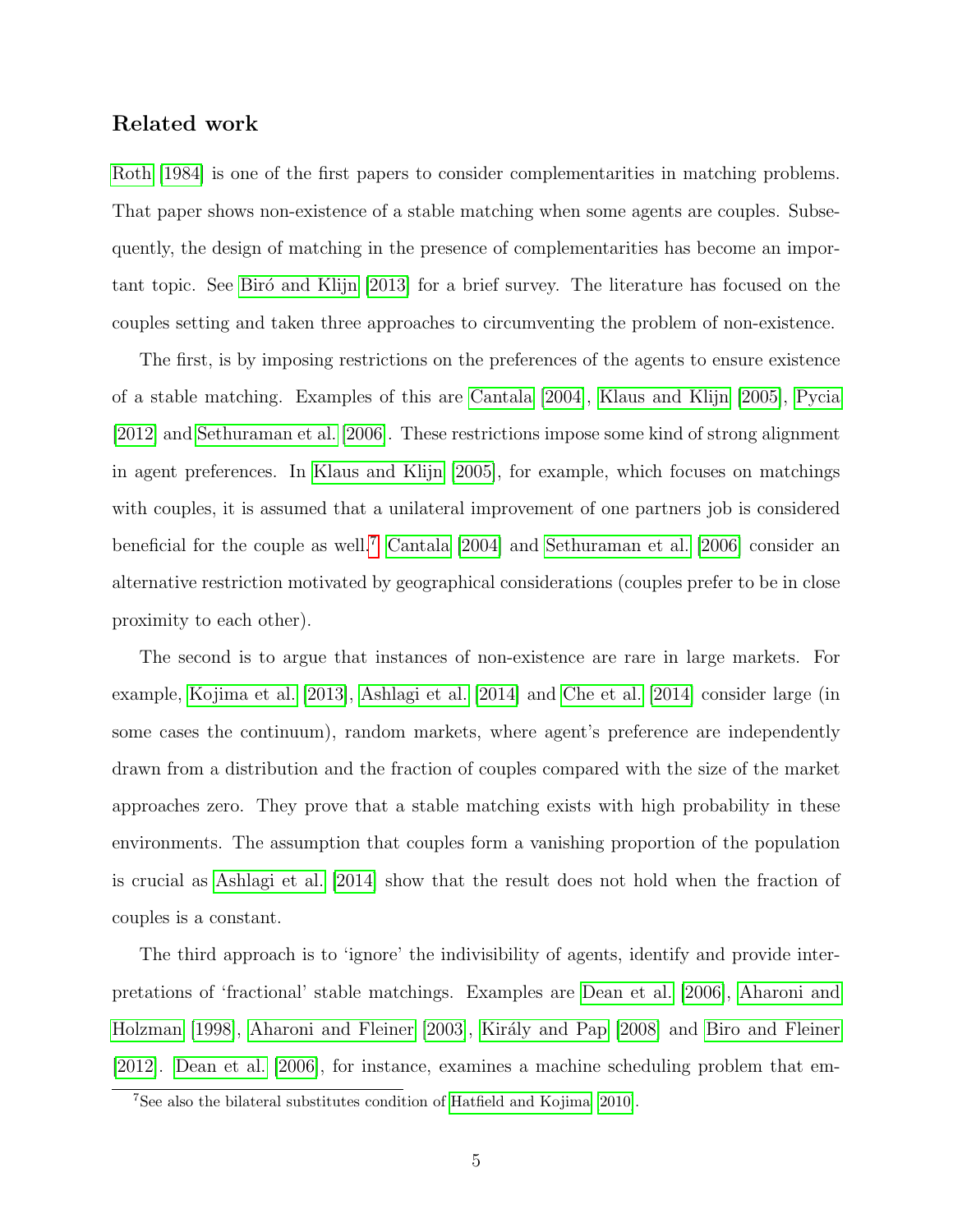## Related work

Roth [1984] is one of the first papers to consider complementarities in matching problems. That paper shows non-existence of a stable matching when some agents are couples. Subsequently, the design of matching in the presence of complementarities has become an important topic. See Biró and Klijn [2013] for a brief survey. The literature has focused on the couples setting and taken three approaches to circumventing the problem of non-existence.

The first, is by imposing restrictions on the preferences of the agents to ensure existence of a stable matching. Examples of this are Cantala [2004], Klaus and Klijn [2005], Pycia [2012] and Sethuraman et al. [2006]. These restrictions impose some kind of strong alignment in agent preferences. In Klaus and Klijn [2005], for example, which focuses on matchings with couples, it is assumed that a unilateral improvement of one partners job is considered beneficial for the couple as well.[7] Cantala [2004] and Sethuraman et al. [2006] consider an alternative restriction motivated by geographical considerations (couples prefer to be in close proximity to each other).

The second is to argue that instances of non-existence are rare in large markets. For example, Kojima et al. [2013], Ashlagi et al. [2014] and Che et al. [2014] consider large (in some cases the continuum), random markets, where agent's preference are independently drawn from a distribution and the fraction of couples compared with the size of the market approaches zero. They prove that a stable matching exists with high probability in these environments. The assumption that couples form a vanishing proportion of the population is crucial as Ashlagi et al. [2014] show that the result does not hold when the fraction of couples is a constant.

The third approach is to 'ignore' the indivisibility of agents, identify and provide interpretations of 'fractional' stable matchings. Examples are Dean et al. [2006], Aharoni and Holzman [1998], Aharoni and Fleiner [2003], Király and Pap [2008] and Biro and Fleiner [2012]. Dean et al. [2006], for instance, examines a machine scheduling problem that em-

[7] See also the bilateral substitutes condition of Hatfield and Kojima [2010].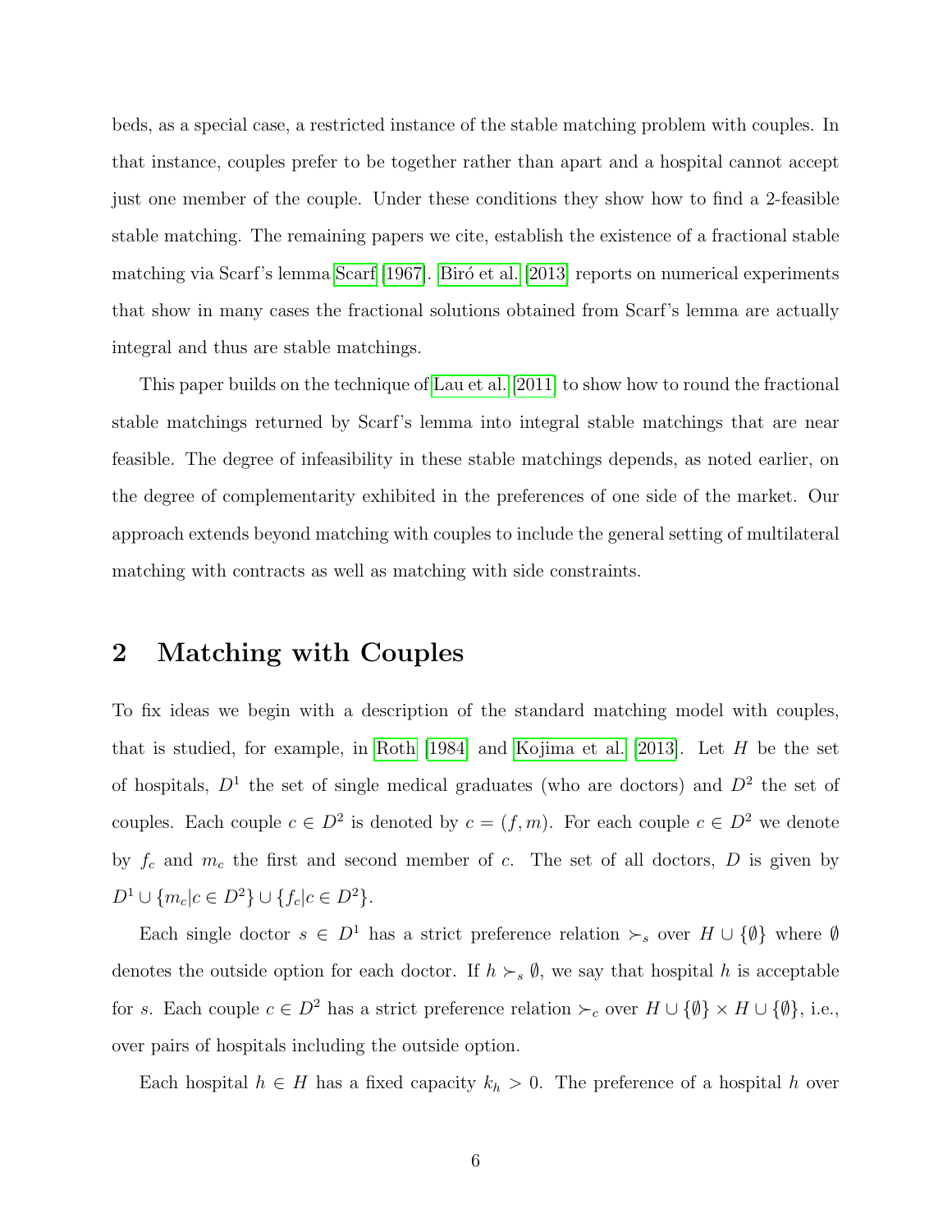beds, as a special case, a restricted instance of the stable matching problem with couples. In that instance, couples prefer to be together rather than apart and a hospital cannot accept just one member of the couple. Under these conditions they show how to find a 2-feasible stable matching. The remaining papers we cite, establish the existence of a fractional stable matching via Scarf's lemma Scarf [1967]. Biró et al. [2013] reports on numerical experiments that show in many cases the fractional solutions obtained from Scarf's lemma are actually integral and thus are stable matchings.

This paper builds on the technique of Lau et al. [2011] to show how to round the fractional stable matchings returned by Scarf's lemma into integral stable matchings that are near feasible. The degree of infeasibility in these stable matchings depends, as noted earlier, on the degree of complementarity exhibited in the preferences of one side of the market. Our approach extends beyond matching with couples to include the general setting of multilateral matching with contracts as well as matching with side constraints.

## 2 Matching with Couples

To fix ideas we begin with a description of the standard matching model with couples, that is studied, for example, in Roth [1984] and Kojima et al. [2013]. Let $H$ be the set of hospitals, $D^1$ the set of single medical graduates (who are doctors) and $D^2$ the set of couples. Each couple $c \in D^2$ is denoted by $c = (f, m)$. For each couple $c \in D^2$ we denote by $f_c$ and $m_c$ the first and second member of $c$. The set of all doctors, $D$ is given by $D^1 \cup \{m_c | c \in D^2\} \cup \{f_c | c \in D^2\}$.

Each single doctor $s \in D^1$ has a strict preference relation $\succ_s$ over $H \cup \{\emptyset\}$ where $\emptyset$ denotes the outside option for each doctor. If $h \succ_s \emptyset$, we say that hospital $h$ is acceptable for $s$. Each couple $c \in D^2$ has a strict preference relation $\succ_c$ over $H \cup \{\emptyset\} \times H \cup \{\emptyset\}$, i.e., over pairs of hospitals including the outside option.

Each hospital $h \in H$ has a fixed capacity $k_h > 0$. The preference of a hospital $h$ over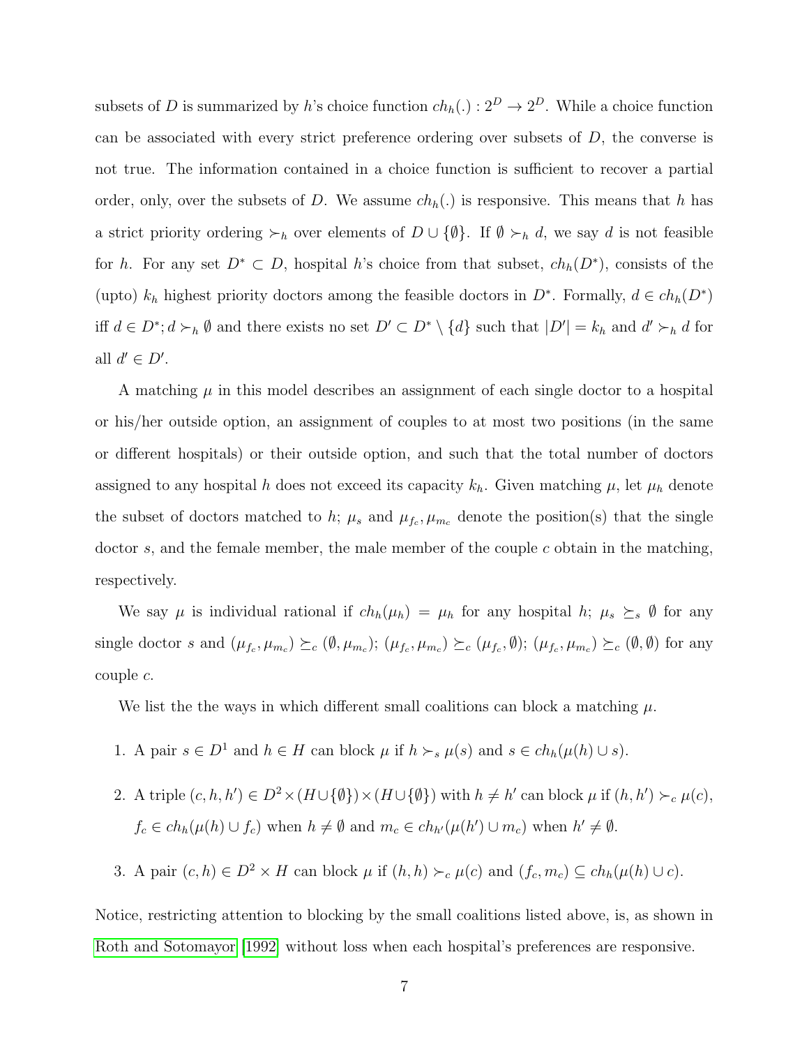subsets of $D$ is summarized by $h$'s choice function $ch_h(.) : 2^D \to 2^D$. While a choice function can be associated with every strict preference ordering over subsets of $D$, the converse is not true. The information contained in a choice function is sufficient to recover a partial order, only, over the subsets of $D$. We assume $ch_h(.)$ is responsive. This means that $h$ has a strict priority ordering $\succ_h$ over elements of $D \cup \{\emptyset\}$. If $\emptyset \succ_h d$, we say $d$ is not feasible for $h$. For any set $D^* \subset D$, hospital $h$'s choice from that subset, $ch_h(D^*)$, consists of the (upto) $k_h$ highest priority doctors among the feasible doctors in $D^*$. Formally, $d \in ch_h(D^*)$ iff $d \in D^*; d \succ_h \emptyset$ and there exists no set $D' \subset D^* \setminus \{d\}$ such that $|D'| = k_h$ and $d' \succ_h d$ for all $d' \in D'$.

A matching $\mu$ in this model describes an assignment of each single doctor to a hospital or his/her outside option, an assignment of couples to at most two positions (in the same or different hospitals) or their outside option, and such that the total number of doctors assigned to any hospital $h$ does not exceed its capacity $k_h$. Given matching $\mu$, let $\mu_h$ denote the subset of doctors matched to $h$; $\mu_s$ and $\mu_{f_c}, \mu_{m_c}$ denote the position(s) that the single doctor $s$, and the female member, the male member of the couple $c$ obtain in the matching, respectively.

We say $\mu$ is individual rational if $ch_h(\mu_h) = \mu_h$ for any hospital $h$; $\mu_s \succeq_s \emptyset$ for any single doctor $s$ and $(\mu_{f_c}, \mu_{m_c}) \succeq_c (\emptyset, \mu_{m_c})$; $(\mu_{f_c}, \mu_{m_c}) \succeq_c (\mu_{f_c}, \emptyset)$; $(\mu_{f_c}, \mu_{m_c}) \succeq_c (\emptyset, \emptyset)$ for any couple $c$.

We list the the ways in which different small coalitions can block a matching $\mu$.

1. A pair $s \in D^1$ and $h \in H$ can block $\mu$ if $h \succ_s \mu(s)$ and $s \in ch_h(\mu(h) \cup s)$.

2. A triple $(c, h, h') \in D^2 \times (H \cup \{\emptyset\}) \times (H \cup \{\emptyset\})$ with $h \neq h'$ can block $\mu$ if $(h, h') \succ_c \mu(c)$, $f_c \in ch_h(\mu(h) \cup f_c)$ when $h \neq \emptyset$ and $m_c \in ch_{h'}(\mu(h') \cup m_c)$ when $h' \neq \emptyset$.

3. A pair $(c, h) \in D^2 \times H$ can block $\mu$ if $(h, h) \succ_c \mu(c)$ and $(f_c, m_c) \subseteq ch_h(\mu(h) \cup c)$.

Notice, restricting attention to blocking by the small coalitions listed above, is, as shown in Roth and Sotomayor [1992] without loss when each hospital's preferences are responsive.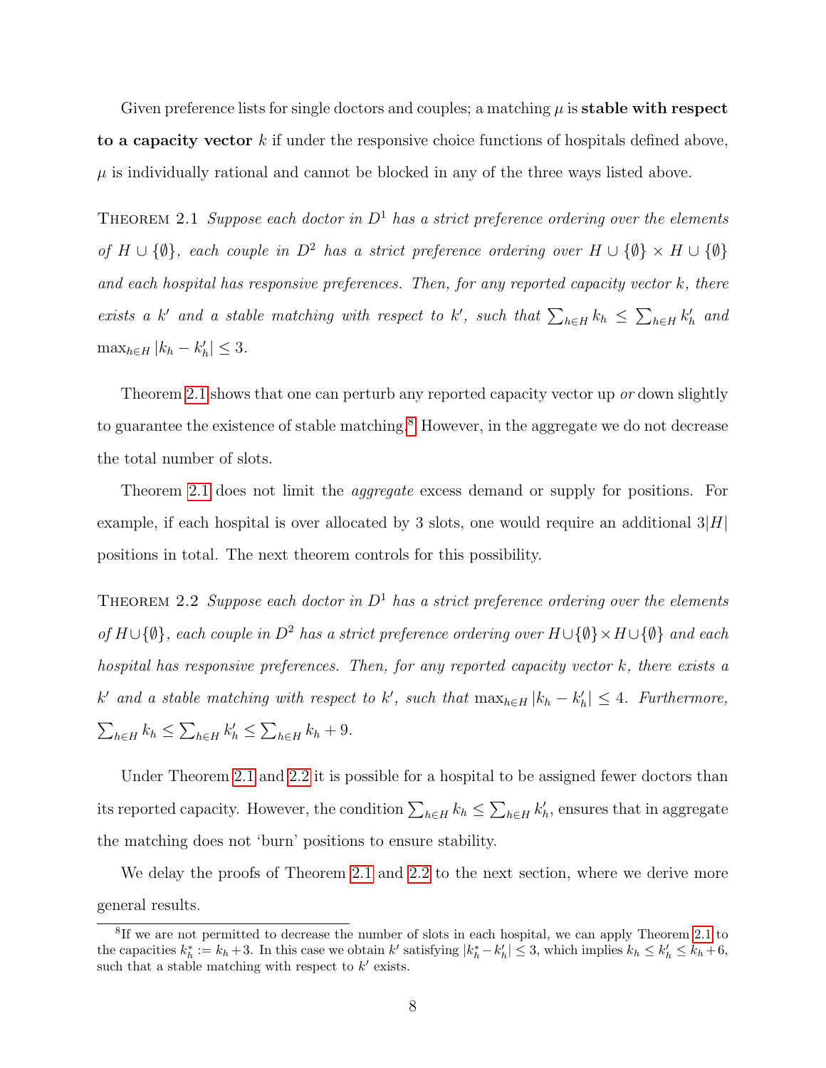Given preference lists for single doctors and couples; a matching $\mu$ is **stable with respect to a capacity vector** $k$ if under the responsive choice functions of hospitals defined above, $\mu$ is individually rational and cannot be blocked in any of the three ways listed above.

THEOREM 2.1 *Suppose each doctor in $D^1$ has a strict preference ordering over the elements of $H \cup \{\emptyset\}$, each couple in $D^2$ has a strict preference ordering over $H \cup \{\emptyset\} \times H \cup \{\emptyset\}$ and each hospital has responsive preferences. Then, for any reported capacity vector $k$, there exists a $k'$ and a stable matching with respect to $k'$, such that $\sum_{h \in H} k_h \leq \sum_{h \in H} k'_h$ and $\max_{h \in H} |k_h - k'_h| \leq 3$.*

Theorem 2.1 shows that one can perturb any reported capacity vector up *or* down slightly to guarantee the existence of stable matching.[8] However, in the aggregate we do not decrease the total number of slots.

Theorem 2.1 does not limit the *aggregate* excess demand or supply for positions. For example, if each hospital is over allocated by 3 slots, one would require an additional $3|H|$ positions in total. The next theorem controls for this possibility.

THEOREM 2.2 *Suppose each doctor in $D^1$ has a strict preference ordering over the elements of $H \cup \{\emptyset\}$, each couple in $D^2$ has a strict preference ordering over $H \cup \{\emptyset\} \times H \cup \{\emptyset\}$ and each hospital has responsive preferences. Then, for any reported capacity vector $k$, there exists a $k'$ and a stable matching with respect to $k'$, such that $\max_{h \in H} |k_h - k'_h| \leq 4$. Furthermore, $\sum_{h \in H} k_h \leq \sum_{h \in H} k'_h \leq \sum_{h \in H} k_h + 9$.*

Under Theorem 2.1 and 2.2 it is possible for a hospital to be assigned fewer doctors than its reported capacity. However, the condition $\sum_{h \in H} k_h \leq \sum_{h \in H} k'_h$, ensures that in aggregate the matching does not 'burn' positions to ensure stability.

We delay the proofs of Theorem 2.1 and 2.2 to the next section, where we derive more general results.

[8] If we are not permitted to decrease the number of slots in each hospital, we can apply Theorem 2.1 to the capacities $k^*_h := k_h + 3$. In this case we obtain $k'$ satisfying $|k^*_h - k'_h| \leq 3$, which implies $k_h \leq k'_h \leq k_h + 6$, such that a stable matching with respect to $k'$ exists.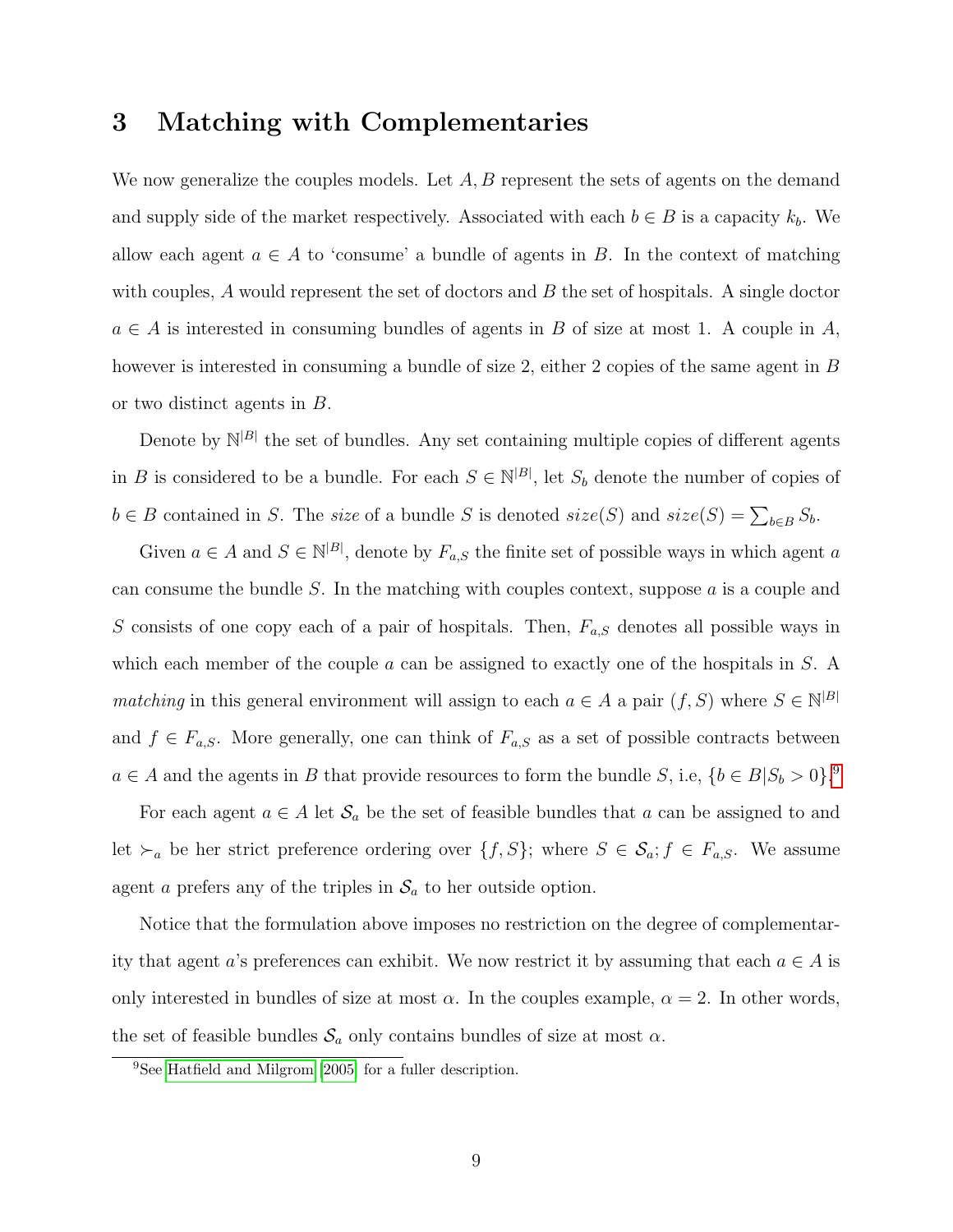# 3 Matching with Complementaries

We now generalize the couples models. Let $A, B$ represent the sets of agents on the demand and supply side of the market respectively. Associated with each $b \in B$ is a capacity $k_b$. We allow each agent $a \in A$ to 'consume' a bundle of agents in $B$. In the context of matching with couples, $A$ would represent the set of doctors and $B$ the set of hospitals. A single doctor $a \in A$ is interested in consuming bundles of agents in $B$ of size at most 1. A couple in $A$, however is interested in consuming a bundle of size 2, either 2 copies of the same agent in $B$ or two distinct agents in $B$.

Denote by $\mathbb{N}^{|B|}$ the set of bundles. Any set containing multiple copies of different agents in $B$ is considered to be a bundle. For each $S \in \mathbb{N}^{|B|}$, let $S_b$ denote the number of copies of $b \in B$ contained in $S$. The *size* of a bundle $S$ is denoted $size(S)$ and $size(S) = \sum_{b \in B} S_b$.

Given $a \in A$ and $S \in \mathbb{N}^{|B|}$, denote by $F_{a,S}$ the finite set of possible ways in which agent $a$ can consume the bundle $S$. In the matching with couples context, suppose $a$ is a couple and $S$ consists of one copy each of a pair of hospitals. Then, $F_{a,S}$ denotes all possible ways in which each member of the couple $a$ can be assigned to exactly one of the hospitals in $S$. A *matching* in this general environment will assign to each $a \in A$ a pair $(f, S)$ where $S \in \mathbb{N}^{|B|}$ and $f \in F_{a,S}$. More generally, one can think of $F_{a,S}$ as a set of possible contracts between $a \in A$ and the agents in $B$ that provide resources to form the bundle $S$, i.e, $\{b \in B | S_b > 0\}$.[9]

For each agent $a \in A$ let $\mathcal{S}_a$ be the set of feasible bundles that $a$ can be assigned to and let $\succ_a$ be her strict preference ordering over $\{f, S\}$; where $S \in \mathcal{S}_a; f \in F_{a,S}$. We assume agent $a$ prefers any of the triples in $\mathcal{S}_a$ to her outside option.

Notice that the formulation above imposes no restriction on the degree of complementarity that agent $a$'s preferences can exhibit. We now restrict it by assuming that each $a \in A$ is only interested in bundles of size at most $\alpha$. In the couples example, $\alpha = 2$. In other words, the set of feasible bundles $\mathcal{S}_a$ only contains bundles of size at most $\alpha$.

[9] See Hatfield and Milgrom [2005] for a fuller description.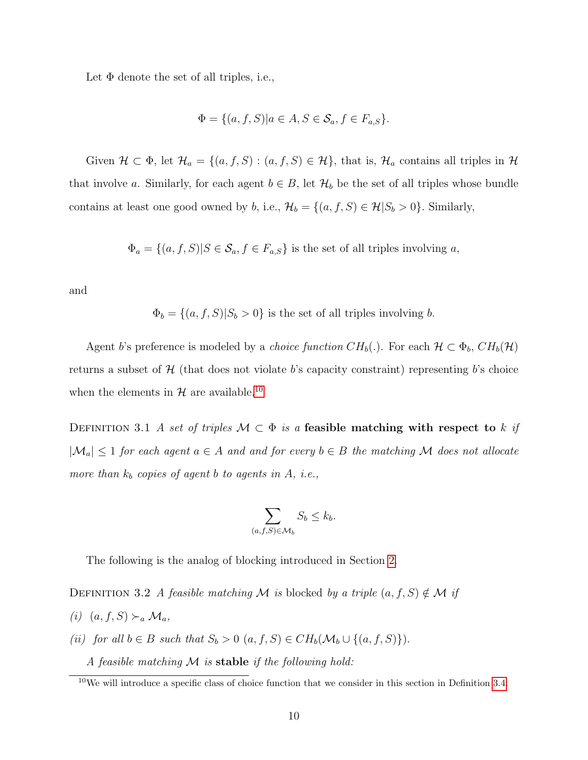Let $\Phi$ denote the set of all triples, i.e.,

$$\Phi = \{(a, f, S)|a \in A, S \in \mathcal{S}_a, f \in F_{a,S}\}.$$

Given $\mathcal{H} \subset \Phi$, let $\mathcal{H}_a = \{(a, f, S) : (a, f, S) \in \mathcal{H}\}$, that is, $\mathcal{H}_a$ contains all triples in $\mathcal{H}$ that involve $a$. Similarly, for each agent $b \in B$, let $\mathcal{H}_b$ be the set of all triples whose bundle contains at least one good owned by $b$, i.e., $\mathcal{H}_b = \{(a, f, S) \in \mathcal{H}|S_b > 0\}$. Similarly,

$$\Phi_a = \{(a, f, S)|S \in \mathcal{S}_a, f \in F_{a,S}\} \text{ is the set of all triples involving } a,$$

and

$$\Phi_b = \{(a, f, S)|S_b > 0\} \text{ is the set of all triples involving } b.$$

Agent $b$'s preference is modeled by a *choice function* $CH_b(.)$. For each $\mathcal{H} \subset \Phi_b$, $CH_b(\mathcal{H})$ returns a subset of $\mathcal{H}$ (that does not violate $b$'s capacity constraint) representing $b$'s choice when the elements in $\mathcal{H}$ are available.[10]

Definition 3.1 *A set of triples $\mathcal{M} \subset \Phi$ is a* **feasible matching with respect to** $k$ *if $|\mathcal{M}_a| \leq 1$ for each agent $a \in A$ and and for every $b \in B$ the matching $\mathcal{M}$ does not allocate more than $k_b$ copies of agent $b$ to agents in $A$, i.e.,*

$$\sum_{(a,f,S) \in \mathcal{M}_b} S_b \leq k_b.$$

The following is the analog of blocking introduced in Section 2.

Definition 3.2 *A feasible matching $\mathcal{M}$ is* blocked *by a triple $(a, f, S) \notin \mathcal{M}$ if*

*(i) $(a, f, S) \succ_a \mathcal{M}_a$,*

*(ii) for all $b \in B$ such that $S_b > 0$ $(a, f, S) \in CH_b(\mathcal{M}_b \cup \{(a, f, S)\})$.*

*A feasible matching $\mathcal{M}$ is* **stable** *if the following hold:*

[10] We will introduce a specific class of choice function that we consider in this section in Definition 3.4.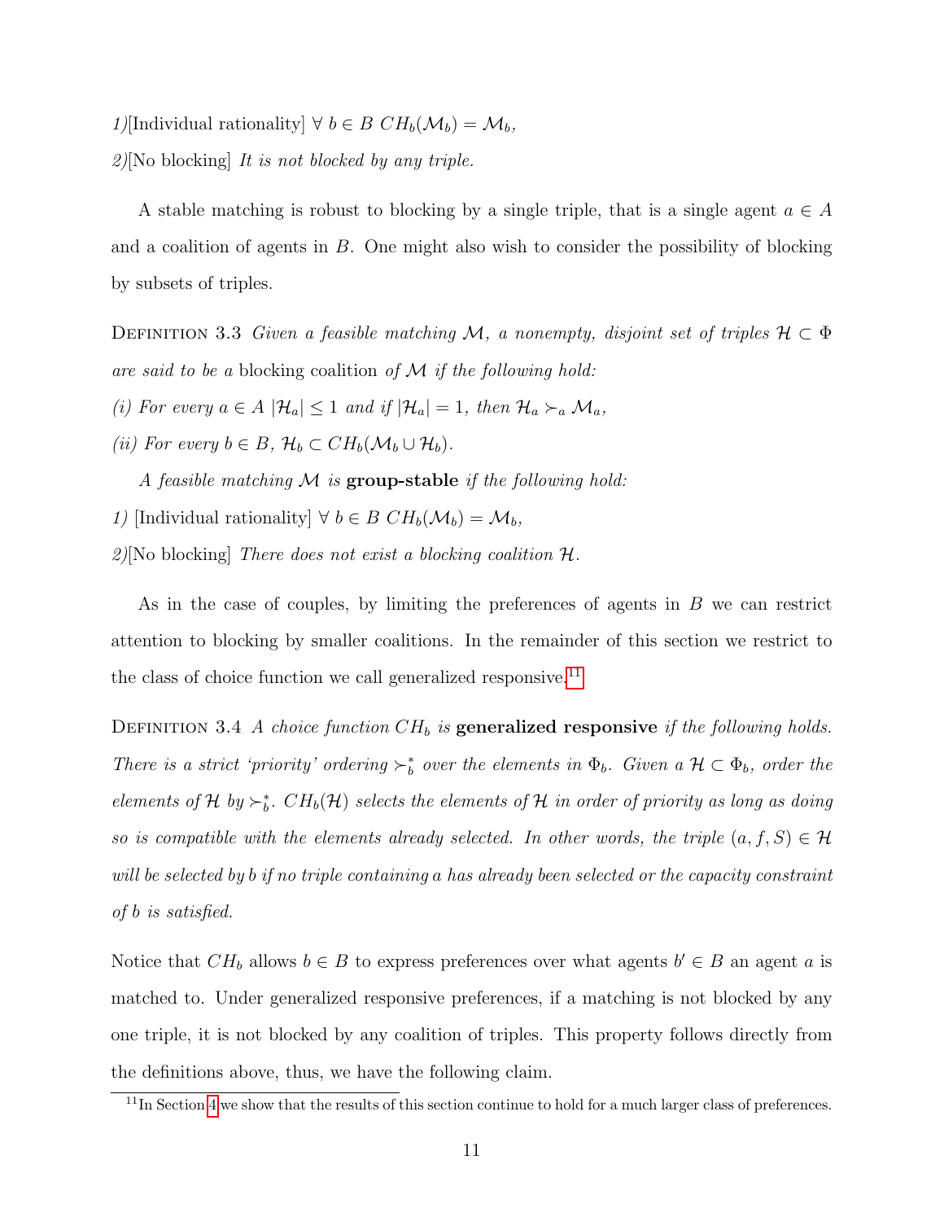*1)*[Individual rationality] $\forall\ b \in B\ CH_b(\mathcal{M}_b) = \mathcal{M}_b$,

*2)*[No blocking] *It is not blocked by any triple.*

A stable matching is robust to blocking by a single triple, that is a single agent $a \in A$ and a coalition of agents in $B$. One might also wish to consider the possibility of blocking by subsets of triples.

Definition 3.3 *Given a feasible matching $\mathcal{M}$, a nonempty, disjoint set of triples $\mathcal{H} \subset \Phi$ are said to be a* blocking coalition *of $\mathcal{M}$ if the following hold:*

*(i) For every $a \in A$ $|\mathcal{H}_a| \leq 1$ and if $|\mathcal{H}_a| = 1$, then $\mathcal{H}_a \succ_a \mathcal{M}_a$,*

*(ii) For every $b \in B$, $\mathcal{H}_b \subset CH_b(\mathcal{M}_b \cup \mathcal{H}_b)$.*

*A feasible matching $\mathcal{M}$ is* **group-stable** *if the following hold:*

*1)* [Individual rationality] $\forall\ b \in B\ CH_b(\mathcal{M}_b) = \mathcal{M}_b$,

*2)*[No blocking] *There does not exist a blocking coalition $\mathcal{H}$.*

As in the case of couples, by limiting the preferences of agents in $B$ we can restrict attention to blocking by smaller coalitions. In the remainder of this section we restrict to the class of choice function we call generalized responsive.[11]

Definition 3.4 *A choice function $CH_b$ is* **generalized responsive** *if the following holds. There is a strict 'priority' ordering $\succ_b^*$ over the elements in $\Phi_b$. Given a $\mathcal{H} \subset \Phi_b$, order the elements of $\mathcal{H}$ by $\succ_b^*$. $CH_b(\mathcal{H})$ selects the elements of $\mathcal{H}$ in order of priority as long as doing so is compatible with the elements already selected. In other words, the triple $(a, f, S) \in \mathcal{H}$ will be selected by $b$ if no triple containing $a$ has already been selected or the capacity constraint of $b$ is satisfied.*

Notice that $CH_b$ allows $b \in B$ to express preferences over what agents $b' \in B$ an agent $a$ is matched to. Under generalized responsive preferences, if a matching is not blocked by any one triple, it is not blocked by any coalition of triples. This property follows directly from the definitions above, thus, we have the following claim.

[11] In Section 4 we show that the results of this section continue to hold for a much larger class of preferences.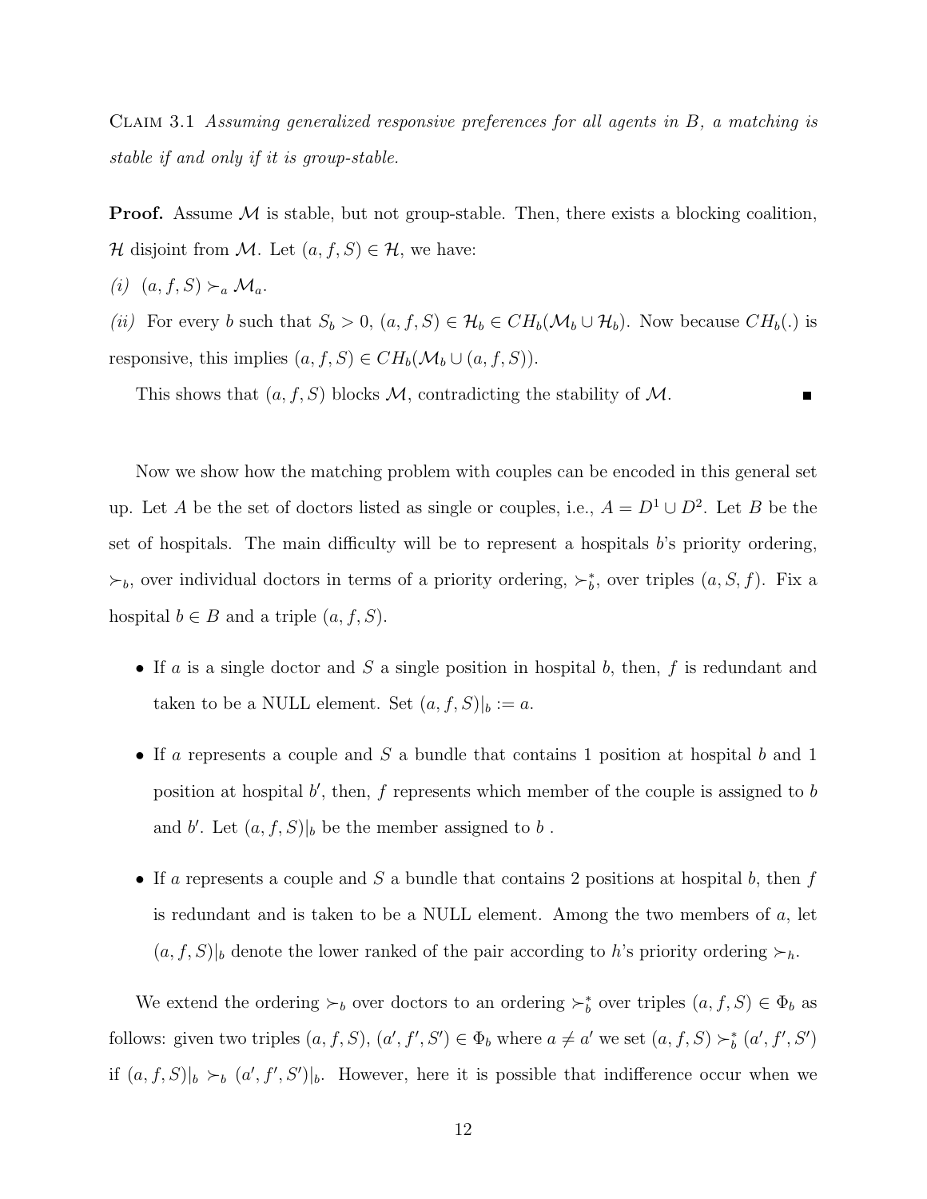Claim 3.1 *Assuming generalized responsive preferences for all agents in $B$, a matching is stable if and only if it is group-stable.*

**Proof.** Assume $\mathcal{M}$ is stable, but not group-stable. Then, there exists a blocking coalition, $\mathcal{H}$ disjoint from $\mathcal{M}$. Let $(a, f, S) \in \mathcal{H}$, we have:

*(i)* $(a, f, S) \succ_a \mathcal{M}_a$.

*(ii)* For every $b$ such that $S_b > 0$, $(a, f, S) \in \mathcal{H}_b \in CH_b(\mathcal{M}_b \cup \mathcal{H}_b)$. Now because $CH_b(.)$ is responsive, this implies $(a, f, S) \in CH_b(\mathcal{M}_b \cup (a, f, S))$.

This shows that $(a, f, S)$ blocks $\mathcal{M}$, contradicting the stability of $\mathcal{M}$. ∎

Now we show how the matching problem with couples can be encoded in this general set up. Let $A$ be the set of doctors listed as single or couples, i.e., $A = D^1 \cup D^2$. Let $B$ be the set of hospitals. The main difficulty will be to represent a hospitals $b$'s priority ordering, $\succ_b$, over individual doctors in terms of a priority ordering, $\succ_b^*$, over triples $(a, S, f)$. Fix a hospital $b \in B$ and a triple $(a, f, S)$.

- If $a$ is a single doctor and $S$ a single position in hospital $b$, then, $f$ is redundant and taken to be a NULL element. Set $(a, f, S)|_b := a$.

- If $a$ represents a couple and $S$ a bundle that contains 1 position at hospital $b$ and 1 position at hospital $b'$, then, $f$ represents which member of the couple is assigned to $b$ and $b'$. Let $(a, f, S)|_b$ be the member assigned to $b$ .

- If $a$ represents a couple and $S$ a bundle that contains 2 positions at hospital $b$, then $f$ is redundant and is taken to be a NULL element. Among the two members of $a$, let $(a, f, S)|_b$ denote the lower ranked of the pair according to $h$'s priority ordering $\succ_h$.

We extend the ordering $\succ_b$ over doctors to an ordering $\succ_b^*$ over triples $(a, f, S) \in \Phi_b$ as follows: given two triples $(a, f, S)$, $(a', f', S') \in \Phi_b$ where $a \neq a'$ we set $(a, f, S) \succ_b^* (a', f', S')$ if $(a, f, S)|_b \succ_b (a', f', S')|_b$. However, here it is possible that indifference occur when we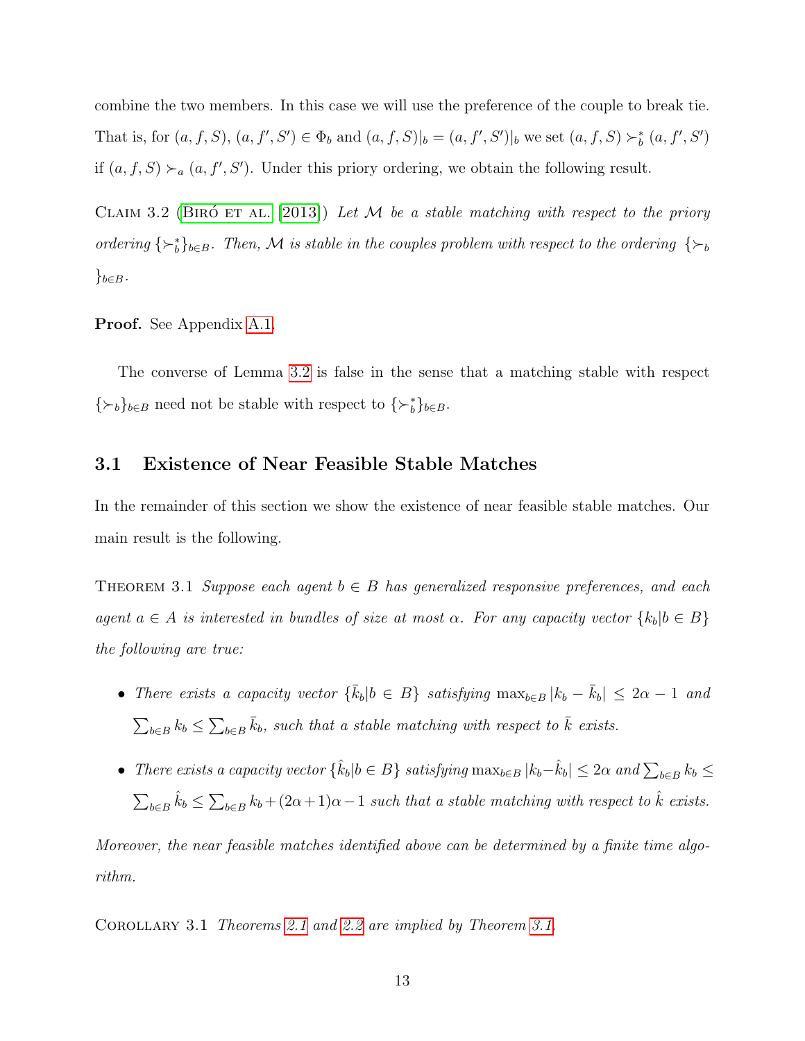combine the two members. In this case we will use the preference of the couple to break tie. That is, for $(a, f, S)$, $(a, f', S') \in \Phi_b$ and $(a, f, S)|_b = (a, f', S')|_b$ we set $(a, f, S) \succ_b^* (a, f', S')$ if $(a, f, S) \succ_a (a, f', S')$. Under this priory ordering, we obtain the following result.

Claim 3.2 (Biró et al. [2013]) *Let $\mathcal{M}$ be a stable matching with respect to the priory ordering $\{\succ_b^*\}_{b\in B}$. Then, $\mathcal{M}$ is stable in the couples problem with respect to the ordering $\{\succ_b\}_{b\in B}$.*

**Proof.** See Appendix A.1.

The converse of Lemma 3.2 is false in the sense that a matching stable with respect $\{\succ_b\}_{b\in B}$ need not be stable with respect to $\{\succ_b^*\}_{b\in B}$.

### 3.1 Existence of Near Feasible Stable Matches

In the remainder of this section we show the existence of near feasible stable matches. Our main result is the following.

Theorem 3.1 *Suppose each agent $b \in B$ has generalized responsive preferences, and each agent $a \in A$ is interested in bundles of size at most $\alpha$. For any capacity vector $\{k_b | b \in B\}$ the following are true:*

- *There exists a capacity vector $\{\bar{k}_b | b \in B\}$ satisfying $\max_{b\in B} |k_b - \bar{k}_b| \leq 2\alpha - 1$ and $\sum_{b\in B} k_b \leq \sum_{b\in B} \bar{k}_b$, such that a stable matching with respect to $\bar{k}$ exists.*
- *There exists a capacity vector $\{\hat{k}_b | b \in B\}$ satisfying $\max_{b\in B} |k_b - \hat{k}_b| \leq 2\alpha$ and $\sum_{b\in B} k_b \leq \sum_{b\in B} \hat{k}_b \leq \sum_{b\in B} k_b + (2\alpha+1)\alpha - 1$ such that a stable matching with respect to $\hat{k}$ exists.*

*Moreover, the near feasible matches identified above can be determined by a finite time algorithm.*

Corollary 3.1 *Theorems 2.1 and 2.2 are implied by Theorem 3.1.*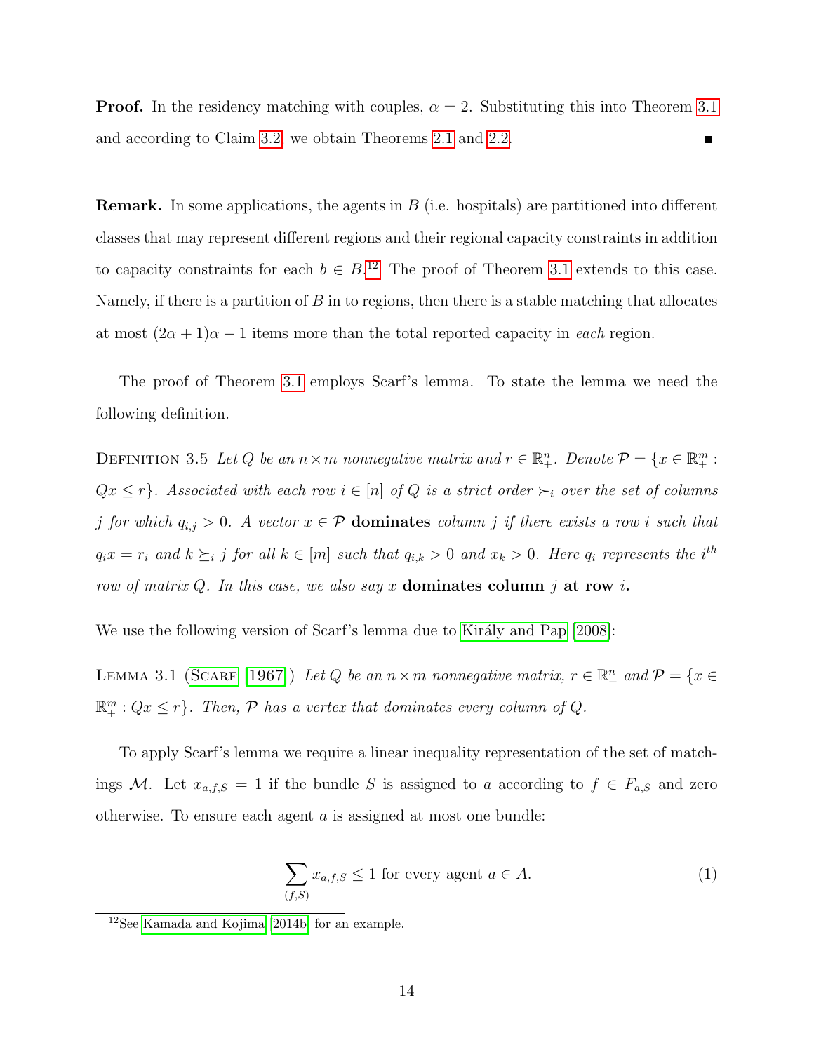**Proof.** In the residency matching with couples, $\alpha = 2$. Substituting this into Theorem 3.1 and according to Claim 3.2, we obtain Theorems 2.1 and 2.2. ∎

**Remark.** In some applications, the agents in $B$ (i.e. hospitals) are partitioned into different classes that may represent different regions and their regional capacity constraints in addition to capacity constraints for each $b \in B$.[12] The proof of Theorem 3.1 extends to this case. Namely, if there is a partition of $B$ in to regions, then there is a stable matching that allocates at most $(2\alpha + 1)\alpha - 1$ items more than the total reported capacity in *each* region.

The proof of Theorem 3.1 employs Scarf's lemma. To state the lemma we need the following definition.

Definition 3.5 *Let $Q$ be an $n \times m$ nonnegative matrix and $r \in \mathbb{R}^n_+$. Denote $\mathcal{P} = \{x \in \mathbb{R}^m_+ : Qx \leq r\}$. Associated with each row $i \in [n]$ of $Q$ is a strict order $\succ_i$ over the set of columns $j$ for which $q_{i,j} > 0$. A vector $x \in \mathcal{P}$* **dominates** *column $j$ if there exists a row $i$ such that $q_i x = r_i$ and $k \succeq_i j$ for all $k \in [m]$ such that $q_{i,k} > 0$ and $x_k > 0$. Here $q_i$ represents the $i^{th}$ row of matrix $Q$. In this case, we also say $x$* **dominates column** *$j$* **at row** *$i$.*

We use the following version of Scarf's lemma due to Király and Pap [2008]:

Lemma 3.1 (Scarf [1967]) *Let $Q$ be an $n \times m$ nonnegative matrix, $r \in \mathbb{R}^n_+$ and $\mathcal{P} = \{x \in \mathbb{R}^m_+ : Qx \leq r\}$. Then, $\mathcal{P}$ has a vertex that dominates every column of $Q$.*

To apply Scarf's lemma we require a linear inequality representation of the set of matchings $\mathcal{M}$. Let $x_{a,f,S} = 1$ if the bundle $S$ is assigned to $a$ according to $f \in F_{a,S}$ and zero otherwise. To ensure each agent $a$ is assigned at most one bundle:

$$\sum_{(f,S)} x_{a,f,S} \leq 1 \text{ for every agent } a \in A. \tag{1}$$

[12] See Kamada and Kojima [2014b] for an example.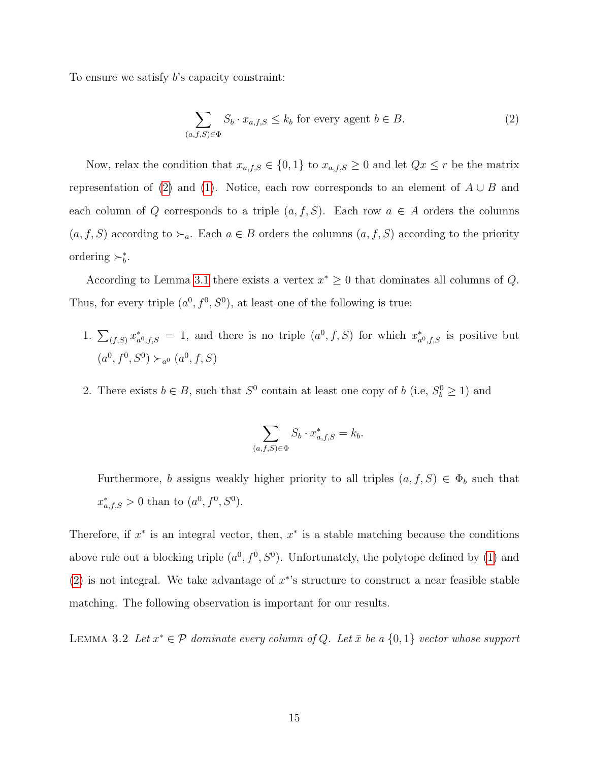To ensure we satisfy $b$'s capacity constraint:

$$\sum_{(a,f,S)\in\Phi} S_b \cdot x_{a,f,S} \leq k_b \text{ for every agent } b \in B. \tag{2}$$

Now, relax the condition that $x_{a,f,S} \in \{0,1\}$ to $x_{a,f,S} \geq 0$ and let $Qx \leq r$ be the matrix representation of (2) and (1). Notice, each row corresponds to an element of $A \cup B$ and each column of $Q$ corresponds to a triple $(a,f,S)$. Each row $a \in A$ orders the columns $(a,f,S)$ according to $\succ_a$. Each $a \in B$ orders the columns $(a,f,S)$ according to the priority ordering $\succ^*_b$.

According to Lemma 3.1 there exists a vertex $x^* \geq 0$ that dominates all columns of $Q$. Thus, for every triple $(a^0, f^0, S^0)$, at least one of the following is true:

1. $\sum_{(f,S)} x^*_{a^0,f,S} = 1$, and there is no triple $(a^0, f, S)$ for which $x^*_{a^0,f,S}$ is positive but $(a^0, f^0, S^0) \succ_{a^0} (a^0, f, S)$
2. There exists $b \in B$, such that $S^0$ contain at least one copy of $b$ (i.e, $S^0_b \geq 1$) and

$$\sum_{(a,f,S)\in\Phi} S_b \cdot x^*_{a,f,S} = k_b.$$

   Furthermore, $b$ assigns weakly higher priority to all triples $(a,f,S) \in \Phi_b$ such that $x^*_{a,f,S} > 0$ than to $(a^0, f^0, S^0)$.

Therefore, if $x^*$ is an integral vector, then, $x^*$ is a stable matching because the conditions above rule out a blocking triple $(a^0, f^0, S^0)$. Unfortunately, the polytope defined by (1) and (2) is not integral. We take advantage of $x^*$'s structure to construct a near feasible stable matching. The following observation is important for our results.

LEMMA 3.2 *Let $x^* \in \mathcal{P}$ dominate every column of $Q$. Let $\bar{x}$ be a $\{0,1\}$ vector whose support*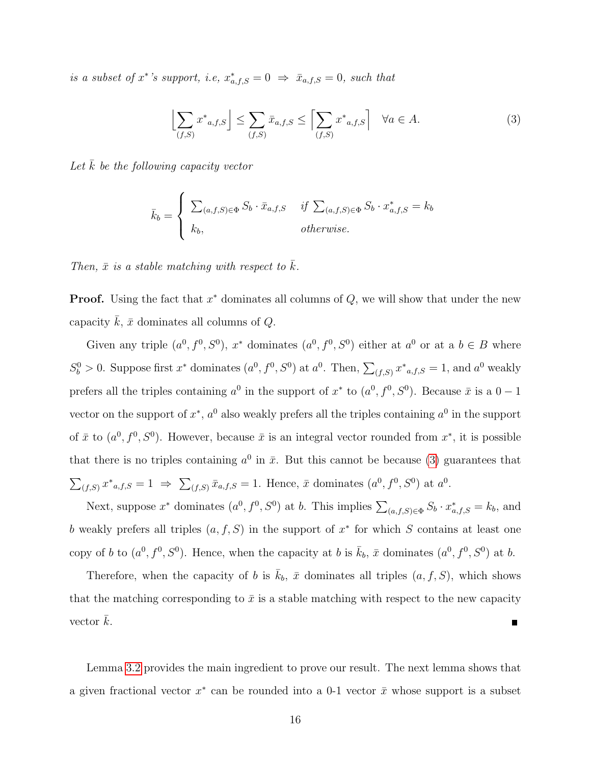*is a subset of $x^*$'s support, i.e, $x^*_{a,f,S} = 0 \Rightarrow \bar{x}_{a,f,S} = 0$, such that*

$$\Big\lfloor \sum_{(f,S)} {x^*}_{a,f,S} \Big\rfloor \leq \sum_{(f,S)} \bar{x}_{a,f,S} \leq \Big\lceil \sum_{(f,S)} {x^*}_{a,f,S} \Big\rceil \quad \forall a \in A. \tag{3}$$

*Let $\bar{k}$ be the following capacity vector*

$$\bar{k}_b = \begin{cases} \sum_{(a,f,S)\in\Phi} S_b \cdot \bar{x}_{a,f,S} & \text{if } \sum_{(a,f,S)\in\Phi} S_b \cdot x^*_{a,f,S} = k_b \\ k_b, & \text{otherwise.} \end{cases}$$

*Then, $\bar{x}$ is a stable matching with respect to $\bar{k}$.*

**Proof.** Using the fact that $x^*$ dominates all columns of $Q$, we will show that under the new capacity $\bar{k}$, $\bar{x}$ dominates all columns of $Q$.

Given any triple $(a^0, f^0, S^0)$, $x^*$ dominates $(a^0, f^0, S^0)$ either at $a^0$ or at a $b \in B$ where $S^0_b > 0$. Suppose first $x^*$ dominates $(a^0, f^0, S^0)$ at $a^0$. Then, $\sum_{(f,S)} {x^*}_{a,f,S} = 1$, and $a^0$ weakly prefers all the triples containing $a^0$ in the support of $x^*$ to $(a^0, f^0, S^0)$. Because $\bar{x}$ is a $0-1$ vector on the support of $x^*$, $a^0$ also weakly prefers all the triples containing $a^0$ in the support of $\bar{x}$ to $(a^0, f^0, S^0)$. However, because $\bar{x}$ is an integral vector rounded from $x^*$, it is possible that there is no triples containing $a^0$ in $\bar{x}$. But this cannot be because (3) guarantees that $\sum_{(f,S)} {x^*}_{a,f,S} = 1 \Rightarrow \sum_{(f,S)} \bar{x}_{a,f,S} = 1$. Hence, $\bar{x}$ dominates $(a^0, f^0, S^0)$ at $a^0$.

Next, suppose $x^*$ dominates $(a^0, f^0, S^0)$ at $b$. This implies $\sum_{(a,f,S)\in\Phi} S_b \cdot x^*_{a,f,S} = k_b$, and $b$ weakly prefers all triples $(a, f, S)$ in the support of $x^*$ for which $S$ contains at least one copy of $b$ to $(a^0, f^0, S^0)$. Hence, when the capacity at $b$ is $\bar{k}_b$, $\bar{x}$ dominates $(a^0, f^0, S^0)$ at $b$.

Therefore, when the capacity of $b$ is $\bar{k}_b$, $\bar{x}$ dominates all triples $(a, f, S)$, which shows that the matching corresponding to $\bar{x}$ is a stable matching with respect to the new capacity vector $\bar{k}$. ∎

Lemma 3.2 provides the main ingredient to prove our result. The next lemma shows that a given fractional vector $x^*$ can be rounded into a 0-1 vector $\bar{x}$ whose support is a subset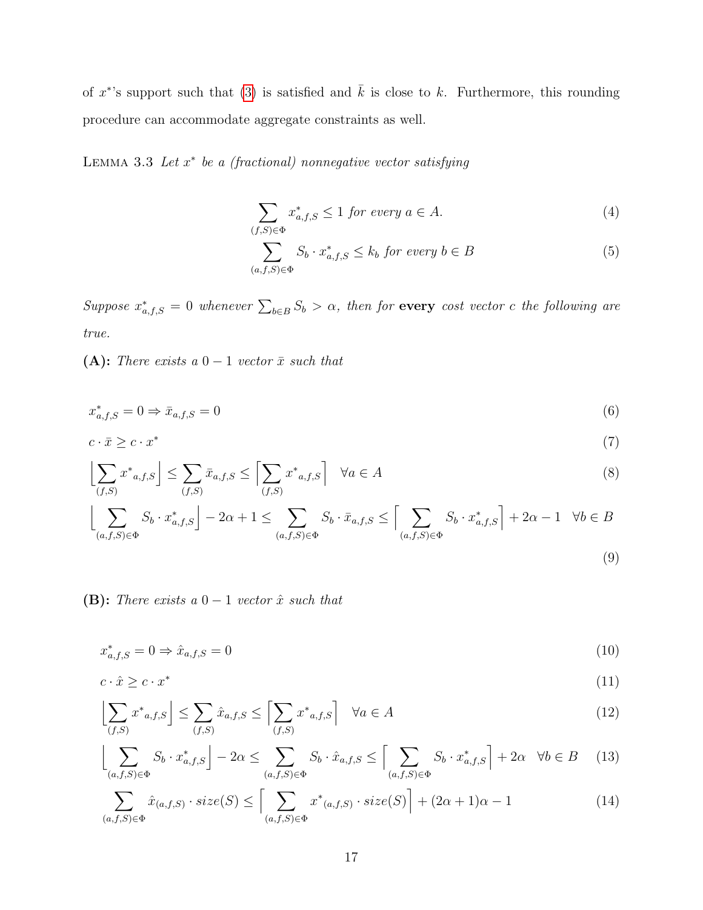of $x^*$'s support such that (3) is satisfied and $\bar{k}$ is close to $k$. Furthermore, this rounding procedure can accommodate aggregate constraints as well.

LEMMA 3.3 *Let $x^*$ be a (fractional) nonnegative vector satisfying*

$$\sum_{(f,S)\in\Phi} x^*_{a,f,S} \leq 1 \text{ for every } a \in A. \tag{4}$$

$$\sum_{(a,f,S)\in\Phi} S_b \cdot x^*_{a,f,S} \leq k_b \text{ for every } b \in B \tag{5}$$

*Suppose $x^*_{a,f,S} = 0$ whenever $\sum_{b\in B} S_b > \alpha$, then for* **every** *cost vector $c$ the following are true.*

**(A):** *There exists a $0-1$ vector $\bar{x}$ such that*

$$x^*_{a,f,S} = 0 \Rightarrow \bar{x}_{a,f,S} = 0 \tag{6}$$

$$c \cdot \bar{x} \geq c \cdot x^* \tag{7}$$

$$\Big\lfloor \sum_{(f,S)} {x^*}_{a,f,S} \Big\rfloor \leq \sum_{(f,S)} \bar{x}_{a,f,S} \leq \Big\lceil \sum_{(f,S)} {x^*}_{a,f,S} \Big\rceil \quad \forall a \in A \tag{8}$$

$$\Big\lfloor \sum_{(a,f,S)\in\Phi} S_b \cdot x^*_{a,f,S} \Big\rfloor - 2\alpha + 1 \leq \sum_{(a,f,S)\in\Phi} S_b \cdot \bar{x}_{a,f,S} \leq \Big\lceil \sum_{(a,f,S)\in\Phi} S_b \cdot x^*_{a,f,S} \Big\rceil + 2\alpha - 1 \quad \forall b \in B \tag{9}$$

**(B):** *There exists a $0-1$ vector $\hat{x}$ such that*

$$x^*_{a,f,S} = 0 \Rightarrow \hat{x}_{a,f,S} = 0 \tag{10}$$

$$c \cdot \hat{x} \geq c \cdot x^* \tag{11}$$

$$\Big\lfloor \sum_{(f,S)} {x^*}_{a,f,S} \Big\rfloor \leq \sum_{(f,S)} \hat{x}_{a,f,S} \leq \Big\lceil \sum_{(f,S)} {x^*}_{a,f,S} \Big\rceil \quad \forall a \in A \tag{12}$$

$$\Big\lfloor \sum_{(a,f,S)\in\Phi} S_b \cdot x^*_{a,f,S} \Big\rfloor - 2\alpha \leq \sum_{(a,f,S)\in\Phi} S_b \cdot \hat{x}_{a,f,S} \leq \Big\lceil \sum_{(a,f,S)\in\Phi} S_b \cdot x^*_{a,f,S} \Big\rceil + 2\alpha \quad \forall b \in B \tag{13}$$

$$\sum_{(a,f,S)\in\Phi} \hat{x}_{(a,f,S)} \cdot size(S) \leq \Big\lceil \sum_{(a,f,S)\in\Phi} {x^*}_{(a,f,S)} \cdot size(S) \Big\rceil + (2\alpha + 1)\alpha - 1 \tag{14}$$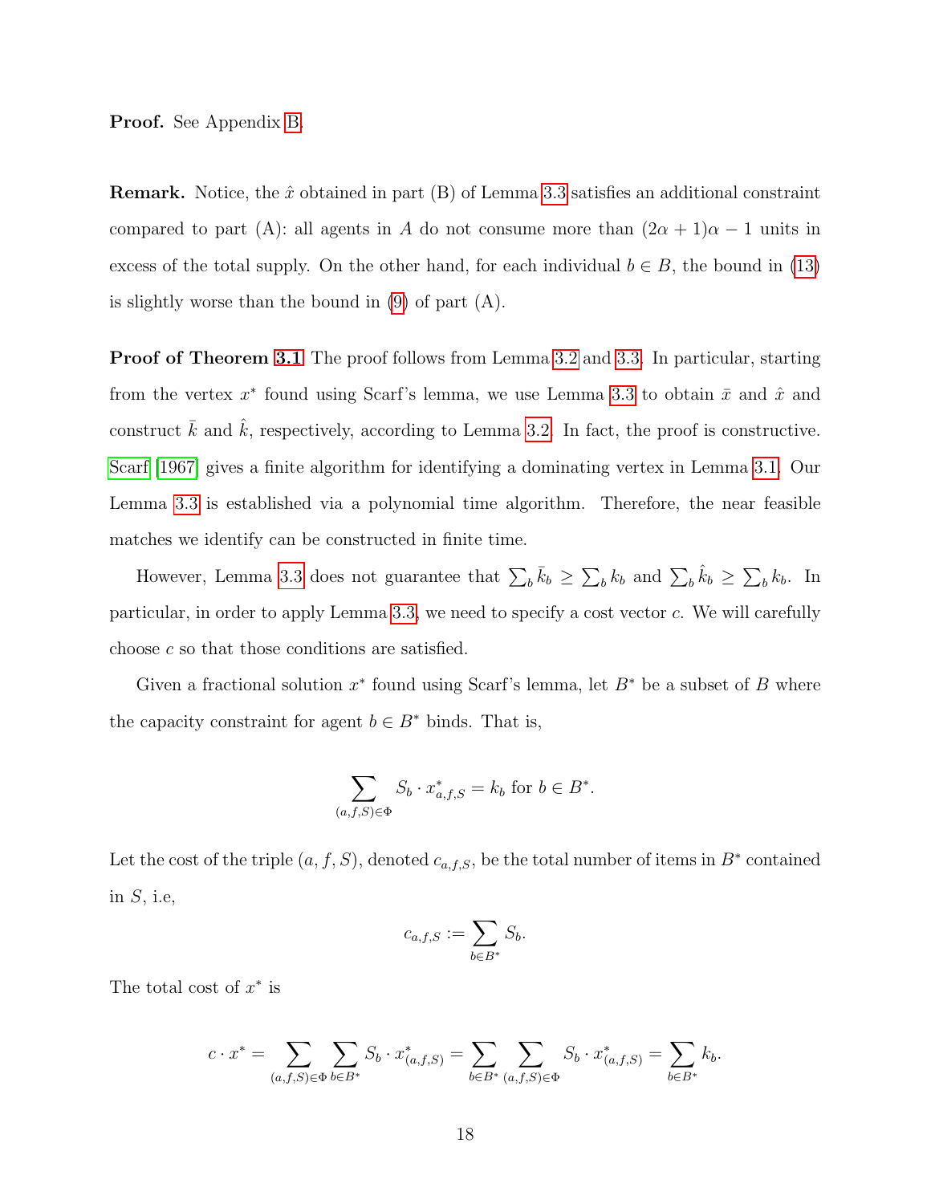**Proof.** See Appendix B.

**Remark.** Notice, the $\hat{x}$ obtained in part (B) of Lemma 3.3 satisfies an additional constraint compared to part (A): all agents in $A$ do not consume more than $(2\alpha + 1)\alpha - 1$ units in excess of the total supply. On the other hand, for each individual $b \in B$, the bound in (13) is slightly worse than the bound in (9) of part (A).

**Proof of Theorem 3.1** The proof follows from Lemma 3.2 and 3.3. In particular, starting from the vertex $x^*$ found using Scarf's lemma, we use Lemma 3.3 to obtain $\bar{x}$ and $\hat{x}$ and construct $\bar{k}$ and $\hat{k}$, respectively, according to Lemma 3.2. In fact, the proof is constructive. Scarf (1967) gives a finite algorithm for identifying a dominating vertex in Lemma 3.1. Our Lemma 3.3 is established via a polynomial time algorithm. Therefore, the near feasible matches we identify can be constructed in finite time.

However, Lemma 3.3 does not guarantee that $\sum_b \bar{k}_b \geq \sum_b k_b$ and $\sum_b \hat{k}_b \geq \sum_b k_b$. In particular, in order to apply Lemma 3.3, we need to specify a cost vector $c$. We will carefully choose $c$ so that those conditions are satisfied.

Given a fractional solution $x^*$ found using Scarf's lemma, let $B^*$ be a subset of $B$ where the capacity constraint for agent $b \in B^*$ binds. That is,

$$\sum_{(a,f,S)\in\Phi} S_b \cdot x^*_{a,f,S} = k_b \text{ for } b \in B^*.$$

Let the cost of the triple $(a, f, S)$, denoted $c_{a,f,S}$, be the total number of items in $B^*$ contained in $S$, i.e,

$$c_{a,f,S} := \sum_{b\in B^*} S_b.$$

The total cost of $x^*$ is

$$c \cdot x^* = \sum_{(a,f,S)\in\Phi} \sum_{b\in B^*} S_b \cdot x^*_{(a,f,S)} = \sum_{b\in B^*} \sum_{(a,f,S)\in\Phi} S_b \cdot x^*_{(a,f,S)} = \sum_{b\in B^*} k_b.$$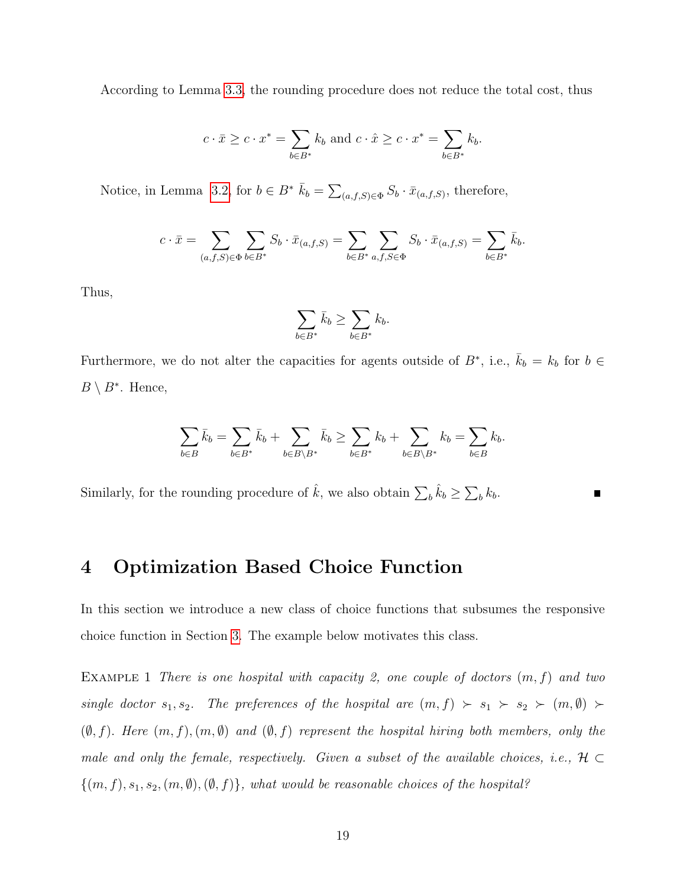According to Lemma 3.3, the rounding procedure does not reduce the total cost, thus

$$c \cdot \bar{x} \geq c \cdot x^* = \sum_{b \in B^*} k_b \text{ and } c \cdot \hat{x} \geq c \cdot x^* = \sum_{b \in B^*} k_b.$$

Notice, in Lemma 3.2, for $b \in B^*$ $\bar{k}_b = \sum_{(a,f,S) \in \Phi} S_b \cdot \bar{x}_{(a,f,S)}$, therefore,

$$c \cdot \bar{x} = \sum_{(a,f,S) \in \Phi} \sum_{b \in B^*} S_b \cdot \bar{x}_{(a,f,S)} = \sum_{b \in B^*} \sum_{a,f,S \in \Phi} S_b \cdot \bar{x}_{(a,f,S)} = \sum_{b \in B^*} \bar{k}_b.$$

Thus,

$$\sum_{b \in B^*} \bar{k}_b \geq \sum_{b \in B^*} k_b.$$

Furthermore, we do not alter the capacities for agents outside of $B^*$, i.e., $\bar{k}_b = k_b$ for $b \in B \setminus B^*$. Hence,

$$\sum_{b \in B} \bar{k}_b = \sum_{b \in B^*} \bar{k}_b + \sum_{b \in B \setminus B^*} \bar{k}_b \geq \sum_{b \in B^*} k_b + \sum_{b \in B \setminus B^*} k_b = \sum_{b \in B} k_b.$$

Similarly, for the rounding procedure of $\hat{k}$, we also obtain $\sum_b \hat{k}_b \geq \sum_b k_b$. ∎

# 4 Optimization Based Choice Function

In this section we introduce a new class of choice functions that subsumes the responsive choice function in Section 3. The example below motivates this class.

Example 1 *There is one hospital with capacity 2, one couple of doctors $(m, f)$ and two single doctor $s_1, s_2$. The preferences of the hospital are $(m, f) \succ s_1 \succ s_2 \succ (m, \emptyset) \succ (\emptyset, f)$. Here $(m, f), (m, \emptyset)$ and $(\emptyset, f)$ represent the hospital hiring both members, only the male and only the female, respectively. Given a subset of the available choices, i.e., $\mathcal{H} \subset \{(m, f), s_1, s_2, (m, \emptyset), (\emptyset, f)\}$, what would be reasonable choices of the hospital?*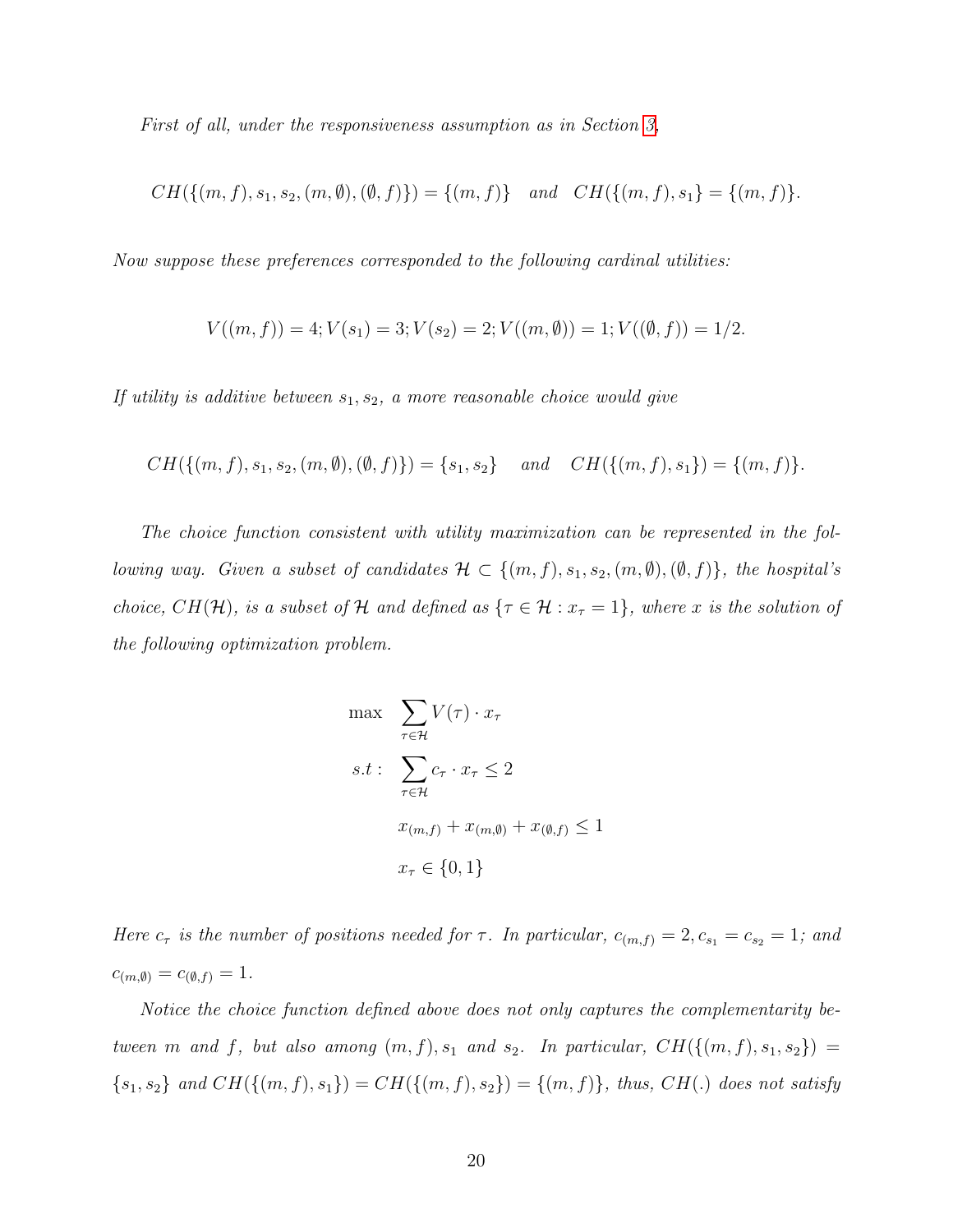*First of all, under the responsiveness assumption as in Section 3,*

$$CH(\{(m,f), s_1, s_2, (m,\emptyset), (\emptyset, f)\}) = \{(m,f)\} \quad \textit{and} \quad CH(\{(m,f), s_1\} = \{(m,f)\}.$$

*Now suppose these preferences corresponded to the following cardinal utilities:*

$$V((m,f)) = 4; V(s_1) = 3; V(s_2) = 2; V((m,\emptyset)) = 1; V((\emptyset, f)) = 1/2.$$

*If utility is additive between $s_1, s_2$, a more reasonable choice would give*

$$CH(\{(m,f), s_1, s_2, (m,\emptyset), (\emptyset, f)\}) = \{s_1, s_2\} \quad \textit{and} \quad CH(\{(m,f), s_1\}) = \{(m,f)\}.$$

*The choice function consistent with utility maximization can be represented in the following way. Given a subset of candidates $\mathcal{H} \subset \{(m,f), s_1, s_2, (m,\emptyset), (\emptyset, f)\}$, the hospital's choice, $CH(\mathcal{H})$, is a subset of $\mathcal{H}$ and defined as $\{\tau \in \mathcal{H} : x_\tau = 1\}$, where $x$ is the solution of the following optimization problem.*

$$\begin{aligned}
\max \quad & \sum_{\tau \in \mathcal{H}} V(\tau) \cdot x_\tau \\
s.t: \quad & \sum_{\tau \in \mathcal{H}} c_\tau \cdot x_\tau \leq 2 \\
& x_{(m,f)} + x_{(m,\emptyset)} + x_{(\emptyset,f)} \leq 1 \\
& x_\tau \in \{0, 1\}
\end{aligned}$$

*Here $c_\tau$ is the number of positions needed for $\tau$. In particular, $c_{(m,f)} = 2, c_{s_1} = c_{s_2} = 1$; and $c_{(m,\emptyset)} = c_{(\emptyset,f)} = 1$.*

*Notice the choice function defined above does not only captures the complementarity between $m$ and $f$, but also among $(m,f), s_1$ and $s_2$. In particular, $CH(\{(m,f), s_1, s_2\}) = \{s_1, s_2\}$ and $CH(\{(m,f), s_1\}) = CH(\{(m,f), s_2\}) = \{(m,f)\}$, thus, $CH(.)$ does not satisfy*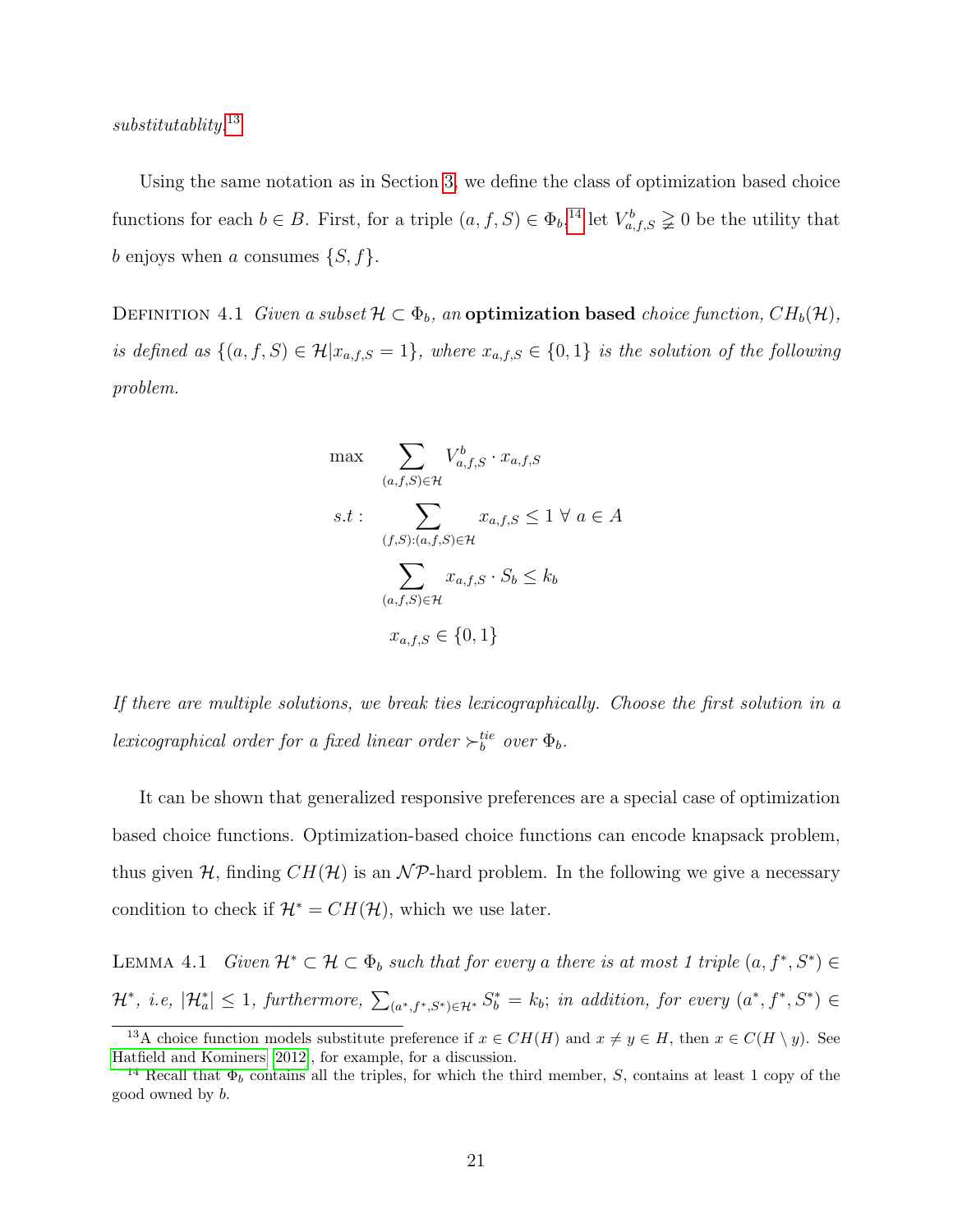*substitutablity.*[13]

Using the same notation as in Section 3, we define the class of optimization based choice functions for each $b \in B$. First, for a triple $(a, f, S) \in \Phi_b$,[14] let $V^b_{a,f,S} \gneqq 0$ be the utility that $b$ enjoys when $a$ consumes $\{S, f\}$.

Definition 4.1 *Given a subset $\mathcal{H} \subset \Phi_b$, an* **optimization based** *choice function, $CH_b(\mathcal{H})$, is defined as $\{(a, f, S) \in \mathcal{H} | x_{a,f,S} = 1\}$, where $x_{a,f,S} \in \{0, 1\}$ is the solution of the following problem.*

$$
\begin{aligned}
\max \quad & \sum_{(a,f,S)\in\mathcal{H}} V^b_{a,f,S} \cdot x_{a,f,S} \\
s.t: \quad & \sum_{(f,S):(a,f,S)\in\mathcal{H}} x_{a,f,S} \leq 1 \;\forall\; a \in A \\
& \sum_{(a,f,S)\in\mathcal{H}} x_{a,f,S} \cdot S_b \leq k_b \\
& x_{a,f,S} \in \{0, 1\}
\end{aligned}
$$

*If there are multiple solutions, we break ties lexicographically. Choose the first solution in a lexicographical order for a fixed linear order $\succ^{tie}_b$ over $\Phi_b$.*

It can be shown that generalized responsive preferences are a special case of optimization based choice functions. Optimization-based choice functions can encode knapsack problem, thus given $\mathcal{H}$, finding $CH(\mathcal{H})$ is an $\mathcal{NP}$-hard problem. In the following we give a necessary condition to check if $\mathcal{H}^* = CH(\mathcal{H})$, which we use later.

Lemma 4.1 *Given $\mathcal{H}^* \subset \mathcal{H} \subset \Phi_b$ such that for every $a$ there is at most 1 triple $(a, f^*, S^*) \in \mathcal{H}^*$, i.e, $|\mathcal{H}^*_a| \leq 1$, furthermore, $\sum_{(a^*,f^*,S^*)\in\mathcal{H}^*} S^*_b = k_b$; in addition, for every $(a^*, f^*, S^*) \in$*

[13] A choice function models substitute preference if $x \in CH(H)$ and $x \neq y \in H$, then $x \in C(H \setminus y)$. See Hatfield and Kominers (2012), for example, for a discussion.

[14] Recall that $\Phi_b$ contains all the triples, for which the third member, $S$, contains at least 1 copy of the good owned by $b$.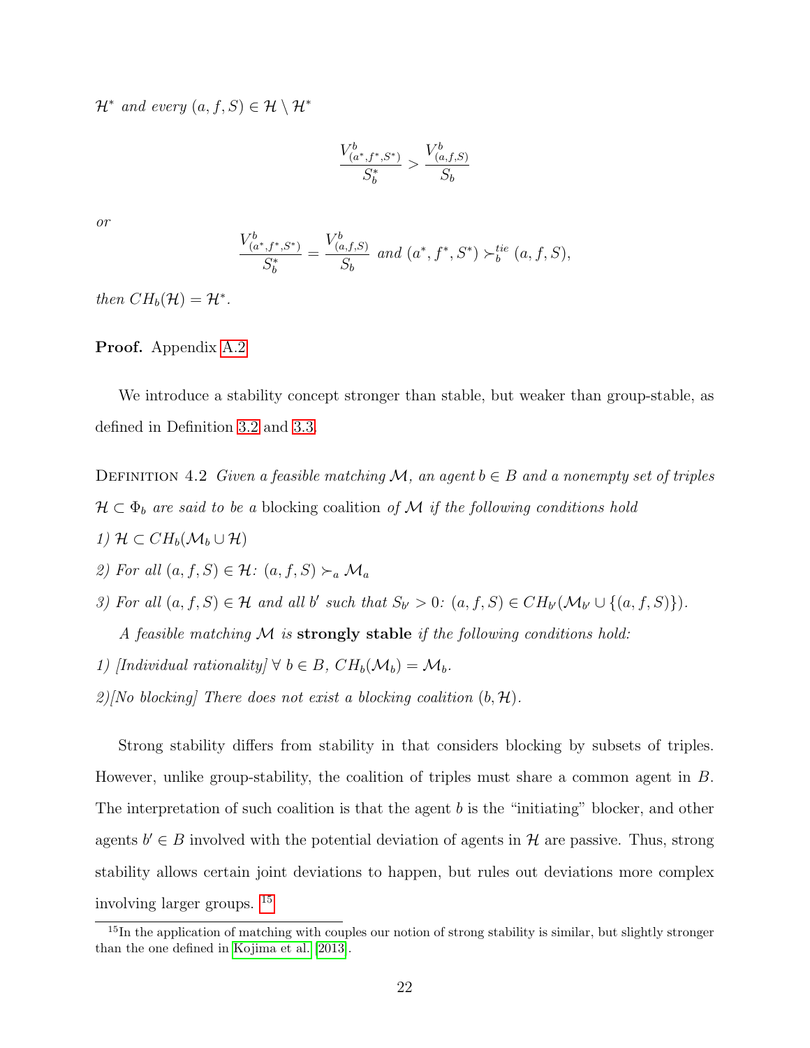$\mathcal{H}^*$ *and every* $(a, f, S) \in \mathcal{H} \setminus \mathcal{H}^*$

$$\frac{V^b_{(a^*,f^*,S^*)}}{S^*_b} > \frac{V^b_{(a,f,S)}}{S_b}$$

*or*

$$\frac{V^b_{(a^*,f^*,S^*)}}{S^*_b} = \frac{V^b_{(a,f,S)}}{S_b} \text{ and } (a^*, f^*, S^*) \succ^{tie}_b (a, f, S),$$

*then* $CH_b(\mathcal{H}) = \mathcal{H}^*$.

**Proof.** Appendix A.2

We introduce a stability concept stronger than stable, but weaker than group-stable, as defined in Definition 3.2 and 3.3.

Definition 4.2 *Given a feasible matching* $\mathcal{M}$*, an agent* $b \in B$ *and a nonempty set of triples* $\mathcal{H} \subset \Phi_b$ *are said to be a* **blocking coalition** *of* $\mathcal{M}$ *if the following conditions hold*

*1)* $\mathcal{H} \subset CH_b(\mathcal{M}_b \cup \mathcal{H})$

*2) For all* $(a, f, S) \in \mathcal{H}$*:* $(a, f, S) \succ_a \mathcal{M}_a$

*3) For all* $(a, f, S) \in \mathcal{H}$ *and all* $b'$ *such that* $S_{b'} > 0$*:* $(a, f, S) \in CH_{b'}(\mathcal{M}_{b'} \cup \{(a, f, S)\})$.

*A feasible matching* $\mathcal{M}$ *is* **strongly stable** *if the following conditions hold:*

*1) [Individual rationality]* $\forall\ b \in B$*,* $CH_b(\mathcal{M}_b) = \mathcal{M}_b$.

*2)[No blocking] There does not exist a blocking coalition* $(b, \mathcal{H})$.

Strong stability differs from stability in that considers blocking by subsets of triples. However, unlike group-stability, the coalition of triples must share a common agent in $B$. The interpretation of such coalition is that the agent $b$ is the "initiating" blocker, and other agents $b' \in B$ involved with the potential deviation of agents in $\mathcal{H}$ are passive. Thus, strong stability allows certain joint deviations to happen, but rules out deviations more complex involving larger groups. [15]

[15] In the application of matching with couples our notion of strong stability is similar, but slightly stronger than the one defined in Kojima et al. [2013].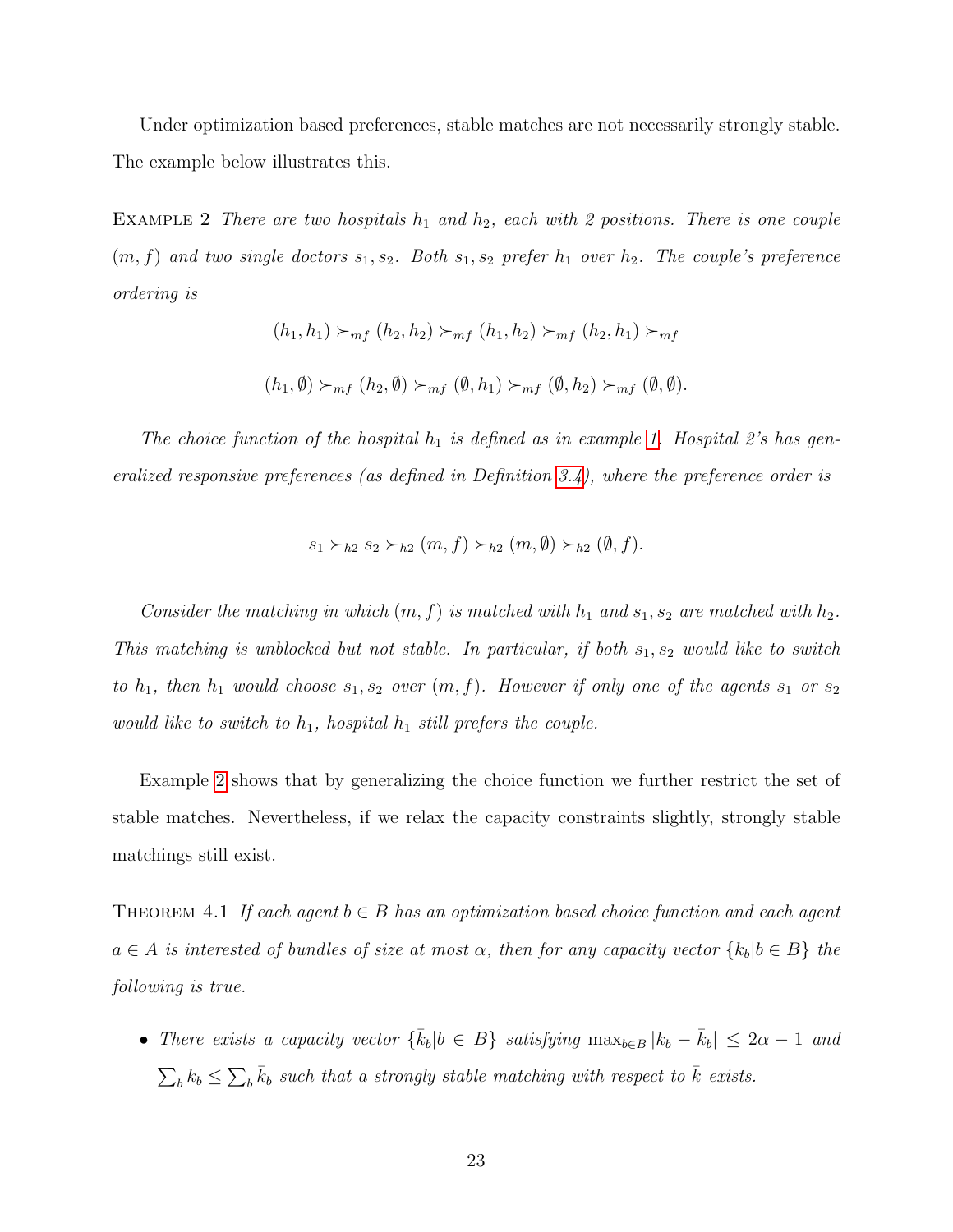Under optimization based preferences, stable matches are not necessarily strongly stable. The example below illustrates this.

Example 2 *There are two hospitals $h_1$ and $h_2$, each with 2 positions. There is one couple $(m, f)$ and two single doctors $s_1, s_2$. Both $s_1, s_2$ prefer $h_1$ over $h_2$. The couple's preference ordering is*

$$(h_1, h_1) \succ_{mf} (h_2, h_2) \succ_{mf} (h_1, h_2) \succ_{mf} (h_2, h_1) \succ_{mf}$$

$$(h_1, \emptyset) \succ_{mf} (h_2, \emptyset) \succ_{mf} (\emptyset, h_1) \succ_{mf} (\emptyset, h_2) \succ_{mf} (\emptyset, \emptyset).$$

*The choice function of the hospital $h_1$ is defined as in example 1. Hospital 2's has generalized responsive preferences (as defined in Definition 3.4), where the preference order is*

$$s_1 \succ_{h2} s_2 \succ_{h2} (m, f) \succ_{h2} (m, \emptyset) \succ_{h2} (\emptyset, f).$$

*Consider the matching in which $(m, f)$ is matched with $h_1$ and $s_1, s_2$ are matched with $h_2$. This matching is unblocked but not stable. In particular, if both $s_1, s_2$ would like to switch to $h_1$, then $h_1$ would choose $s_1, s_2$ over $(m, f)$. However if only one of the agents $s_1$ or $s_2$ would like to switch to $h_1$, hospital $h_1$ still prefers the couple.*

Example 2 shows that by generalizing the choice function we further restrict the set of stable matches. Nevertheless, if we relax the capacity constraints slightly, strongly stable matchings still exist.

Theorem 4.1 *If each agent $b \in B$ has an optimization based choice function and each agent $a \in A$ is interested of bundles of size at most $\alpha$, then for any capacity vector $\{k_b | b \in B\}$ the following is true.*

- *There exists a capacity vector $\{\bar{k}_b | b \in B\}$ satisfying $\max_{b \in B} |k_b - \bar{k}_b| \leq 2\alpha - 1$ and $\sum_b k_b \leq \sum_b \bar{k}_b$ such that a strongly stable matching with respect to $\bar{k}$ exists.*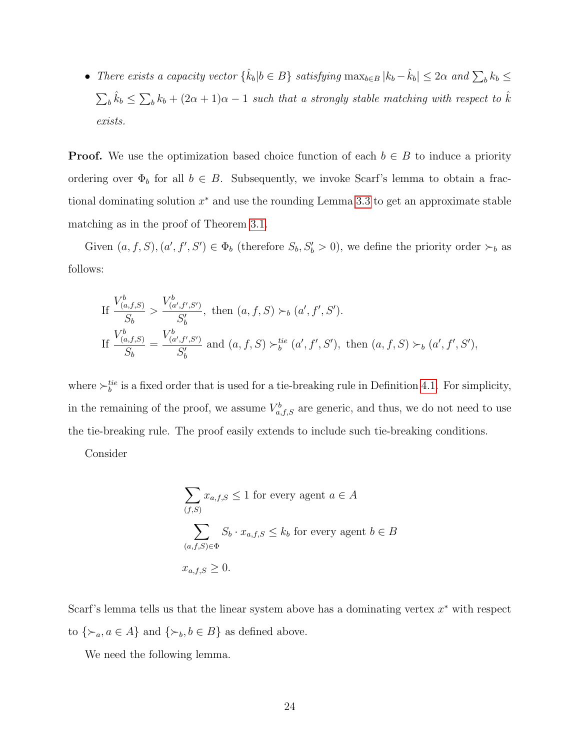- *There exists a capacity vector $\{\hat{k}_b | b \in B\}$ satisfying $\max_{b \in B} |k_b - \hat{k}_b| \leq 2\alpha$ and $\sum_b k_b \leq \sum_b \hat{k}_b \leq \sum_b k_b + (2\alpha + 1)\alpha - 1$ such that a strongly stable matching with respect to $\hat{k}$ exists.*

**Proof.** We use the optimization based choice function of each $b \in B$ to induce a priority ordering over $\Phi_b$ for all $b \in B$. Subsequently, we invoke Scarf's lemma to obtain a fractional dominating solution $x^*$ and use the rounding Lemma 3.3 to get an approximate stable matching as in the proof of Theorem 3.1.

Given $(a, f, S), (a', f', S') \in \Phi_b$ (therefore $S_b, S'_b > 0$), we define the priority order $\succ_b$ as follows:

$$
\begin{aligned}
&\text{If } \frac{V^b_{(a,f,S)}}{S_b} > \frac{V^b_{(a',f',S')}}{S'_b}, \text{ then } (a, f, S) \succ_b (a', f', S'). \\
&\text{If } \frac{V^b_{(a,f,S)}}{S_b} = \frac{V^b_{(a',f',S')}}{S'_b} \text{ and } (a, f, S) \succ^{tie}_b (a', f', S'), \text{ then } (a, f, S) \succ_b (a', f', S'),
\end{aligned}
$$

where $\succ^{tie}_b$ is a fixed order that is used for a tie-breaking rule in Definition 4.1. For simplicity, in the remaining of the proof, we assume $V^b_{a,f,S}$ are generic, and thus, we do not need to use the tie-breaking rule. The proof easily extends to include such tie-breaking conditions.

Consider

$$
\begin{aligned}
&\sum_{(f,S)} x_{a,f,S} \leq 1 \text{ for every agent } a \in A \\
&\sum_{(a,f,S) \in \Phi} S_b \cdot x_{a,f,S} \leq k_b \text{ for every agent } b \in B \\
&x_{a,f,S} \geq 0.
\end{aligned}
$$

Scarf's lemma tells us that the linear system above has a dominating vertex $x^*$ with respect to $\{\succ_a, a \in A\}$ and $\{\succ_b, b \in B\}$ as defined above.

We need the following lemma.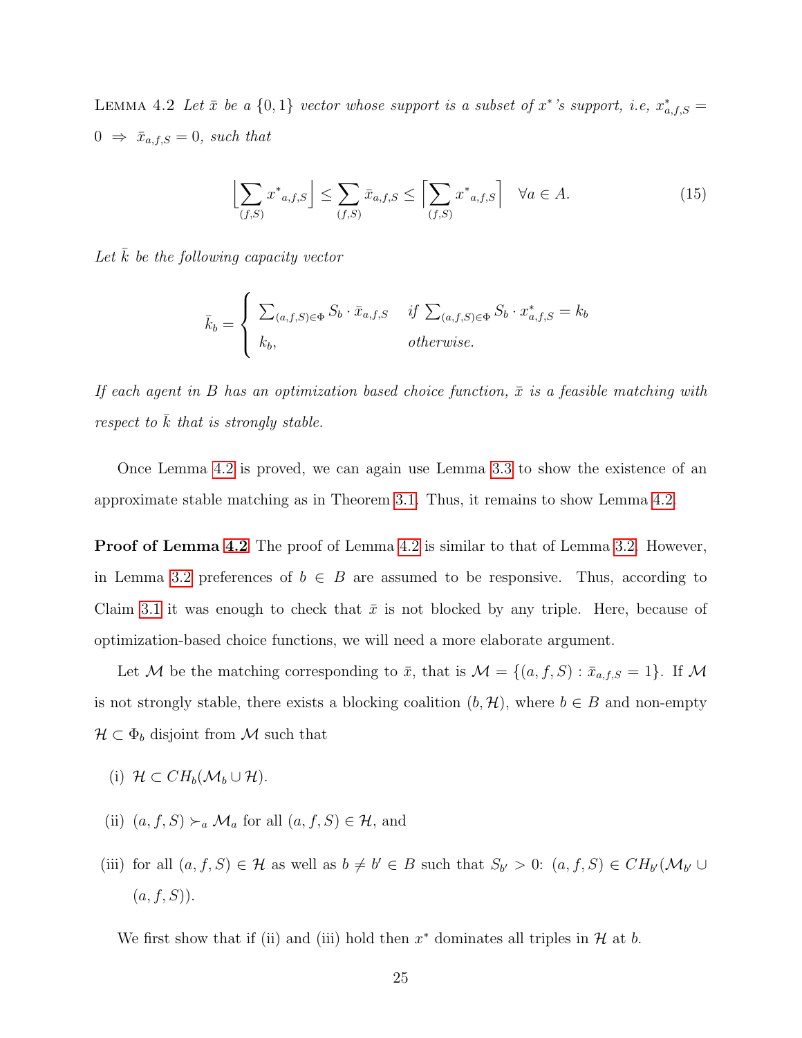Lemma 4.2 *Let $\bar{x}$ be a $\{0,1\}$ vector whose support is a subset of $x^*$'s support, i.e, $x^*_{a,f,S} = 0 \Rightarrow \bar{x}_{a,f,S} = 0$, such that*

$$\left\lfloor \sum_{(f,S)} {x^*}_{a,f,S} \right\rfloor \leq \sum_{(f,S)} \bar{x}_{a,f,S} \leq \left\lceil \sum_{(f,S)} {x^*}_{a,f,S} \right\rceil \quad \forall a \in A. \tag{15}$$

*Let $\bar{k}$ be the following capacity vector*

$$\bar{k}_b = \begin{cases} \sum_{(a,f,S)\in\Phi} S_b \cdot \bar{x}_{a,f,S} & \text{if } \sum_{(a,f,S)\in\Phi} S_b \cdot x^*_{a,f,S} = k_b \\ k_b, & \text{otherwise.} \end{cases}$$

*If each agent in $B$ has an optimization based choice function, $\bar{x}$ is a feasible matching with respect to $\bar{k}$ that is strongly stable.*

Once Lemma 4.2 is proved, we can again use Lemma 3.3 to show the existence of an approximate stable matching as in Theorem 3.1. Thus, it remains to show Lemma 4.2.

**Proof of Lemma 4.2** The proof of Lemma 4.2 is similar to that of Lemma 3.2. However, in Lemma 3.2 preferences of $b \in B$ are assumed to be responsive. Thus, according to Claim 3.1 it was enough to check that $\bar{x}$ is not blocked by any triple. Here, because of optimization-based choice functions, we will need a more elaborate argument.

Let $\mathcal{M}$ be the matching corresponding to $\bar{x}$, that is $\mathcal{M} = \{(a, f, S) : \bar{x}_{a,f,S} = 1\}$. If $\mathcal{M}$ is not strongly stable, there exists a blocking coalition $(b, \mathcal{H})$, where $b \in B$ and non-empty $\mathcal{H} \subset \Phi_b$ disjoint from $\mathcal{M}$ such that

(i) $\mathcal{H} \subset CH_b(\mathcal{M}_b \cup \mathcal{H})$.

(ii) $(a, f, S) \succ_a \mathcal{M}_a$ for all $(a, f, S) \in \mathcal{H}$, and

(iii) for all $(a, f, S) \in \mathcal{H}$ as well as $b \neq b' \in B$ such that $S_{b'} > 0$: $(a, f, S) \in CH_{b'}(\mathcal{M}_{b'} \cup (a, f, S))$.

We first show that if (ii) and (iii) hold then $x^*$ dominates all triples in $\mathcal{H}$ at $b$.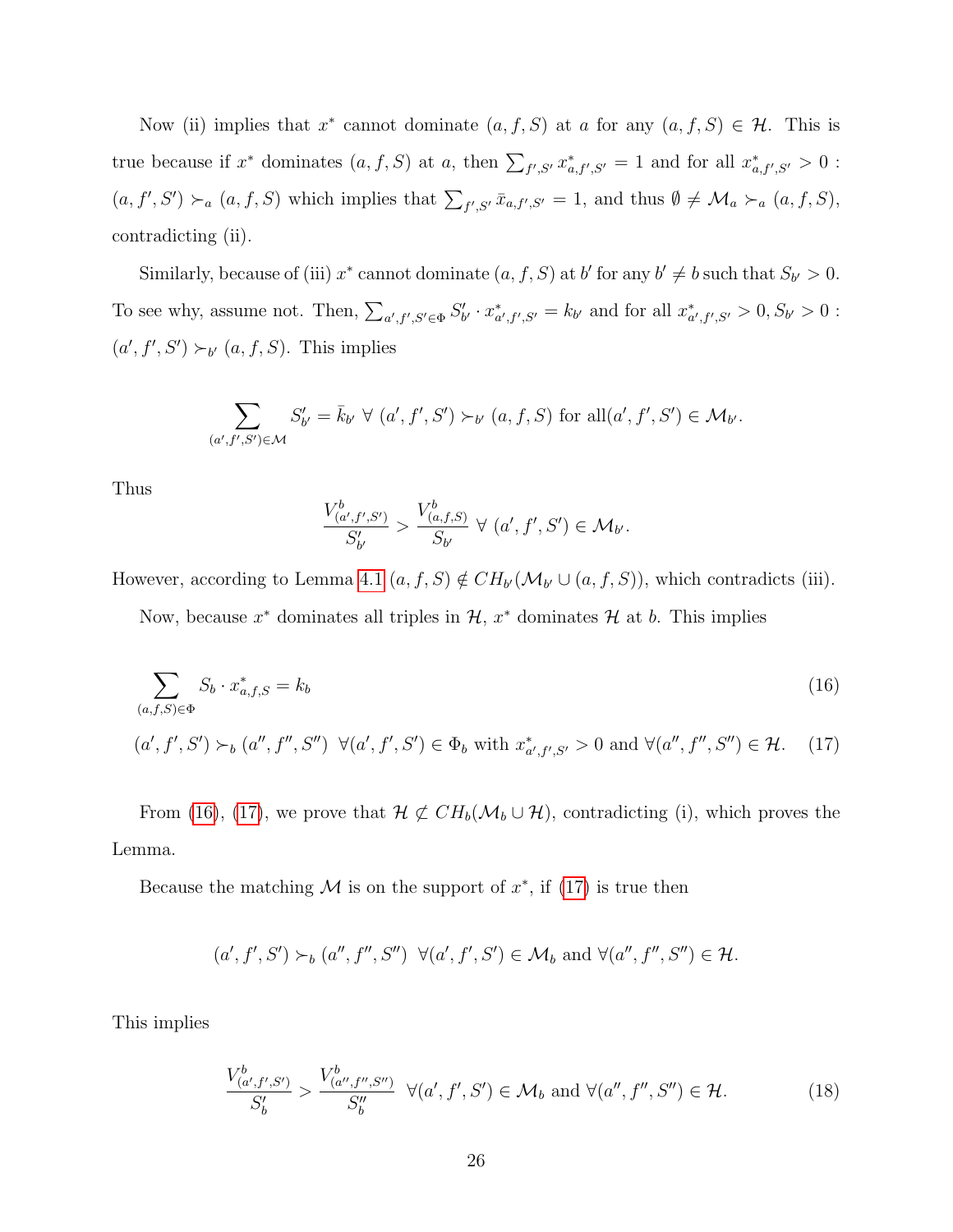Now (ii) implies that $x^*$ cannot dominate $(a, f, S)$ at $a$ for any $(a, f, S) \in \mathcal{H}$. This is true because if $x^*$ dominates $(a, f, S)$ at $a$, then $\sum_{f',S'} x^*_{a,f',S'} = 1$ and for all $x^*_{a,f',S'} > 0$ : $(a, f', S') \succ_a (a, f, S)$ which implies that $\sum_{f',S'} \bar{x}_{a,f',S'} = 1$, and thus $\emptyset \neq \mathcal{M}_a \succ_a (a, f, S)$, contradicting (ii).

Similarly, because of (iii) $x^*$ cannot dominate $(a, f, S)$ at $b'$ for any $b' \neq b$ such that $S_{b'} > 0$. To see why, assume not. Then, $\sum_{a',f',S' \in \Phi} S'_{b'} \cdot x^*_{a',f',S'} = k_{b'}$ and for all $x^*_{a',f',S'} > 0, S_{b'} > 0$ : $(a', f', S') \succ_{b'} (a, f, S)$. This implies

$$\sum_{(a',f',S') \in \mathcal{M}} S'_{b'} = \bar{k}_{b'} \ \forall \ (a', f', S') \succ_{b'} (a, f, S) \text{ for all} (a', f', S') \in \mathcal{M}_{b'}.$$

Thus

$$\frac{V^b_{(a',f',S')}}{S'_{b'}} > \frac{V^b_{(a,f,S)}}{S_{b'}} \ \forall \ (a', f', S') \in \mathcal{M}_{b'}.$$

However, according to Lemma 4.1 $(a, f, S) \notin CH_{b'}(\mathcal{M}_{b'} \cup (a, f, S))$, which contradicts (iii).

Now, because $x^*$ dominates all triples in $\mathcal{H}$, $x^*$ dominates $\mathcal{H}$ at $b$. This implies

$$\sum_{(a,f,S) \in \Phi} S_b \cdot x^*_{a,f,S} = k_b \tag{16}$$

$$(a', f', S') \succ_b (a'', f'', S'') \ \ \forall (a', f', S') \in \Phi_b \text{ with } x^*_{a',f',S'} > 0 \text{ and } \forall (a'', f'', S'') \in \mathcal{H}. \tag{17}$$

From (16), (17), we prove that $\mathcal{H} \not\subset CH_b(\mathcal{M}_b \cup \mathcal{H})$, contradicting (i), which proves the Lemma.

Because the matching $\mathcal{M}$ is on the support of $x^*$, if (17) is true then

$$(a', f', S') \succ_b (a'', f'', S'') \ \ \forall (a', f', S') \in \mathcal{M}_b \text{ and } \forall (a'', f'', S'') \in \mathcal{H}.$$

This implies

$$\frac{V^b_{(a',f',S')}}{S'_b} > \frac{V^b_{(a'',f'',S'')}}{S''_b} \ \ \forall (a', f', S') \in \mathcal{M}_b \text{ and } \forall (a'', f'', S'') \in \mathcal{H}. \tag{18}$$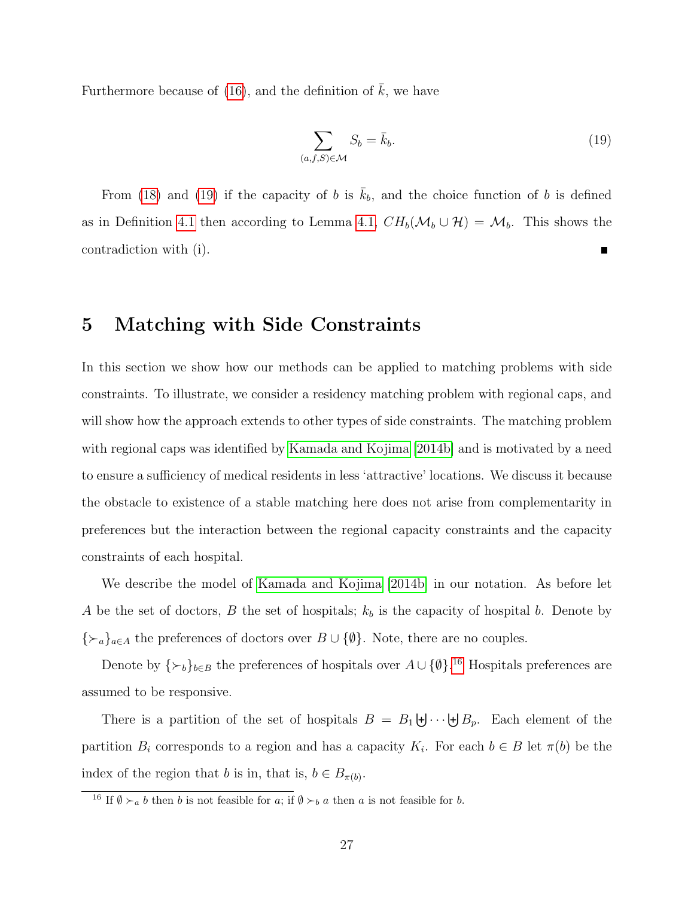Furthermore because of (16), and the definition of $\bar{k}$, we have

$$\sum_{(a,f,S)\in\mathcal{M}} S_b = \bar{k}_b. \tag{19}$$

From (18) and (19) if the capacity of $b$ is $\bar{k}_b$, and the choice function of $b$ is defined as in Definition 4.1 then according to Lemma 4.1, $CH_b(\mathcal{M}_b \cup \mathcal{H}) = \mathcal{M}_b$. This shows the contradiction with (i). ∎

# 5 Matching with Side Constraints

In this section we show how our methods can be applied to matching problems with side constraints. To illustrate, we consider a residency matching problem with regional caps, and will show how the approach extends to other types of side constraints. The matching problem with regional caps was identified by Kamada and Kojima [2014b] and is motivated by a need to ensure a sufficiency of medical residents in less 'attractive' locations. We discuss it because the obstacle to existence of a stable matching here does not arise from complementarity in preferences but the interaction between the regional capacity constraints and the capacity constraints of each hospital.

We describe the model of Kamada and Kojima [2014b] in our notation. As before let $A$ be the set of doctors, $B$ the set of hospitals; $k_b$ is the capacity of hospital $b$. Denote by $\{\succ_a\}_{a\in A}$ the preferences of doctors over $B \cup \{\emptyset\}$. Note, there are no couples.

Denote by $\{\succ_b\}_{b\in B}$ the preferences of hospitals over $A \cup \{\emptyset\}$.[16] Hospitals preferences are assumed to be responsive.

There is a partition of the set of hospitals $B = B_1 \uplus \cdots \uplus B_p$. Each element of the partition $B_i$ corresponds to a region and has a capacity $K_i$. For each $b \in B$ let $\pi(b)$ be the index of the region that $b$ is in, that is, $b \in B_{\pi(b)}$.

[16] If $\emptyset \succ_a b$ then $b$ is not feasible for $a$; if $\emptyset \succ_b a$ then $a$ is not feasible for $b$.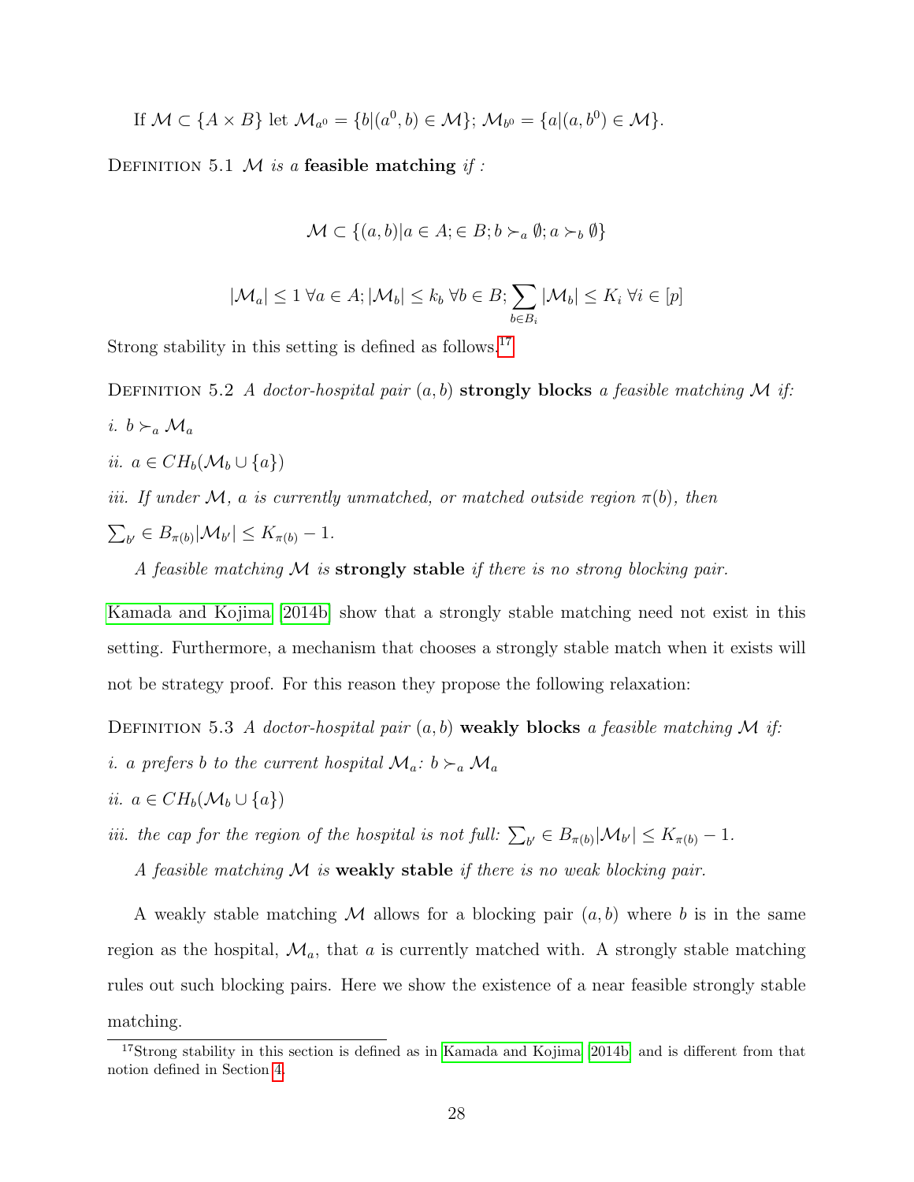If $\mathcal{M} \subset \{A \times B\}$ let $\mathcal{M}_{a^0} = \{b | (a^0, b) \in \mathcal{M}\}$; $\mathcal{M}_{b^0} = \{a | (a, b^0) \in \mathcal{M}\}$.

Definition 5.1 *$\mathcal{M}$ is a* **feasible matching** *if :*

$$\mathcal{M} \subset \{(a,b) | a \in A; \in B; b \succ_a \emptyset; a \succ_b \emptyset\}$$

$$|\mathcal{M}_a| \leq 1 \ \forall a \in A; |\mathcal{M}_b| \leq k_b \ \forall b \in B; \sum_{b \in B_i} |\mathcal{M}_b| \leq K_i \ \forall i \in [p]$$

Strong stability in this setting is defined as follows.[17]

Definition 5.2 *A doctor-hospital pair $(a, b)$* **strongly blocks** *a feasible matching $\mathcal{M}$ if:*

*i.* $b \succ_a \mathcal{M}_a$

*ii.* $a \in CH_b(\mathcal{M}_b \cup \{a\})$

*iii. If under $\mathcal{M}$, a is currently unmatched, or matched outside region $\pi(b)$, then* $\sum_{b'} \in B_{\pi(b)} |\mathcal{M}_{b'}| \leq K_{\pi(b)} - 1$.

*A feasible matching $\mathcal{M}$ is* **strongly stable** *if there is no strong blocking pair.*

Kamada and Kojima [2014b] show that a strongly stable matching need not exist in this setting. Furthermore, a mechanism that chooses a strongly stable match when it exists will not be strategy proof. For this reason they propose the following relaxation:

Definition 5.3 *A doctor-hospital pair $(a, b)$* **weakly blocks** *a feasible matching $\mathcal{M}$ if:*

*i. a prefers b to the current hospital $\mathcal{M}_a$: $b \succ_a \mathcal{M}_a$*

*ii.* $a \in CH_b(\mathcal{M}_b \cup \{a\})$

*iii. the cap for the region of the hospital is not full:* $\sum_{b'} \in B_{\pi(b)} |\mathcal{M}_{b'}| \leq K_{\pi(b)} - 1$.

*A feasible matching $\mathcal{M}$ is* **weakly stable** *if there is no weak blocking pair.*

A weakly stable matching $\mathcal{M}$ allows for a blocking pair $(a, b)$ where $b$ is in the same region as the hospital, $\mathcal{M}_a$, that $a$ is currently matched with. A strongly stable matching rules out such blocking pairs. Here we show the existence of a near feasible strongly stable matching.

[17] Strong stability in this section is defined as in Kamada and Kojima [2014b] and is different from that notion defined in Section 4.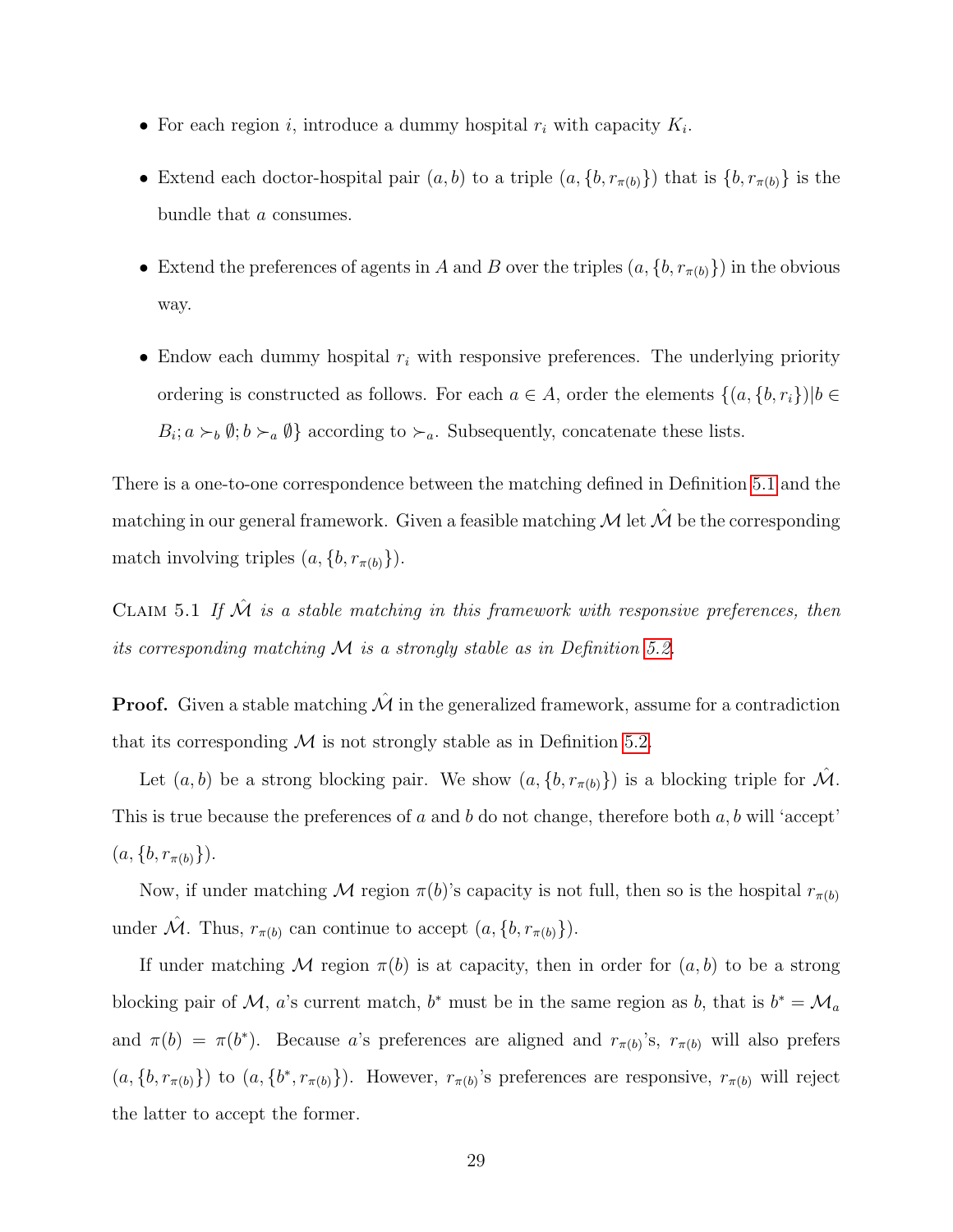- For each region $i$, introduce a dummy hospital $r_i$ with capacity $K_i$.
- Extend each doctor-hospital pair $(a, b)$ to a triple $(a, \{b, r_{\pi(b)}\})$ that is $\{b, r_{\pi(b)}\}$ is the bundle that $a$ consumes.
- Extend the preferences of agents in $A$ and $B$ over the triples $(a, \{b, r_{\pi(b)}\})$ in the obvious way.
- Endow each dummy hospital $r_i$ with responsive preferences. The underlying priority ordering is constructed as follows. For each $a \in A$, order the elements $\{(a, \{b, r_i\}) | b \in B_i; a \succ_b \emptyset; b \succ_a \emptyset\}$ according to $\succ_a$. Subsequently, concatenate these lists.

There is a one-to-one correspondence between the matching defined in Definition 5.1 and the matching in our general framework. Given a feasible matching $\mathcal{M}$ let $\hat{\mathcal{M}}$ be the corresponding match involving triples $(a, \{b, r_{\pi(b)}\})$.

Claim 5.1 *If $\hat{\mathcal{M}}$ is a stable matching in this framework with responsive preferences, then its corresponding matching $\mathcal{M}$ is a strongly stable as in Definition 5.2.*

**Proof.** Given a stable matching $\hat{\mathcal{M}}$ in the generalized framework, assume for a contradiction that its corresponding $\mathcal{M}$ is not strongly stable as in Definition 5.2.

Let $(a, b)$ be a strong blocking pair. We show $(a, \{b, r_{\pi(b)}\})$ is a blocking triple for $\hat{\mathcal{M}}$. This is true because the preferences of $a$ and $b$ do not change, therefore both $a, b$ will 'accept' $(a, \{b, r_{\pi(b)}\})$.

Now, if under matching $\mathcal{M}$ region $\pi(b)$'s capacity is not full, then so is the hospital $r_{\pi(b)}$ under $\hat{\mathcal{M}}$. Thus, $r_{\pi(b)}$ can continue to accept $(a, \{b, r_{\pi(b)}\})$.

If under matching $\mathcal{M}$ region $\pi(b)$ is at capacity, then in order for $(a, b)$ to be a strong blocking pair of $\mathcal{M}$, $a$'s current match, $b^*$ must be in the same region as $b$, that is $b^* = \mathcal{M}_a$ and $\pi(b) = \pi(b^*)$. Because $a$'s preferences are aligned and $r_{\pi(b)}$'s, $r_{\pi(b)}$ will also prefers $(a, \{b, r_{\pi(b)}\})$ to $(a, \{b^*, r_{\pi(b)}\})$. However, $r_{\pi(b)}$'s preferences are responsive, $r_{\pi(b)}$ will reject the latter to accept the former.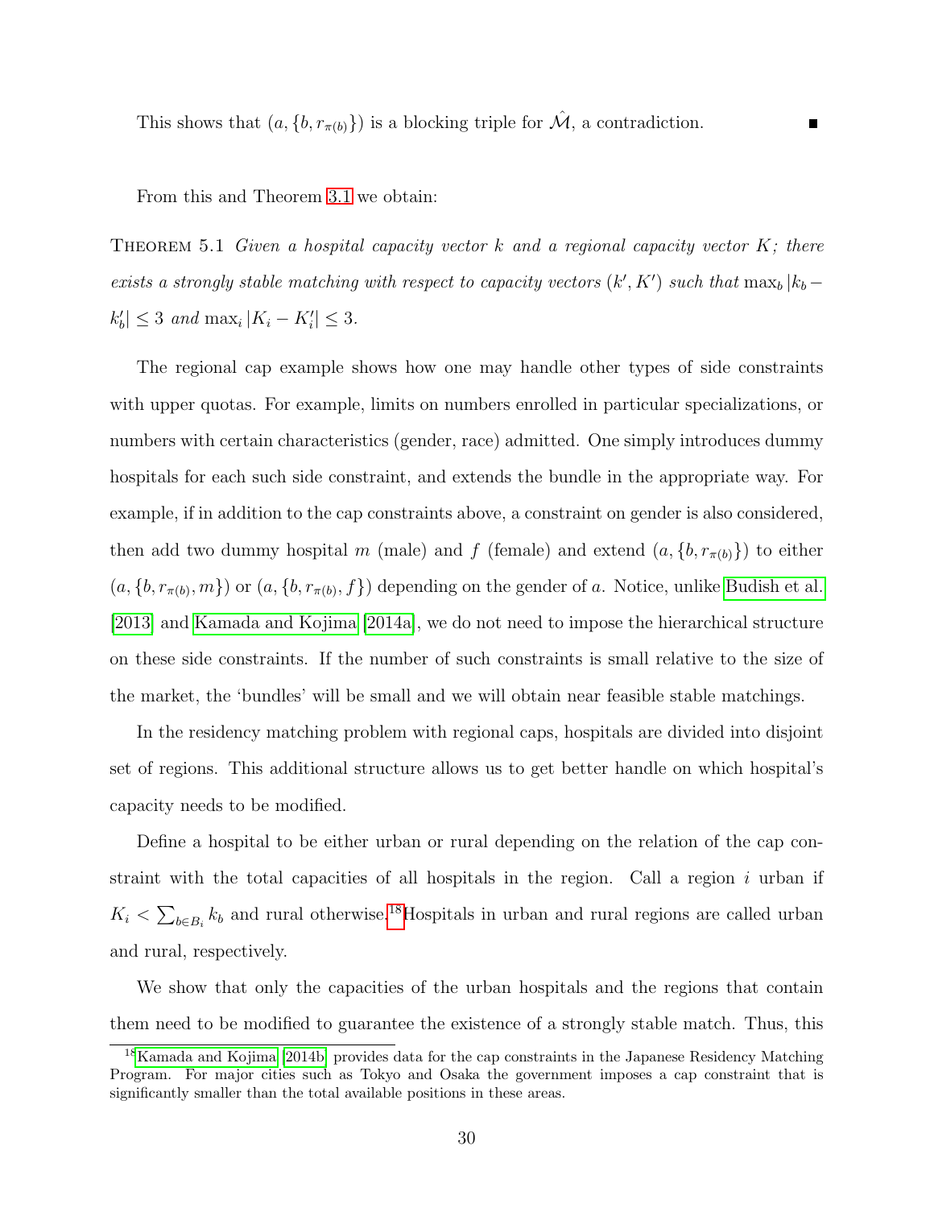This shows that $(a, \{b, r_{\pi(b)}\})$ is a blocking triple for $\hat{\mathcal{M}}$, a contradiction. ∎

From this and Theorem 3.1 we obtain:

Theorem 5.1 *Given a hospital capacity vector $k$ and a regional capacity vector $K$; there exists a strongly stable matching with respect to capacity vectors $(k', K')$ such that $\max_b |k_b - k'_b| \leq 3$ and $\max_i |K_i - K'_i| \leq 3$.*

The regional cap example shows how one may handle other types of side constraints with upper quotas. For example, limits on numbers enrolled in particular specializations, or numbers with certain characteristics (gender, race) admitted. One simply introduces dummy hospitals for each such side constraint, and extends the bundle in the appropriate way. For example, if in addition to the cap constraints above, a constraint on gender is also considered, then add two dummy hospital $m$ (male) and $f$ (female) and extend $(a, \{b, r_{\pi(b)}\})$ to either $(a, \{b, r_{\pi(b)}, m\})$ or $(a, \{b, r_{\pi(b)}, f\})$ depending on the gender of $a$. Notice, unlike Budish et al. [2013] and Kamada and Kojima [2014a], we do not need to impose the hierarchical structure on these side constraints. If the number of such constraints is small relative to the size of the market, the 'bundles' will be small and we will obtain near feasible stable matchings.

In the residency matching problem with regional caps, hospitals are divided into disjoint set of regions. This additional structure allows us to get better handle on which hospital's capacity needs to be modified.

Define a hospital to be either urban or rural depending on the relation of the cap constraint with the total capacities of all hospitals in the region. Call a region $i$ urban if $K_i < \sum_{b \in B_i} k_b$ and rural otherwise.[18] Hospitals in urban and rural regions are called urban and rural, respectively.

We show that only the capacities of the urban hospitals and the regions that contain them need to be modified to guarantee the existence of a strongly stable match. Thus, this

[18] Kamada and Kojima [2014b] provides data for the cap constraints in the Japanese Residency Matching Program. For major cities such as Tokyo and Osaka the government imposes a cap constraint that is significantly smaller than the total available positions in these areas.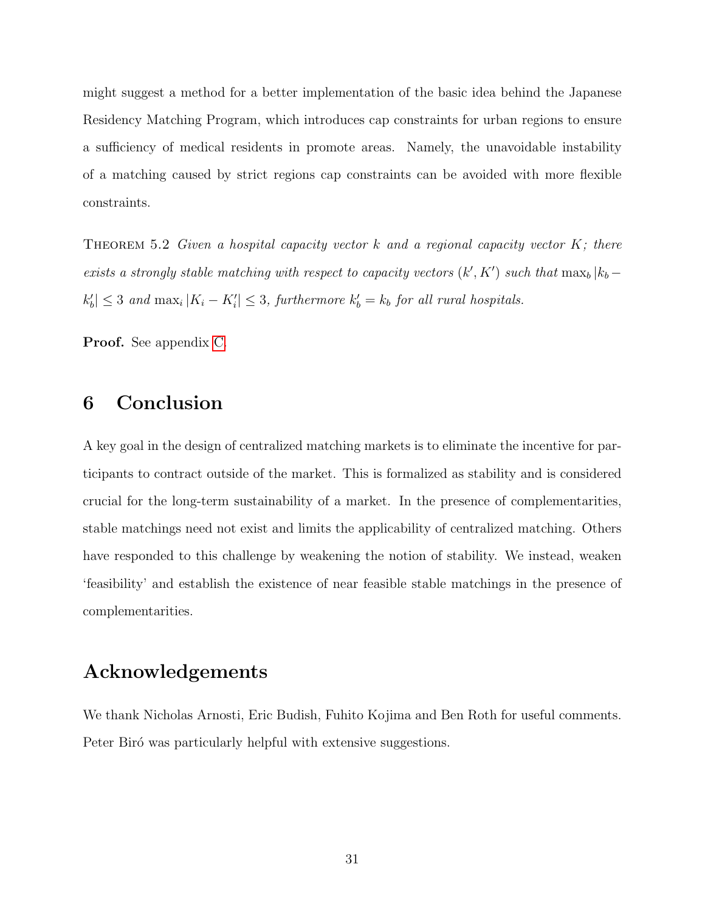might suggest a method for a better implementation of the basic idea behind the Japanese Residency Matching Program, which introduces cap constraints for urban regions to ensure a sufficiency of medical residents in promote areas. Namely, the unavoidable instability of a matching caused by strict regions cap constraints can be avoided with more flexible constraints.

THEOREM 5.2 *Given a hospital capacity vector $k$ and a regional capacity vector $K$; there exists a strongly stable matching with respect to capacity vectors $(k', K')$ such that $\max_b |k_b - k'_b| \leq 3$ and $\max_i |K_i - K'_i| \leq 3$, furthermore $k'_b = k_b$ for all rural hospitals.*

**Proof.** See appendix C.

# 6 Conclusion

A key goal in the design of centralized matching markets is to eliminate the incentive for participants to contract outside of the market. This is formalized as stability and is considered crucial for the long-term sustainability of a market. In the presence of complementarities, stable matchings need not exist and limits the applicability of centralized matching. Others have responded to this challenge by weakening the notion of stability. We instead, weaken 'feasibility' and establish the existence of near feasible stable matchings in the presence of complementarities.

# Acknowledgements

We thank Nicholas Arnosti, Eric Budish, Fuhito Kojima and Ben Roth for useful comments. Peter Biró was particularly helpful with extensive suggestions.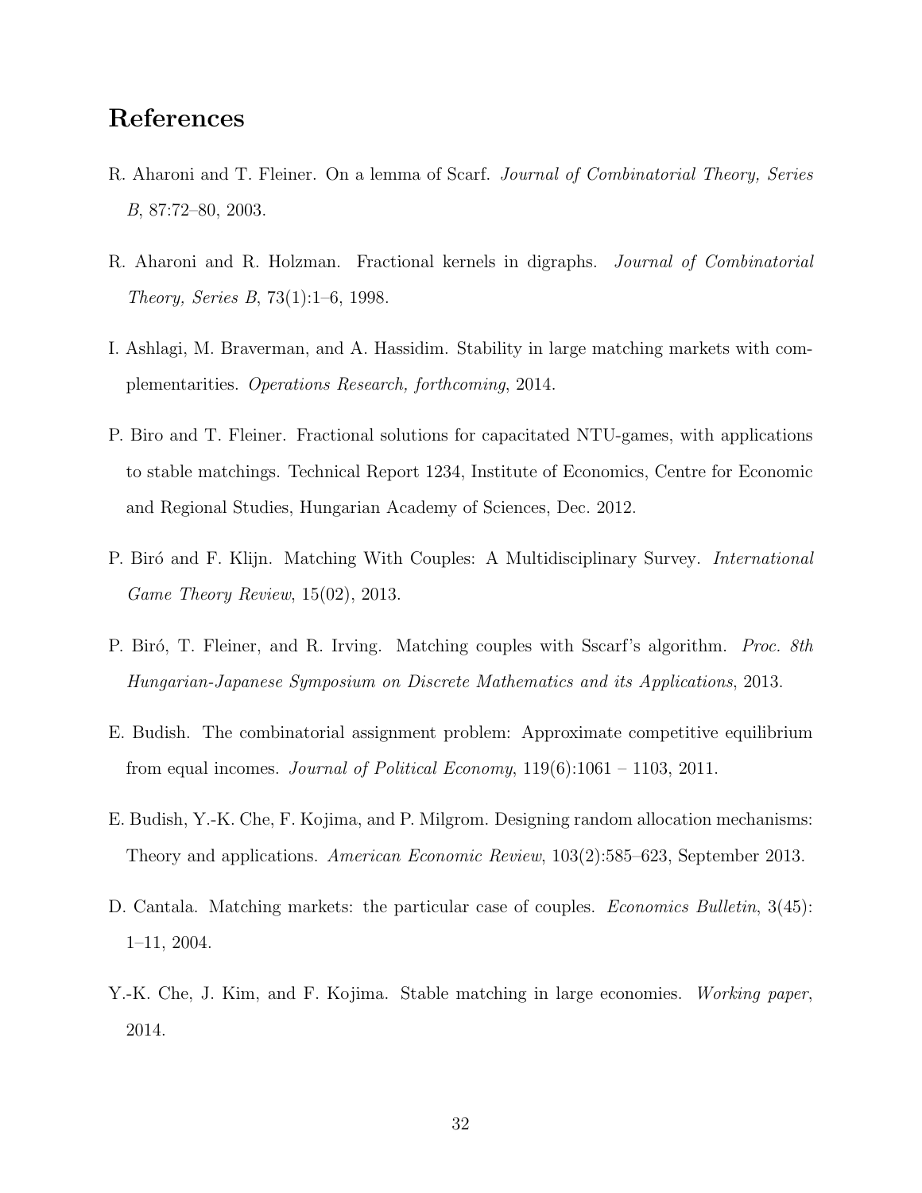## References

R. Aharoni and T. Fleiner. On a lemma of Scarf. *Journal of Combinatorial Theory, Series B*, 87:72–80, 2003.

R. Aharoni and R. Holzman. Fractional kernels in digraphs. *Journal of Combinatorial Theory, Series B*, 73(1):1–6, 1998.

I. Ashlagi, M. Braverman, and A. Hassidim. Stability in large matching markets with complementarities. *Operations Research, forthcoming*, 2014.

P. Biro and T. Fleiner. Fractional solutions for capacitated NTU-games, with applications to stable matchings. Technical Report 1234, Institute of Economics, Centre for Economic and Regional Studies, Hungarian Academy of Sciences, Dec. 2012.

P. Biró and F. Klijn. Matching With Couples: A Multidisciplinary Survey. *International Game Theory Review*, 15(02), 2013.

P. Biró, T. Fleiner, and R. Irving. Matching couples with Sscarf's algorithm. *Proc. 8th Hungarian-Japanese Symposium on Discrete Mathematics and its Applications*, 2013.

E. Budish. The combinatorial assignment problem: Approximate competitive equilibrium from equal incomes. *Journal of Political Economy*, 119(6):1061 – 1103, 2011.

E. Budish, Y.-K. Che, F. Kojima, and P. Milgrom. Designing random allocation mechanisms: Theory and applications. *American Economic Review*, 103(2):585–623, September 2013.

D. Cantala. Matching markets: the particular case of couples. *Economics Bulletin*, 3(45): 1–11, 2004.

Y.-K. Che, J. Kim, and F. Kojima. Stable matching in large economies. *Working paper*, 2014.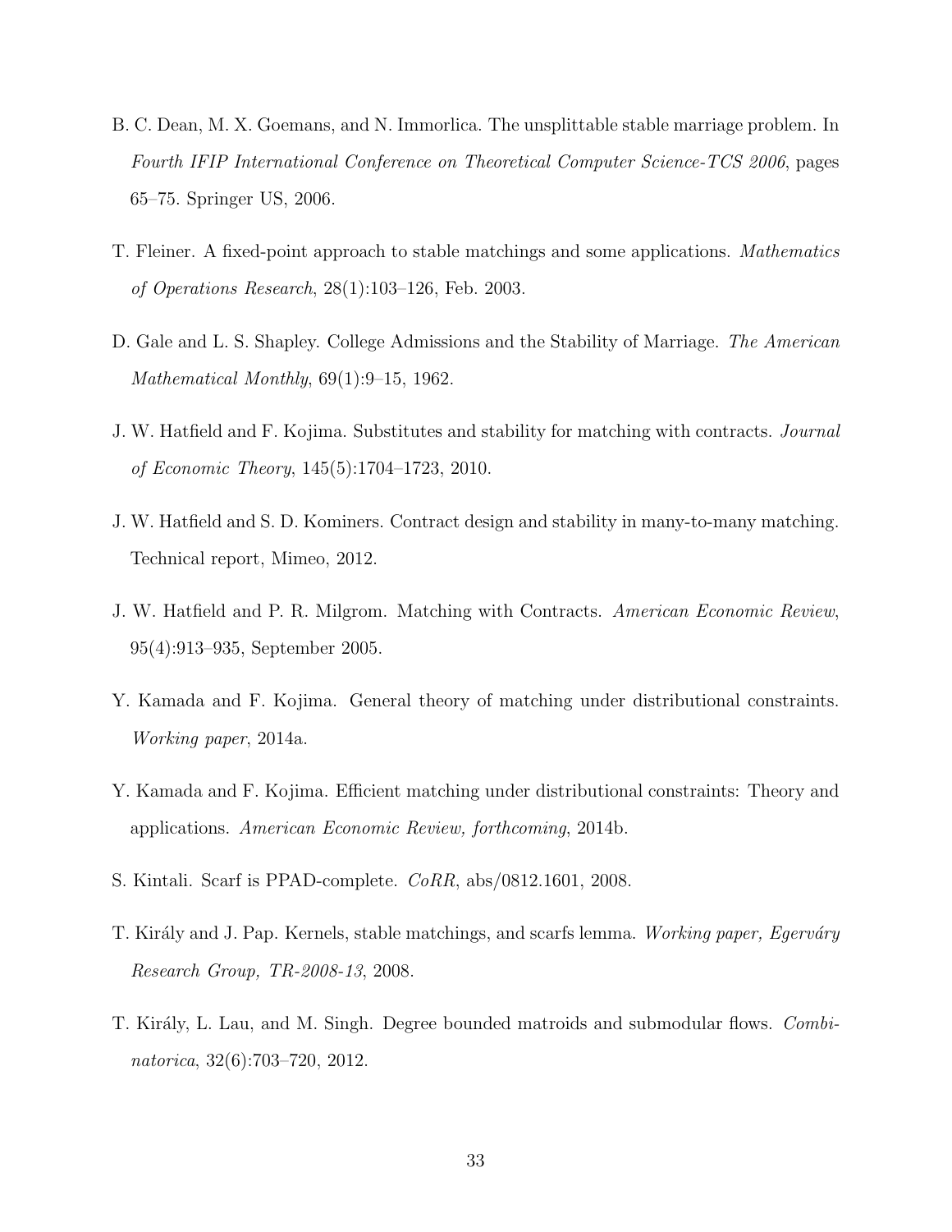B. C. Dean, M. X. Goemans, and N. Immorlica. The unsplittable stable marriage problem. In *Fourth IFIP International Conference on Theoretical Computer Science-TCS 2006*, pages 65–75. Springer US, 2006.

T. Fleiner. A fixed-point approach to stable matchings and some applications. *Mathematics of Operations Research*, 28(1):103–126, Feb. 2003.

D. Gale and L. S. Shapley. College Admissions and the Stability of Marriage. *The American Mathematical Monthly*, 69(1):9–15, 1962.

J. W. Hatfield and F. Kojima. Substitutes and stability for matching with contracts. *Journal of Economic Theory*, 145(5):1704–1723, 2010.

J. W. Hatfield and S. D. Kominers. Contract design and stability in many-to-many matching. Technical report, Mimeo, 2012.

J. W. Hatfield and P. R. Milgrom. Matching with Contracts. *American Economic Review*, 95(4):913–935, September 2005.

Y. Kamada and F. Kojima. General theory of matching under distributional constraints. *Working paper*, 2014a.

Y. Kamada and F. Kojima. Efficient matching under distributional constraints: Theory and applications. *American Economic Review, forthcoming*, 2014b.

S. Kintali. Scarf is PPAD-complete. *CoRR*, abs/0812.1601, 2008.

T. Király and J. Pap. Kernels, stable matchings, and scarfs lemma. *Working paper, Egerváry Research Group, TR-2008-13*, 2008.

T. Király, L. Lau, and M. Singh. Degree bounded matroids and submodular flows. *Combinatorica*, 32(6):703–720, 2012.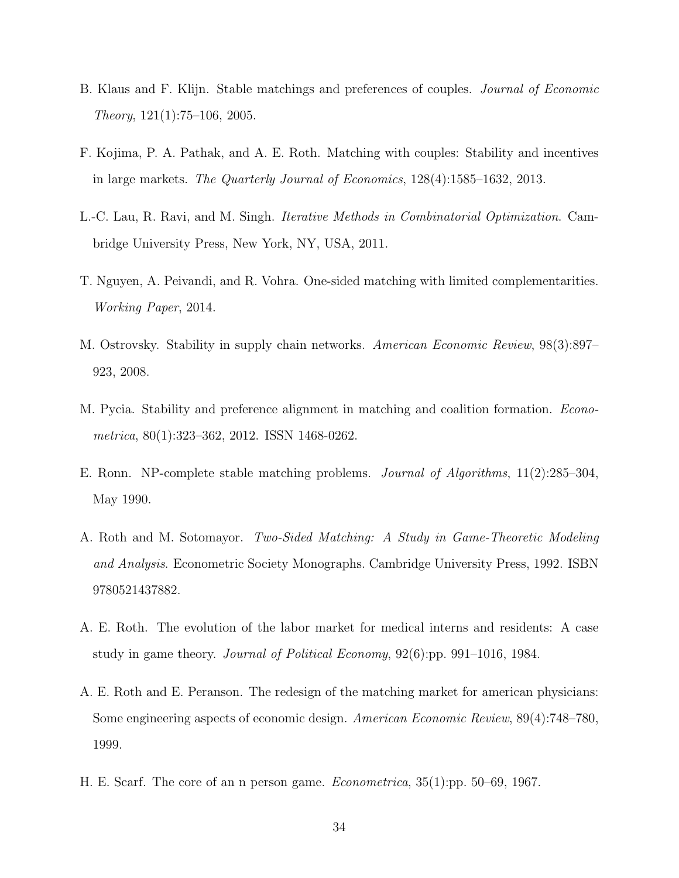B. Klaus and F. Klijn. Stable matchings and preferences of couples. *Journal of Economic Theory*, 121(1):75–106, 2005.

F. Kojima, P. A. Pathak, and A. E. Roth. Matching with couples: Stability and incentives in large markets. *The Quarterly Journal of Economics*, 128(4):1585–1632, 2013.

L.-C. Lau, R. Ravi, and M. Singh. *Iterative Methods in Combinatorial Optimization*. Cambridge University Press, New York, NY, USA, 2011.

T. Nguyen, A. Peivandi, and R. Vohra. One-sided matching with limited complementarities. *Working Paper*, 2014.

M. Ostrovsky. Stability in supply chain networks. *American Economic Review*, 98(3):897–923, 2008.

M. Pycia. Stability and preference alignment in matching and coalition formation. *Econometrica*, 80(1):323–362, 2012. ISSN 1468-0262.

E. Ronn. NP-complete stable matching problems. *Journal of Algorithms*, 11(2):285–304, May 1990.

A. Roth and M. Sotomayor. *Two-Sided Matching: A Study in Game-Theoretic Modeling and Analysis*. Econometric Society Monographs. Cambridge University Press, 1992. ISBN 9780521437882.

A. E. Roth. The evolution of the labor market for medical interns and residents: A case study in game theory. *Journal of Political Economy*, 92(6):pp. 991–1016, 1984.

A. E. Roth and E. Peranson. The redesign of the matching market for american physicians: Some engineering aspects of economic design. *American Economic Review*, 89(4):748–780, 1999.

H. E. Scarf. The core of an n person game. *Econometrica*, 35(1):pp. 50–69, 1967.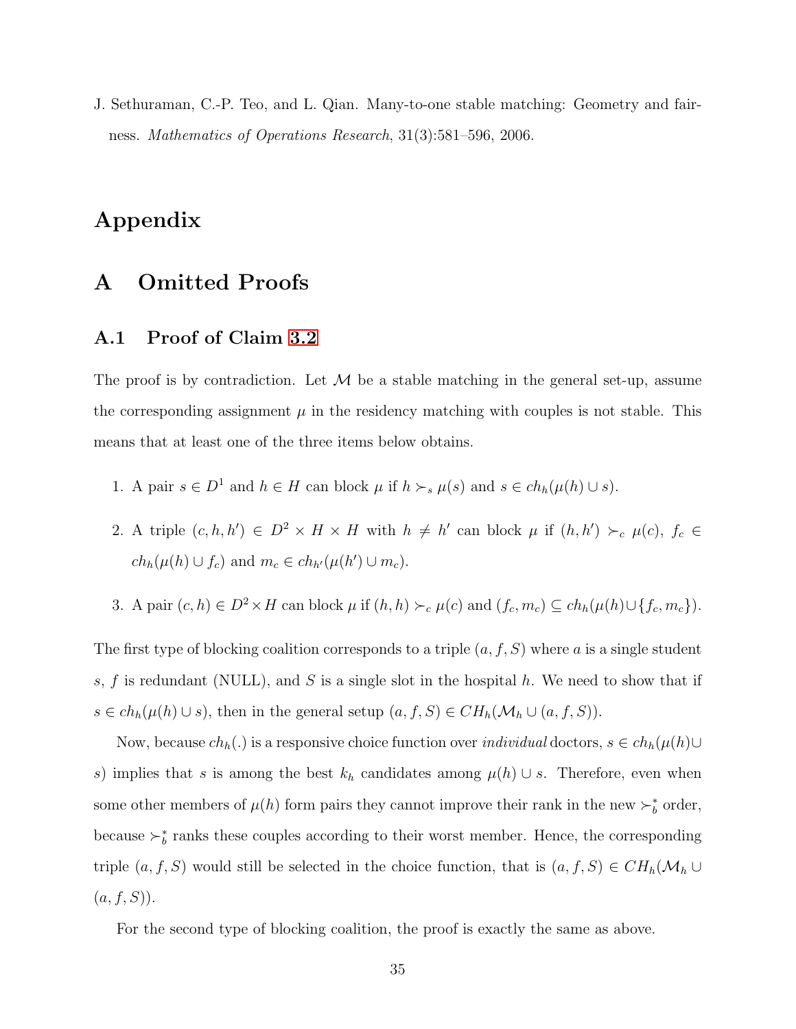J. Sethuraman, C.-P. Teo, and L. Qian. Many-to-one stable matching: Geometry and fairness. *Mathematics of Operations Research*, 31(3):581–596, 2006.

# Appendix

## A Omitted Proofs

### A.1 Proof of Claim 3.2

The proof is by contradiction. Let $\mathcal{M}$ be a stable matching in the general set-up, assume the corresponding assignment $\mu$ in the residency matching with couples is not stable. This means that at least one of the three items below obtains.

1. A pair $s \in D^1$ and $h \in H$ can block $\mu$ if $h \succ_s \mu(s)$ and $s \in ch_h(\mu(h) \cup s)$.
2. A triple $(c, h, h') \in D^2 \times H \times H$ with $h \neq h'$ can block $\mu$ if $(h, h') \succ_c \mu(c)$, $f_c \in ch_h(\mu(h) \cup f_c)$ and $m_c \in ch_{h'}(\mu(h') \cup m_c)$.
3. A pair $(c, h) \in D^2 \times H$ can block $\mu$ if $(h, h) \succ_c \mu(c)$ and $(f_c, m_c) \subseteq ch_h(\mu(h) \cup \{f_c, m_c\})$.

The first type of blocking coalition corresponds to a triple $(a, f, S)$ where $a$ is a single student $s$, $f$ is redundant (NULL), and $S$ is a single slot in the hospital $h$. We need to show that if $s \in ch_h(\mu(h) \cup s)$, then in the general setup $(a, f, S) \in CH_h(\mathcal{M}_h \cup (a, f, S))$.

Now, because $ch_h(.)$ is a responsive choice function over *individual* doctors, $s \in ch_h(\mu(h) \cup s)$ implies that $s$ is among the best $k_h$ candidates among $\mu(h) \cup s$. Therefore, even when some other members of $\mu(h)$ form pairs they cannot improve their rank in the new $\succ_b^*$ order, because $\succ_b^*$ ranks these couples according to their worst member. Hence, the corresponding triple $(a, f, S)$ would still be selected in the choice function, that is $(a, f, S) \in CH_h(\mathcal{M}_h \cup (a, f, S))$.

For the second type of blocking coalition, the proof is exactly the same as above.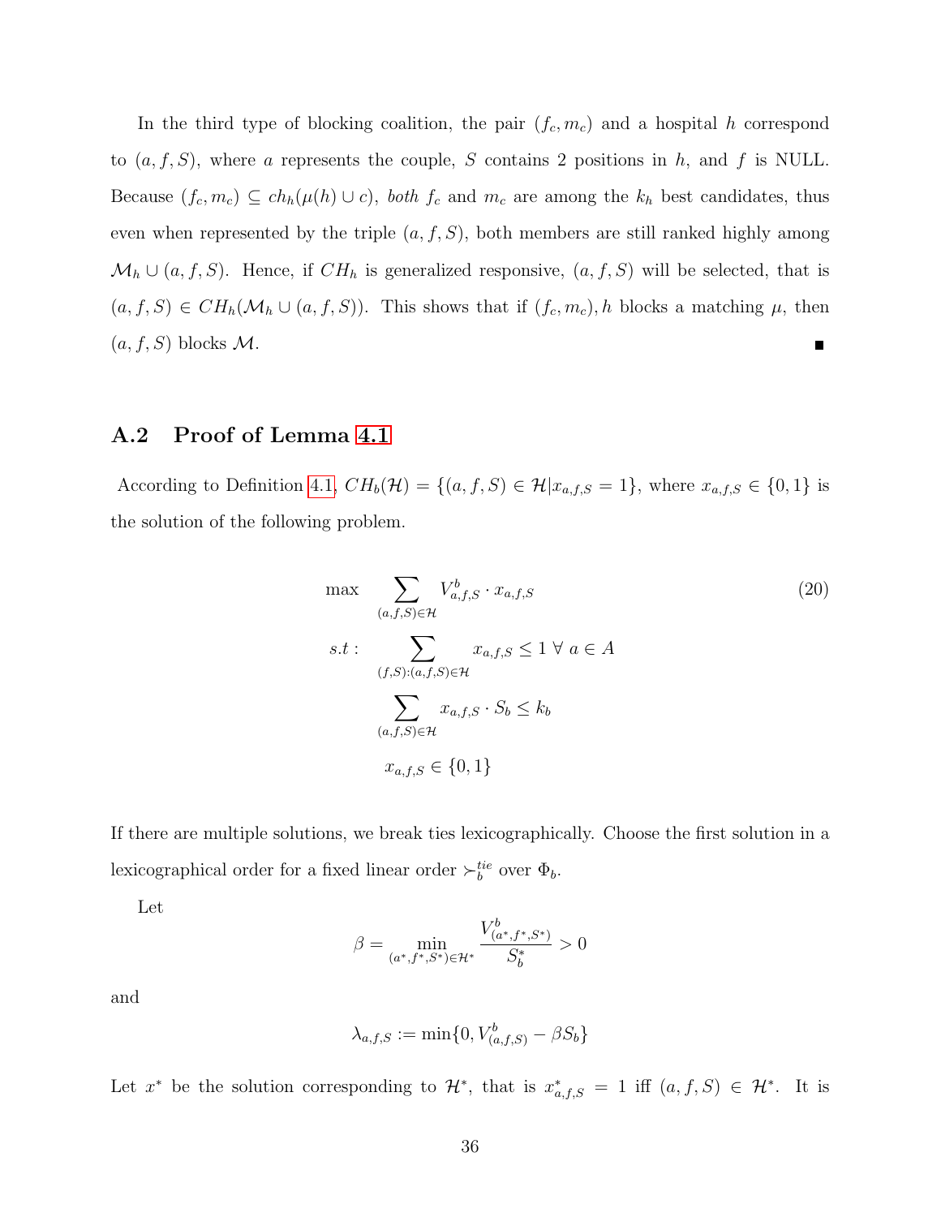In the third type of blocking coalition, the pair $(f_c, m_c)$ and a hospital $h$ correspond to $(a, f, S)$, where $a$ represents the couple, $S$ contains 2 positions in $h$, and $f$ is NULL. Because $(f_c, m_c) \subseteq ch_h(\mu(h) \cup c)$, *both* $f_c$ and $m_c$ are among the $k_h$ best candidates, thus even when represented by the triple $(a, f, S)$, both members are still ranked highly among $\mathcal{M}_h \cup (a, f, S)$. Hence, if $CH_h$ is generalized responsive, $(a, f, S)$ will be selected, that is $(a, f, S) \in CH_h(\mathcal{M}_h \cup (a, f, S))$. This shows that if $(f_c, m_c), h$ blocks a matching $\mu$, then $(a, f, S)$ blocks $\mathcal{M}$. ∎

## A.2 Proof of Lemma 4.1

According to Definition 4.1, $CH_b(\mathcal{H}) = \{(a, f, S) \in \mathcal{H} | x_{a,f,S} = 1\}$, where $x_{a,f,S} \in \{0, 1\}$ is the solution of the following problem.

$$
\begin{aligned}
\max \quad & \sum_{(a,f,S)\in\mathcal{H}} V^b_{a,f,S} \cdot x_{a,f,S} \\
s.t: \quad & \sum_{(f,S):(a,f,S)\in\mathcal{H}} x_{a,f,S} \leq 1 \ \forall \ a \in A \\
& \sum_{(a,f,S)\in\mathcal{H}} x_{a,f,S} \cdot S_b \leq k_b \\
& x_{a,f,S} \in \{0, 1\}
\end{aligned}
\tag{20}
$$

If there are multiple solutions, we break ties lexicographically. Choose the first solution in a lexicographical order for a fixed linear order $\succ^{tie}_b$ over $\Phi_b$.

Let

$$\beta = \min_{(a^*,f^*,S^*)\in\mathcal{H}^*} \frac{V^b_{(a^*,f^*,S^*)}}{S^*_b} > 0$$

and

$$\lambda_{a,f,S} := \min\{0, V^b_{(a,f,S)} - \beta S_b\}$$

Let $x^*$ be the solution corresponding to $\mathcal{H}^*$, that is $x^*_{a,f,S} = 1$ iff $(a, f, S) \in \mathcal{H}^*$. It is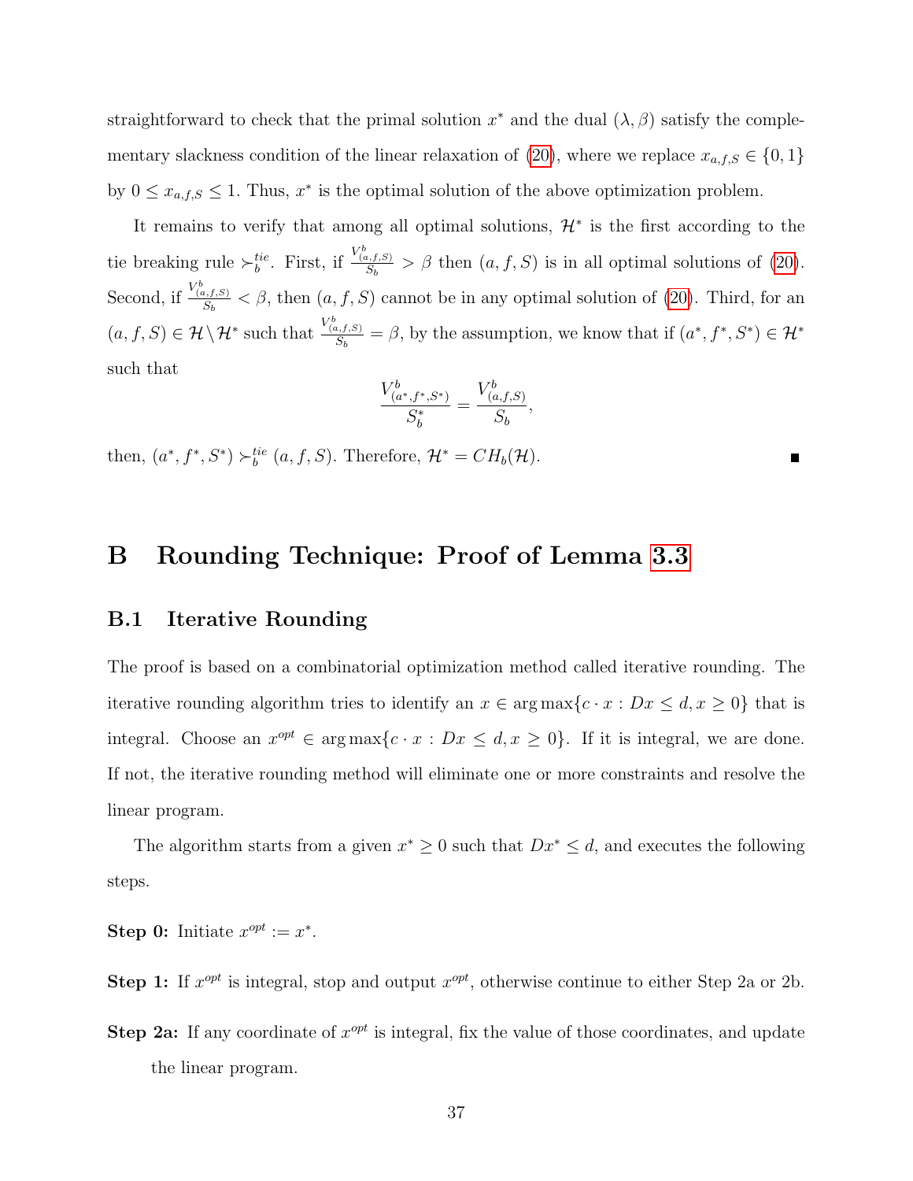straightforward to check that the primal solution $x^*$ and the dual $(\lambda, \beta)$ satisfy the complementary slackness condition of the linear relaxation of (20), where we replace $x_{a,f,S} \in \{0, 1\}$ by $0 \leq x_{a,f,S} \leq 1$. Thus, $x^*$ is the optimal solution of the above optimization problem.

It remains to verify that among all optimal solutions, $\mathcal{H}^*$ is the first according to the tie breaking rule $\succ_b^{tie}$. First, if $\frac{V^b_{(a,f,S)}}{S_b} > \beta$ then $(a, f, S)$ is in all optimal solutions of (20). Second, if $\frac{V^b_{(a,f,S)}}{S_b} < \beta$, then $(a, f, S)$ cannot be in any optimal solution of (20). Third, for an $(a, f, S) \in \mathcal{H} \backslash \mathcal{H}^*$ such that $\frac{V^b_{(a,f,S)}}{S_b} = \beta$, by the assumption, we know that if $(a^*, f^*, S^*) \in \mathcal{H}^*$ such that

$$\frac{V^b_{(a^*,f^*,S^*)}}{S^*_b} = \frac{V^b_{(a,f,S)}}{S_b},$$

then, $(a^*, f^*, S^*) \succ_b^{tie} (a, f, S)$. Therefore, $\mathcal{H}^* = CH_b(\mathcal{H})$. ■

# B Rounding Technique: Proof of Lemma 3.3

## B.1 Iterative Rounding

The proof is based on a combinatorial optimization method called iterative rounding. The iterative rounding algorithm tries to identify an $x \in \arg\max\{c \cdot x : Dx \leq d, x \geq 0\}$ that is integral. Choose an $x^{opt} \in \arg\max\{c \cdot x : Dx \leq d, x \geq 0\}$. If it is integral, we are done. If not, the iterative rounding method will eliminate one or more constraints and resolve the linear program.

The algorithm starts from a given $x^* \geq 0$ such that $Dx^* \leq d$, and executes the following steps.

**Step 0:** Initiate $x^{opt} := x^*$.

**Step 1:** If $x^{opt}$ is integral, stop and output $x^{opt}$, otherwise continue to either Step 2a or 2b.

**Step 2a:** If any coordinate of $x^{opt}$ is integral, fix the value of those coordinates, and update the linear program.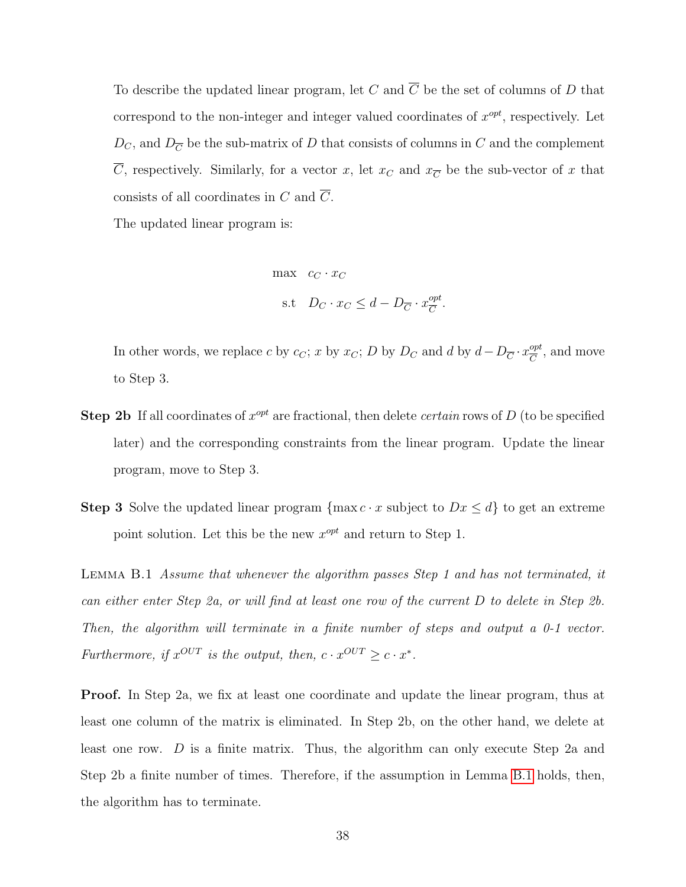To describe the updated linear program, let $C$ and $\overline{C}$ be the set of columns of $D$ that correspond to the non-integer and integer valued coordinates of $x^{opt}$, respectively. Let $D_C$, and $D_{\overline{C}}$ be the sub-matrix of $D$ that consists of columns in $C$ and the complement $\overline{C}$, respectively. Similarly, for a vector $x$, let $x_C$ and $x_{\overline{C}}$ be the sub-vector of $x$ that consists of all coordinates in $C$ and $\overline{C}$.

The updated linear program is:

$$\begin{aligned} \max \quad & c_C \cdot x_C \\ \text{s.t} \quad & D_C \cdot x_C \leq d - D_{\overline{C}} \cdot x^{opt}_{\overline{C}}. \end{aligned}$$

In other words, we replace $c$ by $c_C$; $x$ by $x_C$; $D$ by $D_C$ and $d$ by $d - D_{\overline{C}} \cdot x^{opt}_{\overline{C}}$, and move to Step 3.

**Step 2b** If all coordinates of $x^{opt}$ are fractional, then delete *certain* rows of $D$ (to be specified later) and the corresponding constraints from the linear program. Update the linear program, move to Step 3.

**Step 3** Solve the updated linear program $\{\max c \cdot x \text{ subject to } Dx \leq d\}$ to get an extreme point solution. Let this be the new $x^{opt}$ and return to Step 1.

LEMMA B.1 *Assume that whenever the algorithm passes Step 1 and has not terminated, it can either enter Step 2a, or will find at least one row of the current $D$ to delete in Step 2b. Then, the algorithm will terminate in a finite number of steps and output a 0-1 vector. Furthermore, if $x^{OUT}$ is the output, then, $c \cdot x^{OUT} \geq c \cdot x^*$.*

**Proof.** In Step 2a, we fix at least one coordinate and update the linear program, thus at least one column of the matrix is eliminated. In Step 2b, on the other hand, we delete at least one row. $D$ is a finite matrix. Thus, the algorithm can only execute Step 2a and Step 2b a finite number of times. Therefore, if the assumption in Lemma B.1 holds, then, the algorithm has to terminate.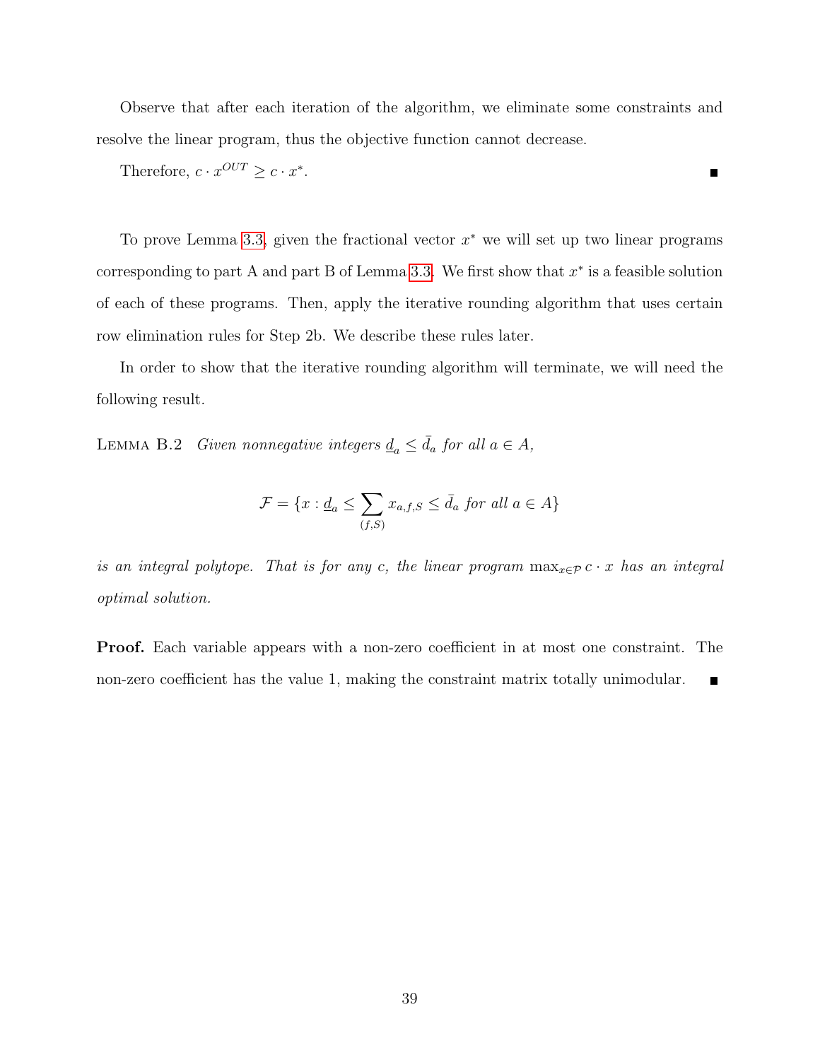Observe that after each iteration of the algorithm, we eliminate some constraints and resolve the linear program, thus the objective function cannot decrease.

Therefore, $c \cdot x^{OUT} \geq c \cdot x^*$. ■

To prove Lemma 3.3, given the fractional vector $x^*$ we will set up two linear programs corresponding to part A and part B of Lemma 3.3. We first show that $x^*$ is a feasible solution of each of these programs. Then, apply the iterative rounding algorithm that uses certain row elimination rules for Step 2b. We describe these rules later.

In order to show that the iterative rounding algorithm will terminate, we will need the following result.

LEMMA B.2 *Given nonnegative integers $\underline{d}_a \leq \bar{d}_a$ for all $a \in A$,*

$$\mathcal{F} = \{x : \underline{d}_a \leq \sum_{(f,S)} x_{a,f,S} \leq \bar{d}_a \text{ for all } a \in A\}$$

*is an integral polytope. That is for any $c$, the linear program $\max_{x \in \mathcal{P}} c \cdot x$ has an integral optimal solution.*

**Proof.** Each variable appears with a non-zero coefficient in at most one constraint. The non-zero coefficient has the value 1, making the constraint matrix totally unimodular. ■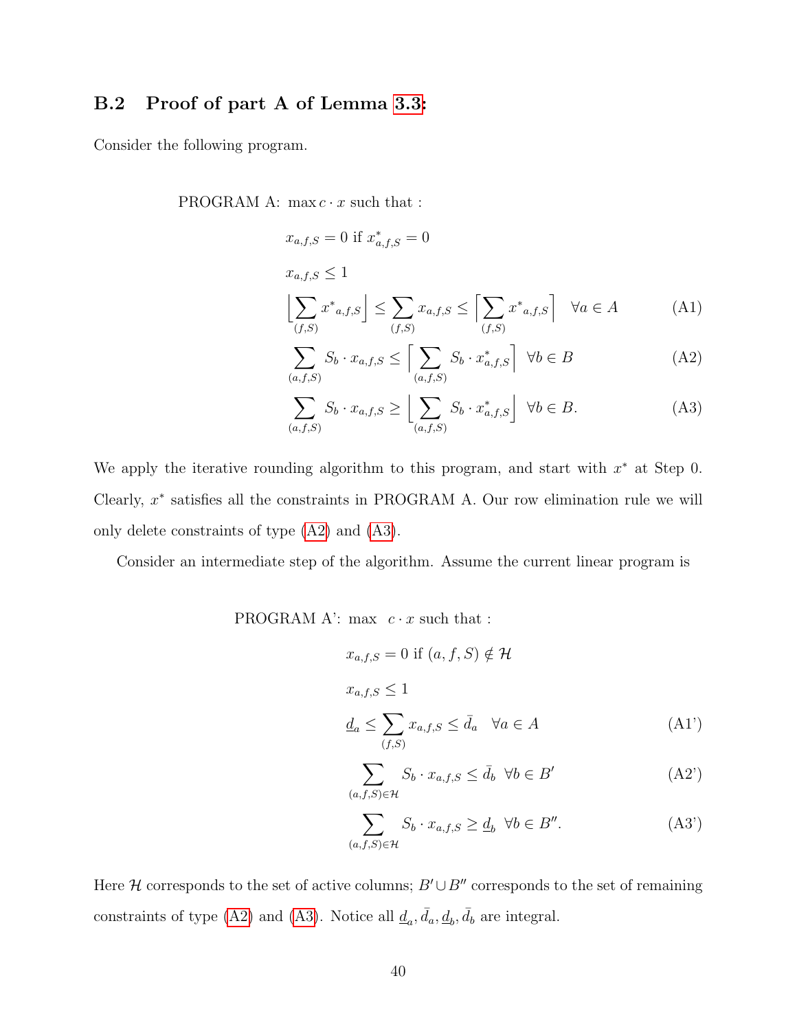### B.2 Proof of part A of Lemma 3.3:

Consider the following program.

$$\text{PROGRAM A: } \max c \cdot x \text{ such that :}$$

$$x_{a,f,S} = 0 \text{ if } x^*_{a,f,S} = 0$$

$$x_{a,f,S} \leq 1$$

$$\left\lfloor \sum_{(f,S)} {x^*}_{a,f,S} \right\rfloor \leq \sum_{(f,S)} x_{a,f,S} \leq \left\lceil \sum_{(f,S)} {x^*}_{a,f,S} \right\rceil \quad \forall a \in A \tag{A1}$$

$$\sum_{(a,f,S)} S_b \cdot x_{a,f,S} \leq \left\lceil \sum_{(a,f,S)} S_b \cdot x^*_{a,f,S} \right\rceil \;\; \forall b \in B \tag{A2}$$

$$\sum_{(a,f,S)} S_b \cdot x_{a,f,S} \geq \left\lfloor \sum_{(a,f,S)} S_b \cdot x^*_{a,f,S} \right\rfloor \;\; \forall b \in B. \tag{A3}$$

We apply the iterative rounding algorithm to this program, and start with $x^*$ at Step 0. Clearly, $x^*$ satisfies all the constraints in PROGRAM A. Our row elimination rule we will only delete constraints of type (A2) and (A3).

Consider an intermediate step of the algorithm. Assume the current linear program is

$$\text{PROGRAM A': } \max \;\; c \cdot x \text{ such that :}$$

$$x_{a,f,S} = 0 \text{ if } (a,f,S) \notin \mathcal{H}$$

$$x_{a,f,S} \leq 1$$

$$\underline{d}_a \leq \sum_{(f,S)} x_{a,f,S} \leq \bar{d}_a \quad \forall a \in A \tag{A1'}$$

$$\sum_{(a,f,S) \in \mathcal{H}} S_b \cdot x_{a,f,S} \leq \bar{d}_b \;\; \forall b \in B' \tag{A2'}$$

$$\sum_{(a,f,S) \in \mathcal{H}} S_b \cdot x_{a,f,S} \geq \underline{d}_b \;\; \forall b \in B''. \tag{A3'}$$

Here $\mathcal{H}$ corresponds to the set of active columns; $B' \cup B''$ corresponds to the set of remaining constraints of type (A2) and (A3). Notice all $\underline{d}_a, \bar{d}_a, \underline{d}_b, \bar{d}_b$ are integral.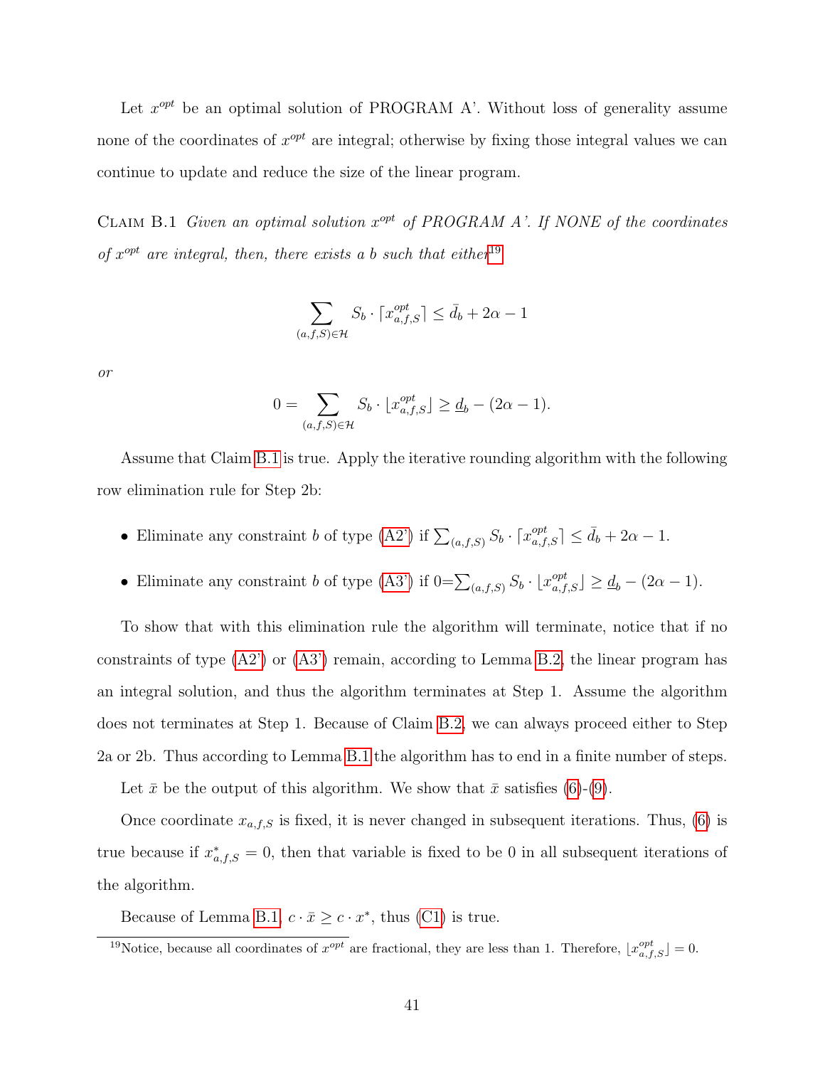Let $x^{opt}$ be an optimal solution of PROGRAM A'. Without loss of generality assume none of the coordinates of $x^{opt}$ are integral; otherwise by fixing those integral values we can continue to update and reduce the size of the linear program.

CLAIM B.1 *Given an optimal solution $x^{opt}$ of PROGRAM A'. If NONE of the coordinates of $x^{opt}$ are integral, then, there exists a $b$ such that either*[19]

$$\sum_{(a,f,S)\in\mathcal{H}} S_b \cdot \lceil x^{opt}_{a,f,S} \rceil \leq \bar{d}_b + 2\alpha - 1$$

*or*

$$0 = \sum_{(a,f,S)\in\mathcal{H}} S_b \cdot \lfloor x^{opt}_{a,f,S} \rfloor \geq \underline{d}_b - (2\alpha - 1).$$

Assume that Claim B.1 is true. Apply the iterative rounding algorithm with the following row elimination rule for Step 2b:

- Eliminate any constraint $b$ of type (A2') if $\sum_{(a,f,S)} S_b \cdot \lceil x^{opt}_{a,f,S} \rceil \leq \bar{d}_b + 2\alpha - 1$.
- Eliminate any constraint $b$ of type (A3') if $0 = \sum_{(a,f,S)} S_b \cdot \lfloor x^{opt}_{a,f,S} \rfloor \geq \underline{d}_b - (2\alpha - 1)$.

To show that with this elimination rule the algorithm will terminate, notice that if no constraints of type (A2') or (A3') remain, according to Lemma B.2, the linear program has an integral solution, and thus the algorithm terminates at Step 1. Assume the algorithm does not terminates at Step 1. Because of Claim B.2, we can always proceed either to Step 2a or 2b. Thus according to Lemma B.1 the algorithm has to end in a finite number of steps.

Let $\bar{x}$ be the output of this algorithm. We show that $\bar{x}$ satisfies (6)-(9).

Once coordinate $x_{a,f,S}$ is fixed, it is never changed in subsequent iterations. Thus, (6) is true because if $x^*_{a,f,S} = 0$, then that variable is fixed to be 0 in all subsequent iterations of the algorithm.

Because of Lemma B.1, $c \cdot \bar{x} \geq c \cdot x^*$, thus (C1) is true.

[19]Notice, because all coordinates of $x^{opt}$ are fractional, they are less than 1. Therefore, $\lfloor x^{opt}_{a,f,S} \rfloor = 0$.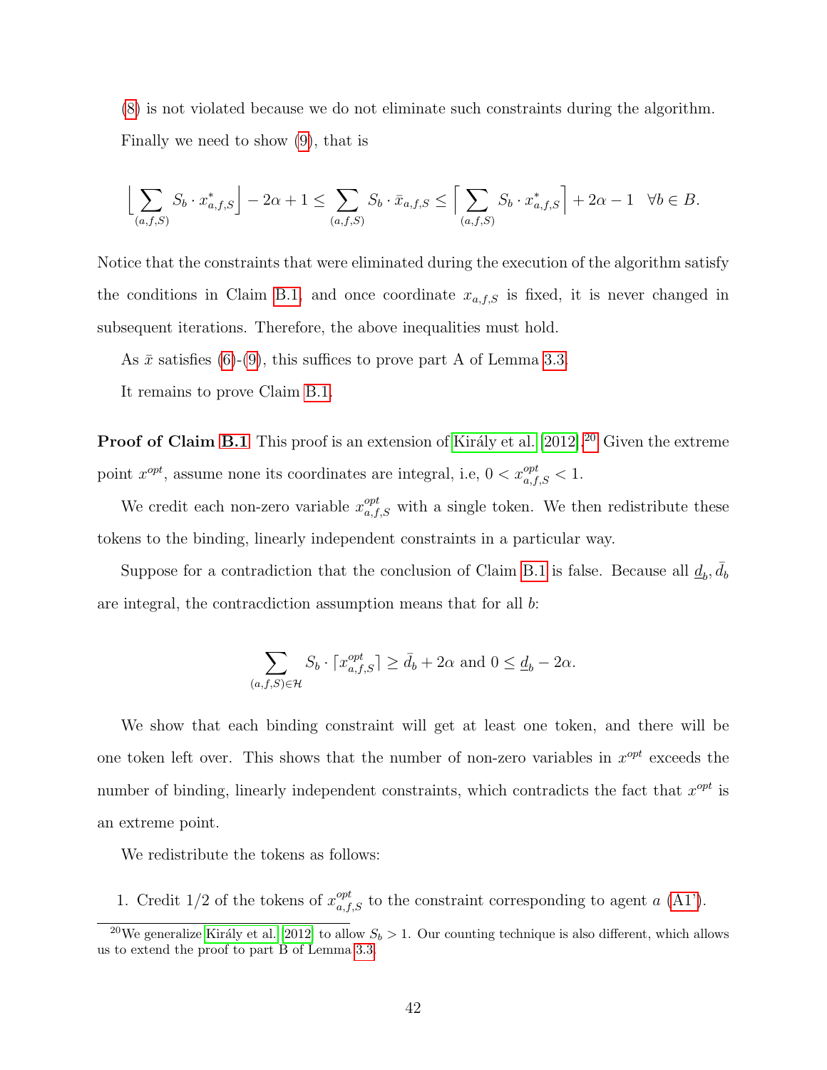(8) is not violated because we do not eliminate such constraints during the algorithm.

Finally we need to show (9), that is

$$\Big\lfloor \sum_{(a,f,S)} S_b \cdot x^*_{a,f,S} \Big\rfloor - 2\alpha + 1 \leq \sum_{(a,f,S)} S_b \cdot \bar{x}_{a,f,S} \leq \Big\lceil \sum_{(a,f,S)} S_b \cdot x^*_{a,f,S} \Big\rceil + 2\alpha - 1 \quad \forall b \in B.$$

Notice that the constraints that were eliminated during the execution of the algorithm satisfy the conditions in Claim B.1, and once coordinate $x_{a,f,S}$ is fixed, it is never changed in subsequent iterations. Therefore, the above inequalities must hold.

As $\bar{x}$ satisfies (6)-(9), this suffices to prove part A of Lemma 3.3.

It remains to prove Claim B.1.

**Proof of Claim B.1** This proof is an extension of Király et al. [2012].[20] Given the extreme point $x^{opt}$, assume none its coordinates are integral, i.e, $0 < x^{opt}_{a,f,S} < 1$.

We credit each non-zero variable $x^{opt}_{a,f,S}$ with a single token. We then redistribute these tokens to the binding, linearly independent constraints in a particular way.

Suppose for a contradiction that the conclusion of Claim B.1 is false. Because all $\underline{d}_b, \bar{d}_b$ are integral, the contracdiction assumption means that for all $b$:

$$\sum_{(a,f,S)\in\mathcal{H}} S_b \cdot \lceil x^{opt}_{a,f,S} \rceil \geq \bar{d}_b + 2\alpha \text{ and } 0 \leq \underline{d}_b - 2\alpha.$$

We show that each binding constraint will get at least one token, and there will be one token left over. This shows that the number of non-zero variables in $x^{opt}$ exceeds the number of binding, linearly independent constraints, which contradicts the fact that $x^{opt}$ is an extreme point.

We redistribute the tokens as follows:

1. Credit 1/2 of the tokens of $x^{opt}_{a,f,S}$ to the constraint corresponding to agent $a$ (A1').

[20] We generalize Király et al. [2012] to allow $S_b > 1$. Our counting technique is also different, which allows us to extend the proof to part B of Lemma 3.3.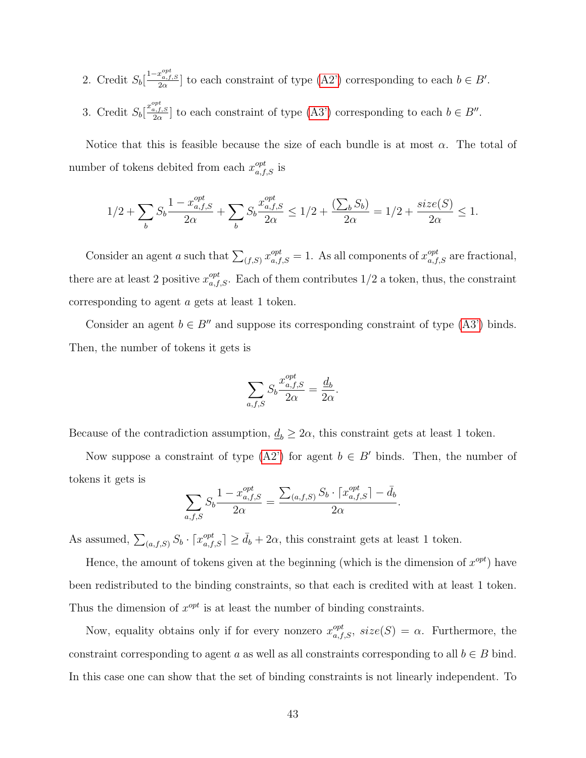2. Credit $S_b[\frac{1-x^{opt}_{a,f,S}}{2\alpha}]$ to each constraint of type (A2') corresponding to each $b \in B'$.

3. Credit $S_b[\frac{x^{opt}_{a,f,S}}{2\alpha}]$ to each constraint of type (A3') corresponding to each $b \in B''$.

Notice that this is feasible because the size of each bundle is at most $\alpha$. The total of number of tokens debited from each $x^{opt}_{a,f,S}$ is

$$1/2 + \sum_b S_b \frac{1 - x^{opt}_{a,f,S}}{2\alpha} + \sum_b S_b \frac{x^{opt}_{a,f,S}}{2\alpha} \leq 1/2 + \frac{(\sum_b S_b)}{2\alpha} = 1/2 + \frac{size(S)}{2\alpha} \leq 1.$$

Consider an agent $a$ such that $\sum_{(f,S)} x^{opt}_{a,f,S} = 1$. As all components of $x^{opt}_{a,f,S}$ are fractional, there are at least 2 positive $x^{opt}_{a,f,S}$. Each of them contributes 1/2 a token, thus, the constraint corresponding to agent $a$ gets at least 1 token.

Consider an agent $b \in B''$ and suppose its corresponding constraint of type (A3') binds. Then, the number of tokens it gets is

$$\sum_{a,f,S} S_b \frac{x^{opt}_{a,f,S}}{2\alpha} = \frac{\underline{d}_b}{2\alpha}.$$

Because of the contradiction assumption, $\underline{d}_b \geq 2\alpha$, this constraint gets at least 1 token.

Now suppose a constraint of type (A2') for agent $b \in B'$ binds. Then, the number of tokens it gets is

$$\sum_{a,f,S} S_b \frac{1 - x^{opt}_{a,f,S}}{2\alpha} = \frac{\sum_{(a,f,S)} S_b \cdot \lceil x^{opt}_{a,f,S} \rceil - \bar{d}_b}{2\alpha}.$$

As assumed, $\sum_{(a,f,S)} S_b \cdot \lceil x^{opt}_{a,f,S} \rceil \geq \bar{d}_b + 2\alpha$, this constraint gets at least 1 token.

Hence, the amount of tokens given at the beginning (which is the dimension of $x^{opt}$) have been redistributed to the binding constraints, so that each is credited with at least 1 token. Thus the dimension of $x^{opt}$ is at least the number of binding constraints.

Now, equality obtains only if for every nonzero $x^{opt}_{a,f,S}$, $size(S) = \alpha$. Furthermore, the constraint corresponding to agent $a$ as well as all constraints corresponding to all $b \in B$ bind. In this case one can show that the set of binding constraints is not linearly independent. To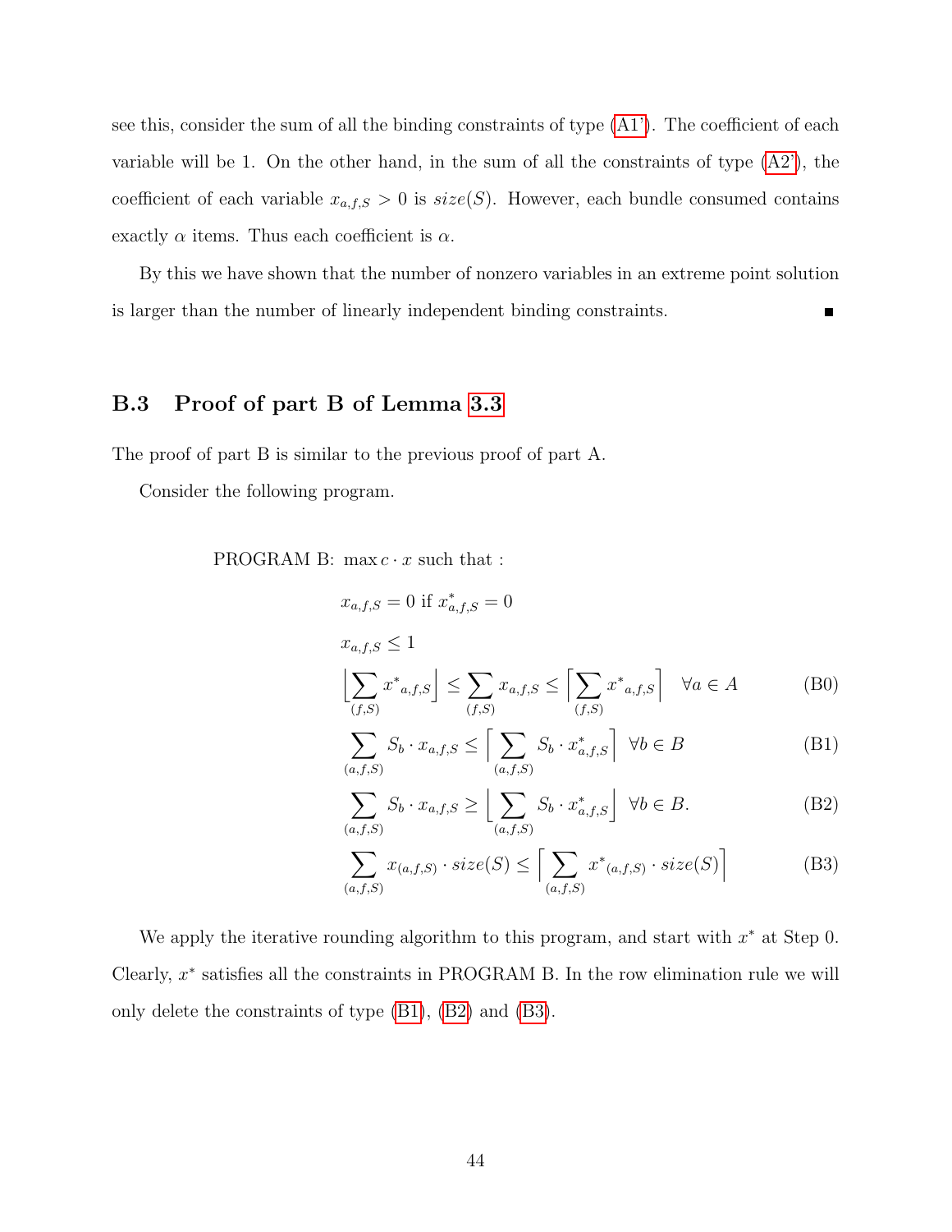see this, consider the sum of all the binding constraints of type (A1'). The coefficient of each variable will be 1. On the other hand, in the sum of all the constraints of type (A2'), the coefficient of each variable $x_{a,f,S} > 0$ is $size(S)$. However, each bundle consumed contains exactly $\alpha$ items. Thus each coefficient is $\alpha$.

By this we have shown that the number of nonzero variables in an extreme point solution is larger than the number of linearly independent binding constraints. ∎

### B.3 Proof of part B of Lemma 3.3

The proof of part B is similar to the previous proof of part A.

Consider the following program.

PROGRAM B: $\max c \cdot x$ such that :

$$x_{a,f,S} = 0 \text{ if } x^*_{a,f,S} = 0$$

$$x_{a,f,S} \leq 1$$

$$\left\lfloor \sum_{(f,S)} x^*{}_{a,f,S} \right\rfloor \leq \sum_{(f,S)} x_{a,f,S} \leq \left\lceil \sum_{(f,S)} x^*{}_{a,f,S} \right\rceil \quad \forall a \in A \tag{B0}$$

$$\sum_{(a,f,S)} S_b \cdot x_{a,f,S} \leq \left\lceil \sum_{(a,f,S)} S_b \cdot x^*_{a,f,S} \right\rceil \;\; \forall b \in B \tag{B1}$$

$$\sum_{(a,f,S)} S_b \cdot x_{a,f,S} \geq \left\lfloor \sum_{(a,f,S)} S_b \cdot x^*_{a,f,S} \right\rfloor \;\; \forall b \in B. \tag{B2}$$

$$\sum_{(a,f,S)} x_{(a,f,S)} \cdot size(S) \leq \left\lceil \sum_{(a,f,S)} x^*{}_{(a,f,S)} \cdot size(S) \right\rceil \tag{B3}$$

We apply the iterative rounding algorithm to this program, and start with $x^*$ at Step 0. Clearly, $x^*$ satisfies all the constraints in PROGRAM B. In the row elimination rule we will only delete the constraints of type (B1), (B2) and (B3).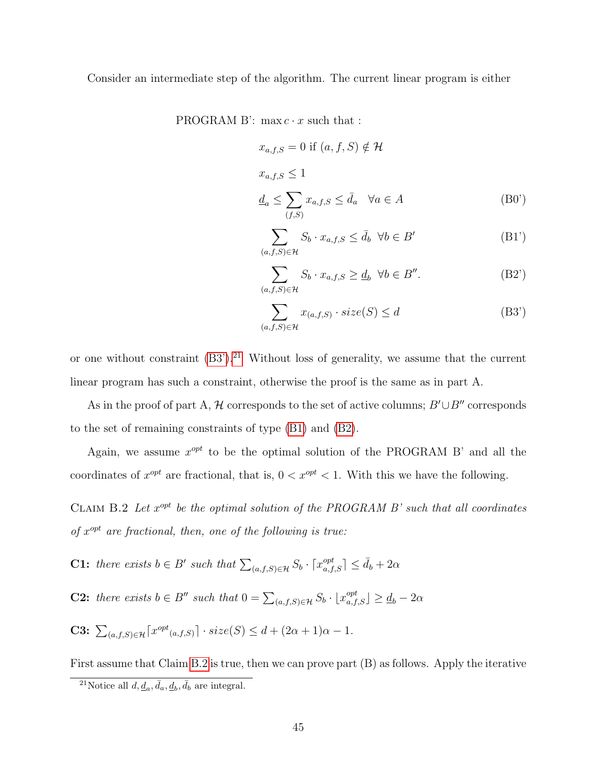Consider an intermediate step of the algorithm. The current linear program is either

PROGRAM B': $\max c \cdot x$ such that :

$$x_{a,f,S} = 0 \text{ if } (a,f,S) \notin \mathcal{H}$$

$$x_{a,f,S} \leq 1$$

$$\underline{d}_a \leq \sum_{(f,S)} x_{a,f,S} \leq \bar{d}_a \quad \forall a \in A \tag{B0'}$$

$$\sum_{(a,f,S)\in\mathcal{H}} S_b \cdot x_{a,f,S} \leq \bar{d}_b \ \ \forall b \in B' \tag{B1'}$$

$$\sum_{(a,f,S)\in\mathcal{H}} S_b \cdot x_{a,f,S} \geq \underline{d}_b \ \ \forall b \in B''. \tag{B2'}$$

$$\sum_{(a,f,S)\in\mathcal{H}} x_{(a,f,S)} \cdot size(S) \leq d \tag{B3'}$$

or one without constraint (B3').[21] Without loss of generality, we assume that the current linear program has such a constraint, otherwise the proof is the same as in part A.

As in the proof of part A, $\mathcal{H}$ corresponds to the set of active columns; $B' \cup B''$ corresponds to the set of remaining constraints of type (B1) and (B2).

Again, we assume $x^{opt}$ to be the optimal solution of the PROGRAM B' and all the coordinates of $x^{opt}$ are fractional, that is, $0 < x^{opt} < 1$. With this we have the following.

Claim B.2 *Let $x^{opt}$ be the optimal solution of the PROGRAM B' such that all coordinates of $x^{opt}$ are fractional, then, one of the following is true:*

**C1:** *there exists $b \in B'$ such that $\sum_{(a,f,S)\in\mathcal{H}} S_b \cdot \lceil x^{opt}_{a,f,S} \rceil \leq \bar{d}_b + 2\alpha$*

**C2:** *there exists $b \in B''$ such that $0 = \sum_{(a,f,S)\in\mathcal{H}} S_b \cdot \lfloor x^{opt}_{a,f,S} \rfloor \geq \underline{d}_b - 2\alpha$*

**C3:** $\sum_{(a,f,S)\in\mathcal{H}} \lceil {x^{opt}}_{(a,f,S)} \rceil \cdot size(S) \leq d + (2\alpha + 1)\alpha - 1.$

First assume that Claim B.2 is true, then we can prove part (B) as follows. Apply the iterative

[21] Notice all $d, \underline{d}_a, \bar{d}_a, \underline{d}_b, \bar{d}_b$ are integral.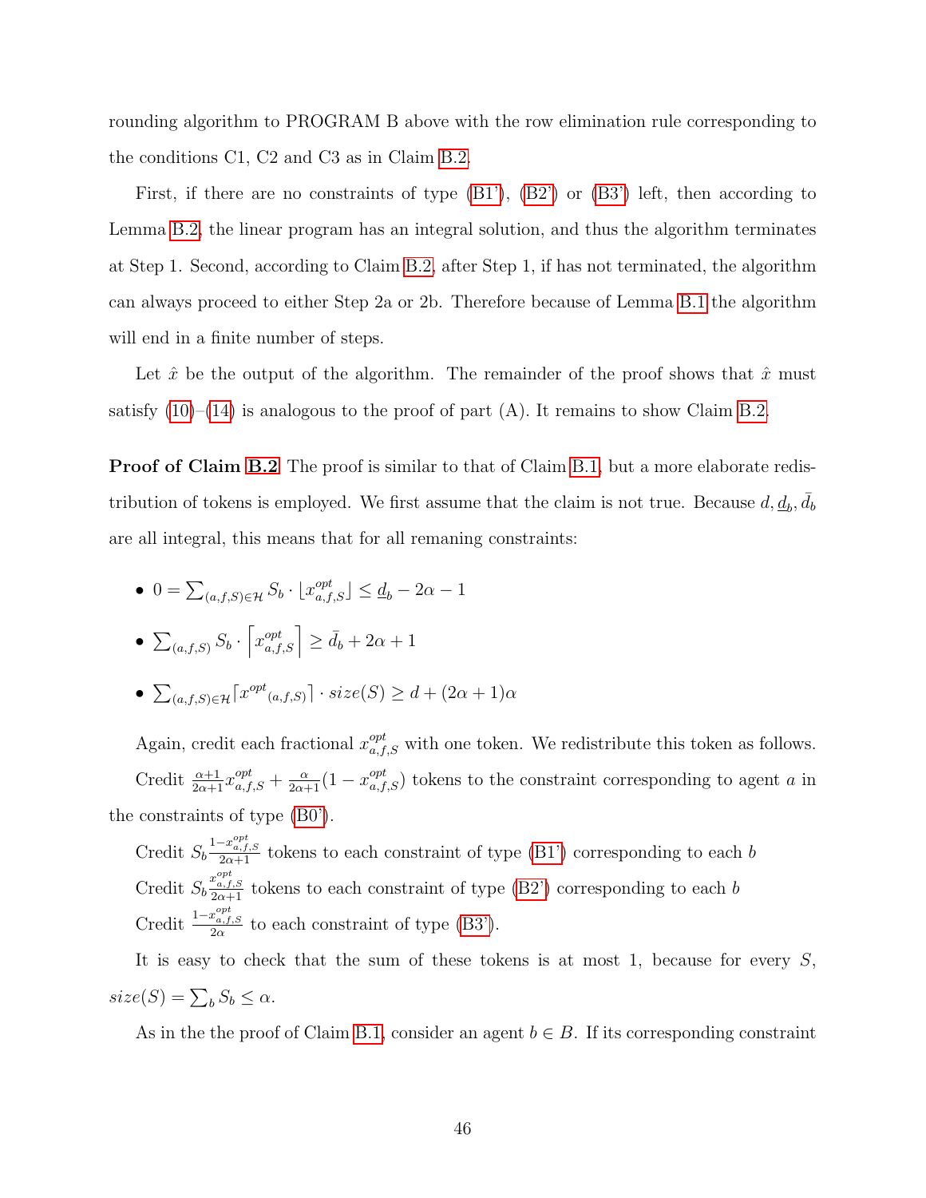rounding algorithm to PROGRAM B above with the row elimination rule corresponding to the conditions C1, C2 and C3 as in Claim B.2.

First, if there are no constraints of type (B1'), (B2') or (B3') left, then according to Lemma B.2, the linear program has an integral solution, and thus the algorithm terminates at Step 1. Second, according to Claim B.2, after Step 1, if has not terminated, the algorithm can always proceed to either Step 2a or 2b. Therefore because of Lemma B.1 the algorithm will end in a finite number of steps.

Let $\hat{x}$ be the output of the algorithm. The remainder of the proof shows that $\hat{x}$ must satisfy (10)–(14) is analogous to the proof of part (A). It remains to show Claim B.2.

**Proof of Claim B.2** The proof is similar to that of Claim B.1, but a more elaborate redistribution of tokens is employed. We first assume that the claim is not true. Because $d, \underline{d}_b, \bar{d}_b$ are all integral, this means that for all remaning constraints:

- $0 = \sum_{(a,f,S)\in\mathcal{H}} S_b \cdot \lfloor x^{opt}_{a,f,S} \rfloor \leq \underline{d}_b - 2\alpha - 1$
- $\sum_{(a,f,S)} S_b \cdot \left\lceil x^{opt}_{a,f,S} \right\rceil \geq \bar{d}_b + 2\alpha + 1$
- $\sum_{(a,f,S)\in\mathcal{H}} \lceil x^{opt}{}_{(a,f,S)} \rceil \cdot size(S) \geq d + (2\alpha + 1)\alpha$

Again, credit each fractional $x^{opt}_{a,f,S}$ with one token. We redistribute this token as follows.

Credit $\frac{\alpha+1}{2\alpha+1} x^{opt}_{a,f,S} + \frac{\alpha}{2\alpha+1}(1 - x^{opt}_{a,f,S})$ tokens to the constraint corresponding to agent $a$ in the constraints of type (B0').

Credit $S_b \frac{1-x^{opt}_{a,f,S}}{2\alpha+1}$ tokens to each constraint of type (B1') corresponding to each $b$

Credit $S_b \frac{x^{opt}_{a,f,S}}{2\alpha+1}$ tokens to each constraint of type (B2') corresponding to each $b$

Credit $\frac{1-x^{opt}_{a,f,S}}{2\alpha}$ to each constraint of type (B3').

It is easy to check that the sum of these tokens is at most 1, because for every $S$, $size(S) = \sum_b S_b \leq \alpha$.

As in the the proof of Claim B.1, consider an agent $b \in B$. If its corresponding constraint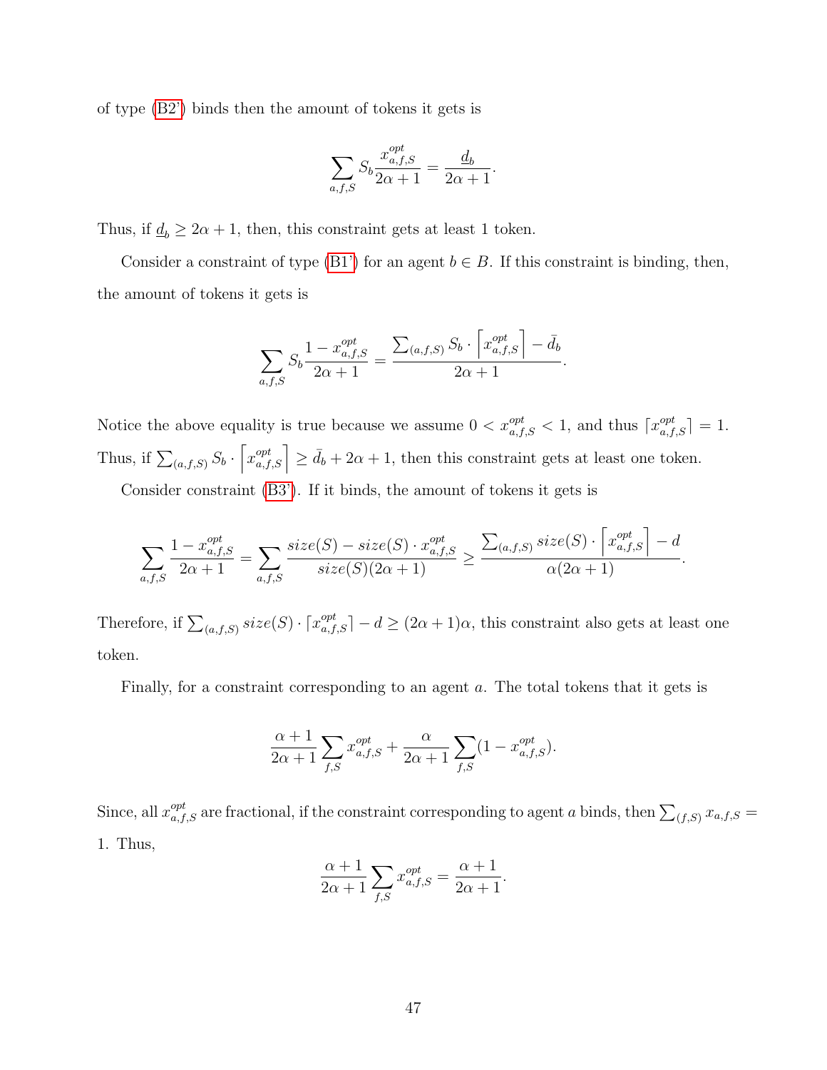of type (B2') binds then the amount of tokens it gets is

$$\sum_{a,f,S} S_b \frac{x^{opt}_{a,f,S}}{2\alpha+1} = \frac{\underline{d}_b}{2\alpha+1}.$$

Thus, if $\underline{d}_b \geq 2\alpha + 1$, then, this constraint gets at least 1 token.

Consider a constraint of type (B1') for an agent $b \in B$. If this constraint is binding, then, the amount of tokens it gets is

$$\sum_{a,f,S} S_b \frac{1 - x^{opt}_{a,f,S}}{2\alpha+1} = \frac{\sum_{(a,f,S)} S_b \cdot \left\lceil x^{opt}_{a,f,S} \right\rceil - \bar{d}_b}{2\alpha+1}.$$

Notice the above equality is true because we assume $0 < x^{opt}_{a,f,S} < 1$, and thus $\lceil x^{opt}_{a,f,S} \rceil = 1$. Thus, if $\sum_{(a,f,S)} S_b \cdot \left\lceil x^{opt}_{a,f,S} \right\rceil \geq \bar{d}_b + 2\alpha + 1$, then this constraint gets at least one token.

Consider constraint (B3'). If it binds, the amount of tokens it gets is

$$\sum_{a,f,S} \frac{1 - x^{opt}_{a,f,S}}{2\alpha+1} = \sum_{a,f,S} \frac{size(S) - size(S) \cdot x^{opt}_{a,f,S}}{size(S)(2\alpha+1)} \geq \frac{\sum_{(a,f,S)} size(S) \cdot \left\lceil x^{opt}_{a,f,S} \right\rceil - d}{\alpha(2\alpha+1)}.$$

Therefore, if $\sum_{(a,f,S)} size(S) \cdot \lceil x^{opt}_{a,f,S} \rceil - d \geq (2\alpha+1)\alpha$, this constraint also gets at least one token.

Finally, for a constraint corresponding to an agent $a$. The total tokens that it gets is

$$\frac{\alpha+1}{2\alpha+1} \sum_{f,S} x^{opt}_{a,f,S} + \frac{\alpha}{2\alpha+1} \sum_{f,S} (1 - x^{opt}_{a,f,S}).$$

Since, all $x^{opt}_{a,f,S}$ are fractional, if the constraint corresponding to agent $a$ binds, then $\sum_{(f,S)} x_{a,f,S} = 1$. Thus,

$$\frac{\alpha+1}{2\alpha+1} \sum_{f,S} x^{opt}_{a,f,S} = \frac{\alpha+1}{2\alpha+1}.$$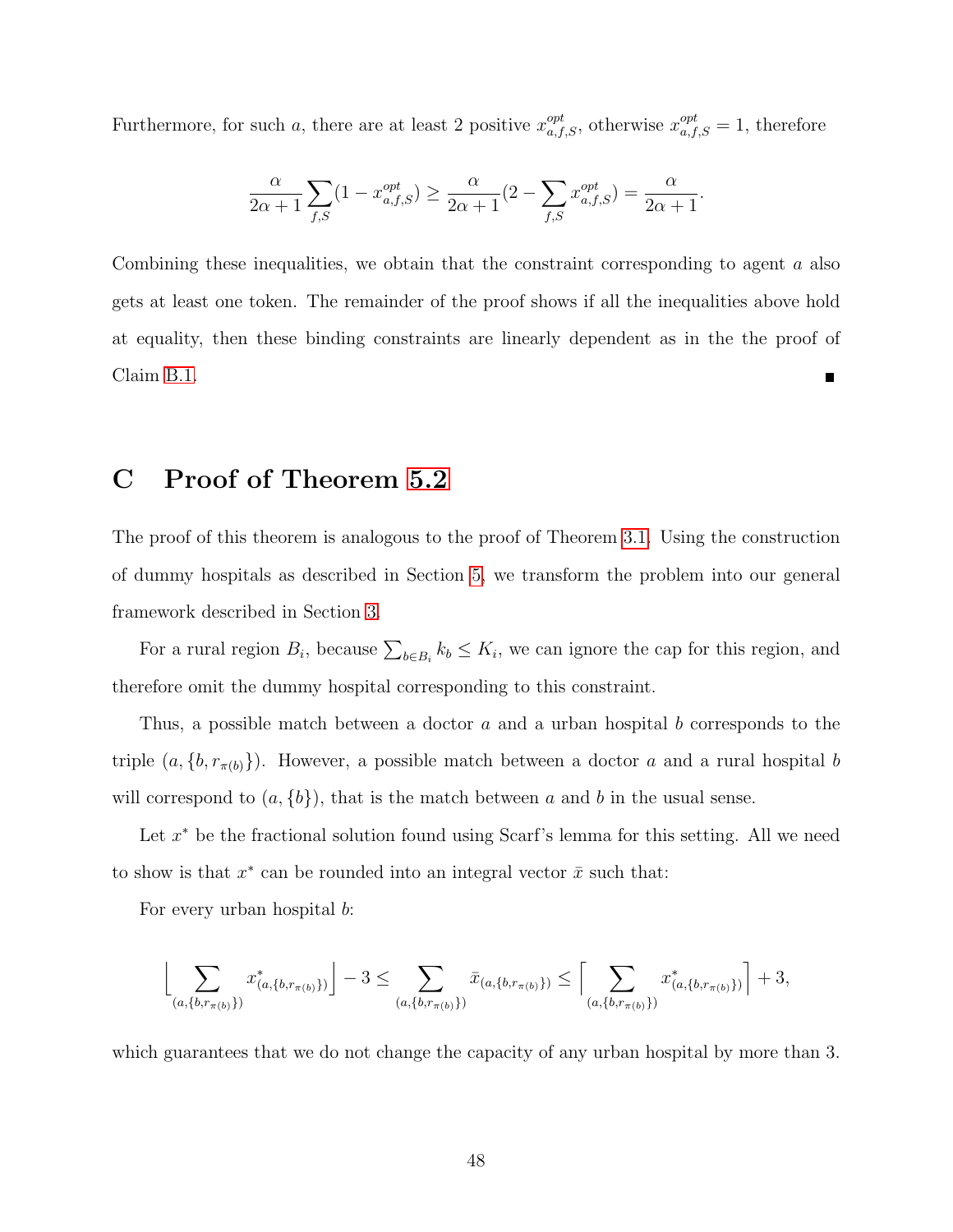Furthermore, for such $a$, there are at least 2 positive $x^{opt}_{a,f,S}$, otherwise $x^{opt}_{a,f,S} = 1$, therefore

$$\frac{\alpha}{2\alpha+1}\sum_{f,S}(1 - x^{opt}_{a,f,S}) \geq \frac{\alpha}{2\alpha+1}(2 - \sum_{f,S} x^{opt}_{a,f,S}) = \frac{\alpha}{2\alpha+1}.$$

Combining these inequalities, we obtain that the constraint corresponding to agent $a$ also gets at least one token. The remainder of the proof shows if all the inequalities above hold at equality, then these binding constraints are linearly dependent as in the the proof of Claim B.1. ∎

## C Proof of Theorem 5.2

The proof of this theorem is analogous to the proof of Theorem 3.1. Using the construction of dummy hospitals as described in Section 5, we transform the problem into our general framework described in Section 3.

For a rural region $B_i$, because $\sum_{b \in B_i} k_b \leq K_i$, we can ignore the cap for this region, and therefore omit the dummy hospital corresponding to this constraint.

Thus, a possible match between a doctor $a$ and a urban hospital $b$ corresponds to the triple $(a, \{b, r_{\pi(b)}\})$. However, a possible match between a doctor $a$ and a rural hospital $b$ will correspond to $(a, \{b\})$, that is the match between $a$ and $b$ in the usual sense.

Let $x^*$ be the fractional solution found using Scarf's lemma for this setting. All we need to show is that $x^*$ can be rounded into an integral vector $\bar{x}$ such that:

For every urban hospital $b$:

$$\Big\lfloor \sum_{(a,\{b,r_{\pi(b)}\})} x^*_{(a,\{b,r_{\pi(b)}\})} \Big\rfloor - 3 \leq \sum_{(a,\{b,r_{\pi(b)}\})} \bar{x}_{(a,\{b,r_{\pi(b)}\})} \leq \Big\lceil \sum_{(a,\{b,r_{\pi(b)}\})} x^*_{(a,\{b,r_{\pi(b)}\})} \Big\rceil + 3,$$

which guarantees that we do not change the capacity of any urban hospital by more than 3.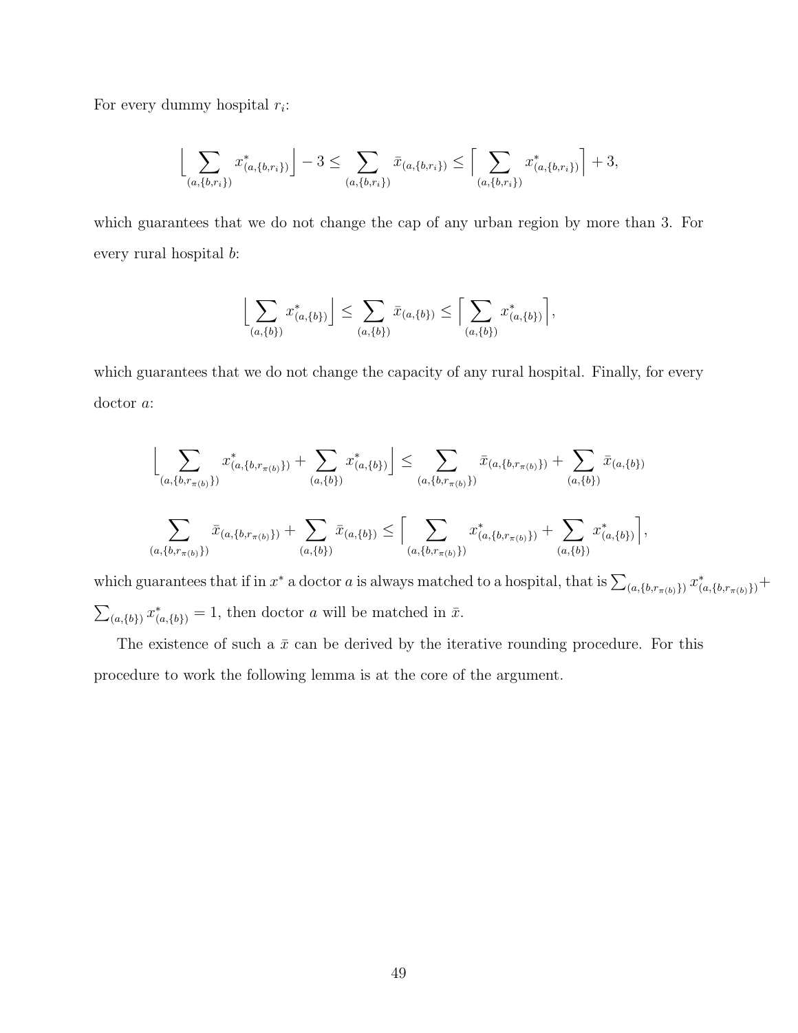For every dummy hospital $r_i$:

$$\Big\lfloor \sum_{(a,\{b,r_i\})} x^*_{(a,\{b,r_i\})} \Big\rfloor - 3 \leq \sum_{(a,\{b,r_i\})} \bar{x}_{(a,\{b,r_i\})} \leq \Big\lceil \sum_{(a,\{b,r_i\})} x^*_{(a,\{b,r_i\})} \Big\rceil + 3,$$

which guarantees that we do not change the cap of any urban region by more than 3. For every rural hospital $b$:

$$\Big\lfloor \sum_{(a,\{b\})} x^*_{(a,\{b\})} \Big\rfloor \leq \sum_{(a,\{b\})} \bar{x}_{(a,\{b\})} \leq \Big\lceil \sum_{(a,\{b\})} x^*_{(a,\{b\})} \Big\rceil,$$

which guarantees that we do not change the capacity of any rural hospital. Finally, for every doctor $a$:

$$\Big\lfloor \sum_{(a,\{b,r_{\pi(b)}\})} x^*_{(a,\{b,r_{\pi(b)}\})} + \sum_{(a,\{b\})} x^*_{(a,\{b\})} \Big\rfloor \leq \sum_{(a,\{b,r_{\pi(b)}\})} \bar{x}_{(a,\{b,r_{\pi(b)}\})} + \sum_{(a,\{b\})} \bar{x}_{(a,\{b\})}$$

$$\sum_{(a,\{b,r_{\pi(b)}\})} \bar{x}_{(a,\{b,r_{\pi(b)}\})} + \sum_{(a,\{b\})} \bar{x}_{(a,\{b\})} \leq \Big\lceil \sum_{(a,\{b,r_{\pi(b)}\})} x^*_{(a,\{b,r_{\pi(b)}\})} + \sum_{(a,\{b\})} x^*_{(a,\{b\})} \Big\rceil,$$

which guarantees that if in $x^*$ a doctor $a$ is always matched to a hospital, that is $\sum_{(a,\{b,r_{\pi(b)}\})} x^*_{(a,\{b,r_{\pi(b)}\})} + \sum_{(a,\{b\})} x^*_{(a,\{b\})} = 1$, then doctor $a$ will be matched in $\bar{x}$.

The existence of such a $\bar{x}$ can be derived by the iterative rounding procedure. For this procedure to work the following lemma is at the core of the argument.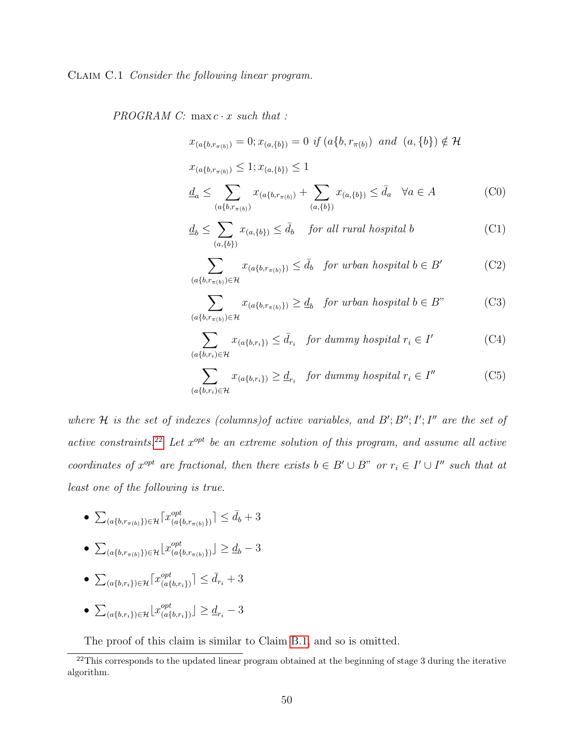Claim C.1 *Consider the following linear program.*

*PROGRAM C:* $\max c \cdot x$ *such that :*

$$x_{(a\{b,r_{\pi(b)})} = 0; x_{(a,\{b\})} = 0 \text{ if } (a\{b, r_{\pi(b)}) \text{ and } (a,\{b\}) \notin \mathcal{H}$$

$$x_{(a\{b,r_{\pi(b)})} \leq 1; x_{(a,\{b\})} \leq 1$$

$$\underline{d}_a \leq \sum_{(a\{b,r_{\pi(b)})} x_{(a\{b,r_{\pi(b)})} + \sum_{(a,\{b\})} x_{(a,\{b\})} \leq \bar{d}_a \quad \forall a \in A \tag{C0}$$

$$\underline{d}_b \leq \sum_{(a,\{b\})} x_{(a,\{b\})} \leq \bar{d}_b \quad \text{for all rural hospital } b \tag{C1}$$

$$\sum_{(a\{b,r_{\pi(b)}\}) \in \mathcal{H}} x_{(a\{b,r_{\pi(b)}\})} \leq \bar{d}_b \quad \text{for urban hospital } b \in B' \tag{C2}$$

$$\sum_{(a\{b,r_{\pi(b)}\}) \in \mathcal{H}} x_{(a\{b,r_{\pi(b)}\})} \geq \underline{d}_b \quad \text{for urban hospital } b \in B" \tag{C3}$$

$$\sum_{(a\{b,r_i\}) \in \mathcal{H}} x_{(a\{b,r_i\})} \leq \bar{d}_{r_i} \quad \text{for dummy hospital } r_i \in I' \tag{C4}$$

$$\sum_{(a\{b,r_i\}) \in \mathcal{H}} x_{(a\{b,r_i\})} \geq \underline{d}_{r_i} \quad \text{for dummy hospital } r_i \in I'' \tag{C5}$$

*where* $\mathcal{H}$ *is the set of indexes (columns)of active variables, and* $B'; B''; I'; I''$ *are the set of active constraints.*[22] *Let* $x^{opt}$ *be an extreme solution of this program, and assume all active coordinates of* $x^{opt}$ *are fractional, then there exists* $b \in B' \cup B"$ *or* $r_i \in I' \cup I''$ *such that at least one of the following is true.*

- $\sum_{(a\{b,r_{\pi(b)}\}) \in \mathcal{H}} \lceil x^{opt}_{(a\{b,r_{\pi(b)}\})} \rceil \leq \bar{d}_b + 3$
- $\sum_{(a\{b,r_{\pi(b)}\}) \in \mathcal{H}} \lfloor x^{opt}_{(a\{b,r_{\pi(b)}\})} \rfloor \geq \underline{d}_b - 3$
- $\sum_{(a\{b,r_i\}) \in \mathcal{H}} \lceil x^{opt}_{(a\{b,r_i\})} \rceil \leq \bar{d}_{r_i} + 3$
- $\sum_{(a\{b,r_i\}) \in \mathcal{H}} \lfloor x^{opt}_{(a\{b,r_i\})} \rfloor \geq \underline{d}_{r_i} - 3$

The proof of this claim is similar to Claim B.1, and so is omitted.

[22] This corresponds to the updated linear program obtained at the beginning of stage 3 during the iterative algorithm.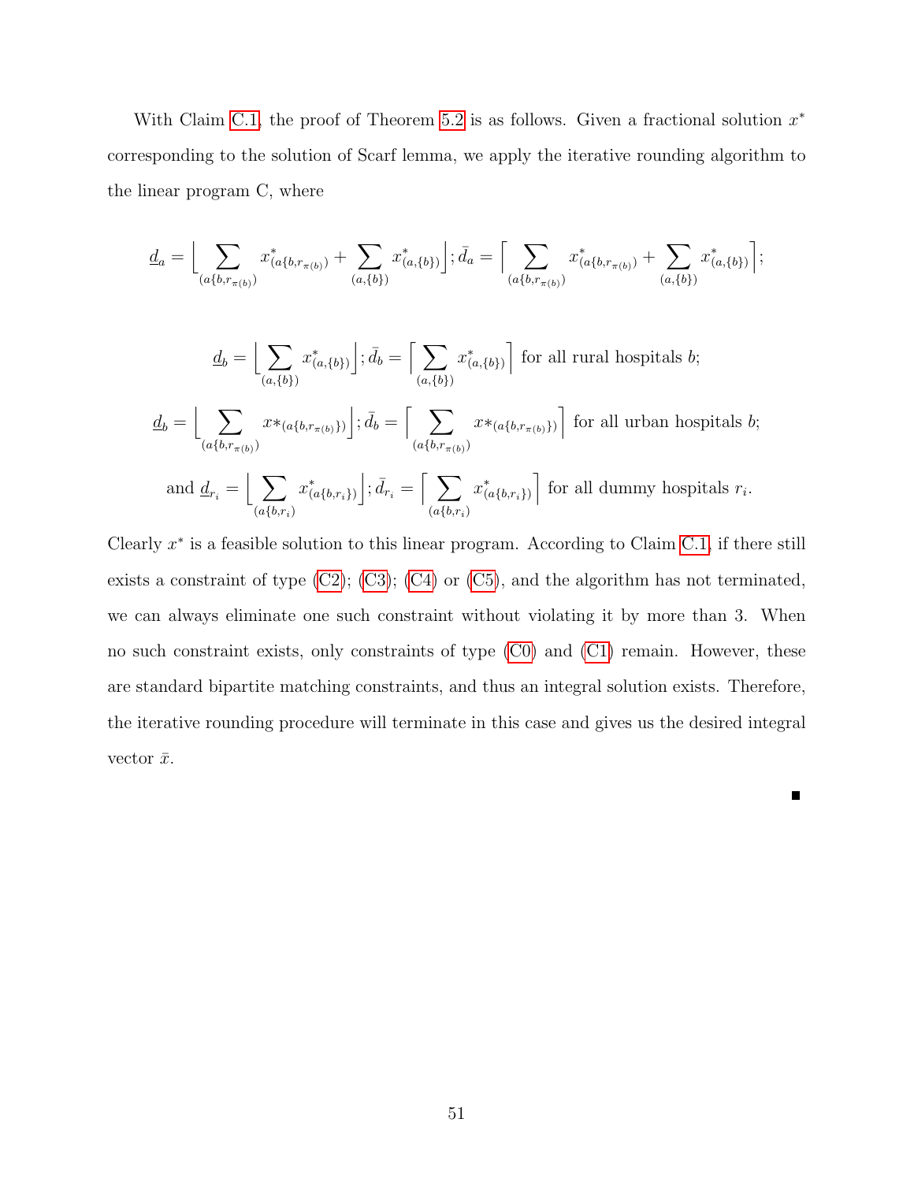With Claim C.1, the proof of Theorem 5.2 is as follows. Given a fractional solution $x^*$ corresponding to the solution of Scarf lemma, we apply the iterative rounding algorithm to the linear program C, where

$$\underline{d}_a = \Big\lfloor \sum_{(a\{b,r_{\pi(b)})} x^*_{(a\{b,r_{\pi(b)})} + \sum_{(a,\{b\})} x^*_{(a,\{b\})} \Big\rfloor ; \bar{d}_a = \Big\lceil \sum_{(a\{b,r_{\pi(b)})} x^*_{(a\{b,r_{\pi(b)})} + \sum_{(a,\{b\})} x^*_{(a,\{b\})} \Big\rceil ;$$

$$\underline{d}_b = \Big\lfloor \sum_{(a,\{b\})} x^*_{(a,\{b\})} \Big\rfloor ; \bar{d}_b = \Big\lceil \sum_{(a,\{b\})} x^*_{(a,\{b\})} \Big\rceil \text{ for all rural hospitals } b;$$

$$\underline{d}_b = \Big\lfloor \sum_{(a\{b,r_{\pi(b)})} x*_{(a\{b,r_{\pi(b)}\})} \Big\rfloor ; \bar{d}_b = \Big\lceil \sum_{(a\{b,r_{\pi(b)})} x*_{(a\{b,r_{\pi(b)}\})} \Big\rceil \text{ for all urban hospitals } b;$$

$$\text{and } \underline{d}_{r_i} = \Big\lfloor \sum_{(a\{b,r_i)} x^*_{(a\{b,r_i\})} \Big\rfloor ; \bar{d}_{r_i} = \Big\lceil \sum_{(a\{b,r_i)} x^*_{(a\{b,r_i\})} \Big\rceil \text{ for all dummy hospitals } r_i.$$

Clearly $x^*$ is a feasible solution to this linear program. According to Claim C.1, if there still exists a constraint of type (C2); (C3); (C4) or (C5), and the algorithm has not terminated, we can always eliminate one such constraint without violating it by more than 3. When no such constraint exists, only constraints of type (C0) and (C1) remain. However, these are standard bipartite matching constraints, and thus an integral solution exists. Therefore, the iterative rounding procedure will terminate in this case and gives us the desired integral vector $\bar{x}$.

■